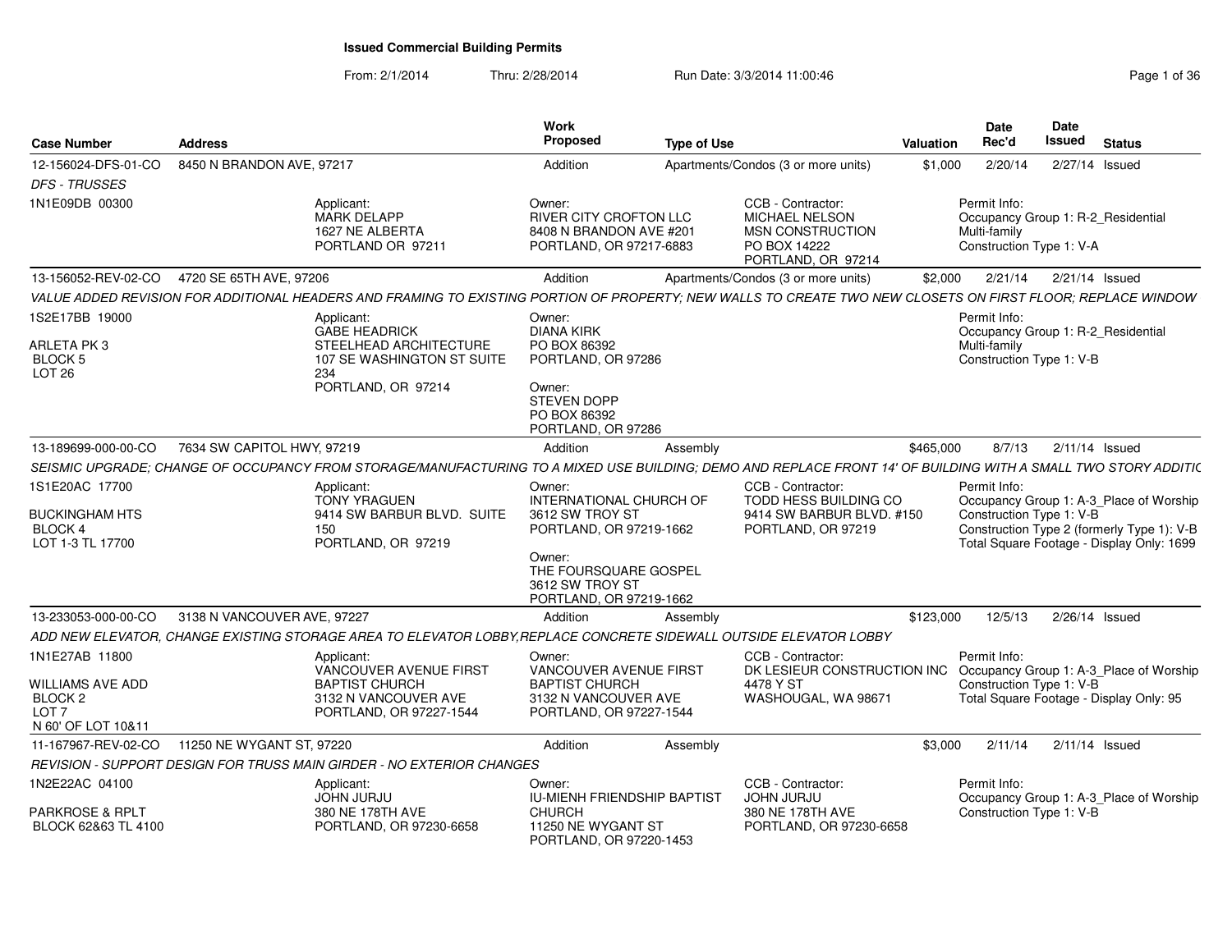# Issued Commercial Building Permits

From: 2/1/2014 Thru: 2/28/2014 Run Date: 3/3/2014 11:00:46

| Case Number | Address | Work Proposed | Type of Use | Valuation | Date Rec'd | Date Issued | Status |
|---|---|---|---|---|---|---|---|
| 12-156024-DFS-01-CO | 8450 N BRANDON AVE, 97217 | Addition | Apartments/Condos (3 or more units) | $1,000 | 2/20/14 | 2/27/14 | Issued |

*DFS - TRUSSES*

1N1E09DB 00300

Applicant: MARK DELAPP, 1627 NE ALBERTA, PORTLAND OR 97211

Owner: RIVER CITY CROFTON LLC, 8408 N BRANDON AVE #201, PORTLAND, OR 97217-6883

CCB - Contractor: MICHAEL NELSON, MSN CONSTRUCTION, PO BOX 14222, PORTLAND, OR 97214

Permit Info: Occupancy Group 1: R-2_Residential Multi-family; Construction Type 1: V-A

| Case Number | Address | Work Proposed | Type of Use | Valuation | Date Rec'd | Date Issued | Status |
|---|---|---|---|---|---|---|---|
| 13-156052-REV-02-CO | 4720 SE 65TH AVE, 97206 | Addition | Apartments/Condos (3 or more units) | $2,000 | 2/21/14 | 2/21/14 | Issued |

*VALUE ADDED REVISION FOR ADDITIONAL HEADERS AND FRAMING TO EXISTING PORTION OF PROPERTY; NEW WALLS TO CREATE TWO NEW CLOSETS ON FIRST FLOOR; REPLACE WINDOW*

1S2E17BB 19000

ARLETA PK 3, BLOCK 5, LOT 26

Applicant: GABE HEADRICK, STEELHEAD ARCHITECTURE, 107 SE WASHINGTON ST SUITE 234, PORTLAND, OR 97214

Owner: DIANA KIRK, PO BOX 86392, PORTLAND, OR 97286

Owner: STEVEN DOPP, PO BOX 86392, PORTLAND, OR 97286

Permit Info: Occupancy Group 1: R-2_Residential Multi-family; Construction Type 1: V-B

| Case Number | Address | Work Proposed | Type of Use | Valuation | Date Rec'd | Date Issued | Status |
|---|---|---|---|---|---|---|---|
| 13-189699-000-00-CO | 7634 SW CAPITOL HWY, 97219 | Addition | Assembly | $465,000 | 8/7/13 | 2/11/14 | Issued |

*SEISMIC UPGRADE; CHANGE OF OCCUPANCY FROM STORAGE/MANUFACTURING TO A MIXED USE BUILDING; DEMO AND REPLACE FRONT 14' OF BUILDING WITH A SMALL TWO STORY ADDITIC*

1S1E20AC 17700

BUCKINGHAM HTS, BLOCK 4, LOT 1-3 TL 17700

Applicant: TONY YRAGUEN, 9414 SW BARBUR BLVD. SUITE 150, PORTLAND, OR 97219

Owner: INTERNATIONAL CHURCH OF, 3612 SW TROY ST, PORTLAND, OR 97219-1662

Owner: THE FOURSQUARE GOSPEL, 3612 SW TROY ST, PORTLAND, OR 97219-1662

CCB - Contractor: TODD HESS BUILDING CO, 9414 SW BARBUR BLVD. #150, PORTLAND, OR 97219

Permit Info: Occupancy Group 1: A-3_Place of Worship; Construction Type 1: V-B; Construction Type 2 (formerly Type 1): V-B; Total Square Footage - Display Only: 1699

| Case Number | Address | Work Proposed | Type of Use | Valuation | Date Rec'd | Date Issued | Status |
|---|---|---|---|---|---|---|---|
| 13-233053-000-00-CO | 3138 N VANCOUVER AVE, 97227 | Addition | Assembly | $123,000 | 12/5/13 | 2/26/14 | Issued |

*ADD NEW ELEVATOR, CHANGE EXISTING STORAGE AREA TO ELEVATOR LOBBY,REPLACE CONCRETE SIDEWALL OUTSIDE ELEVATOR LOBBY*

1N1E27AB 11800

WILLIAMS AVE ADD, BLOCK 2, LOT 7, N 60' OF LOT 10&11

Applicant: VANCOUVER AVENUE FIRST BAPTIST CHURCH, 3132 N VANCOUVER AVE, PORTLAND, OR 97227-1544

Owner: VANCOUVER AVENUE FIRST BAPTIST CHURCH, 3132 N VANCOUVER AVE, PORTLAND, OR 97227-1544

CCB - Contractor: DK LESIEUR CONSTRUCTION INC, 4478 Y ST, WASHOUGAL, WA 98671

Permit Info: Occupancy Group 1: A-3_Place of Worship; Construction Type 1: V-B; Total Square Footage - Display Only: 95

| Case Number | Address | Work Proposed | Type of Use | Valuation | Date Rec'd | Date Issued | Status |
|---|---|---|---|---|---|---|---|
| 11-167967-REV-02-CO | 11250 NE WYGANT ST, 97220 | Addition | Assembly | $3,000 | 2/11/14 | 2/11/14 | Issued |

*REVISION - SUPPORT DESIGN FOR TRUSS MAIN GIRDER - NO EXTERIOR CHANGES*

1N2E22AC 04100

PARKROSE & RPLT, BLOCK 62&63 TL 4100

Applicant: JOHN JURJU, 380 NE 178TH AVE, PORTLAND, OR 97230-6658

Owner: IU-MIENH FRIENDSHIP BAPTIST CHURCH, 11250 NE WYGANT ST, PORTLAND, OR 97220-1453

CCB - Contractor: JOHN JURJU, 380 NE 178TH AVE, PORTLAND, OR 97230-6658

Permit Info: Occupancy Group 1: A-3_Place of Worship; Construction Type 1: V-B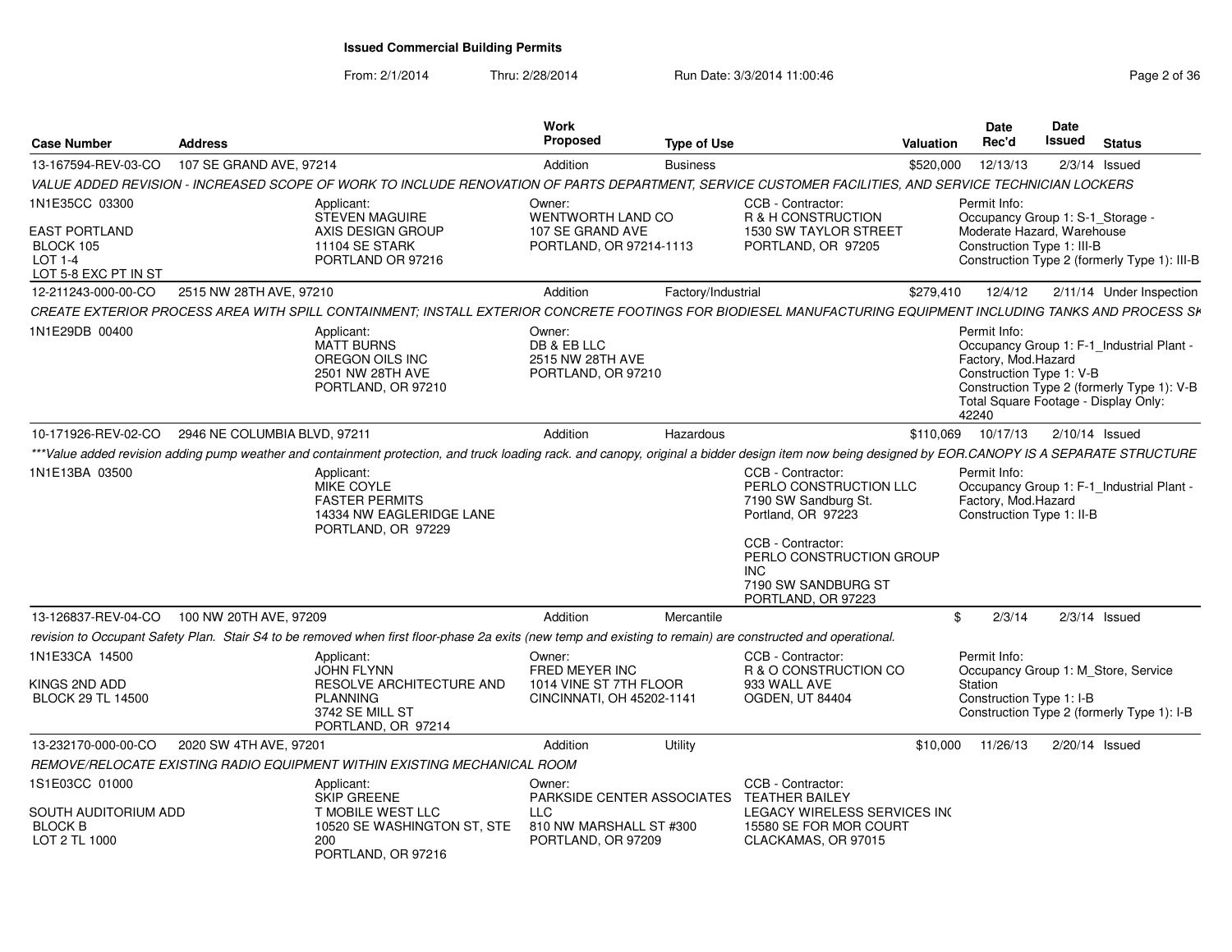# Issued Commercial Building Permits

From: 2/1/2014 Thru: 2/28/2014 Run Date: 3/3/2014 11:00:46

| Case Number | Address | Work Proposed | Type of Use | Valuation | Date Rec'd | Date Issued | Status |
|---|---|---|---|---|---|---|---|
| 13-167594-REV-03-CO | 107 SE GRAND AVE, 97214 | Addition | Business | $520,000 | 12/13/13 | 2/3/14 | Issued |
| 12-211243-000-00-CO | 2515 NW 28TH AVE, 97210 | Addition | Factory/Industrial | $279,410 | 12/4/12 | 2/11/14 | Under Inspection |
| 10-171926-REV-02-CO | 2946 NE COLUMBIA BLVD, 97211 | Addition | Hazardous | $110,069 | 10/17/13 | 2/10/14 | Issued |
| 13-126837-REV-04-CO | 100 NW 20TH AVE, 97209 | Addition | Mercantile | $ | 2/3/14 | 2/3/14 | Issued |
| 13-232170-000-00-CO | 2020 SW 4TH AVE, 97201 | Addition | Utility | $10,000 | 11/26/13 | 2/20/14 | Issued |

## 13-167594-REV-03-CO — 107 SE GRAND AVE, 97214

*VALUE ADDED REVISION - INCREASED SCOPE OF WORK TO INCLUDE RENOVATION OF PARTS DEPARTMENT, SERVICE CUSTOMER FACILITIES, AND SERVICE TECHNICIAN LOCKERS*

1N1E35CC 03300
EAST PORTLAND
BLOCK 105
LOT 1-4
LOT 5-8 EXC PT IN ST

Applicant:
STEVEN MAGUIRE
AXIS DESIGN GROUP
11104 SE STARK
PORTLAND OR 97216

Owner:
WENTWORTH LAND CO
107 SE GRAND AVE
PORTLAND, OR 97214-1113

CCB - Contractor:
R & H CONSTRUCTION
1530 SW TAYLOR STREET
PORTLAND, OR 97205

Permit Info:
Occupancy Group 1: S-1_Storage - Moderate Hazard, Warehouse
Construction Type 1: III-B
Construction Type 2 (formerly Type 1): III-B

## 12-211243-000-00-CO — 2515 NW 28TH AVE, 97210

*CREATE EXTERIOR PROCESS AREA WITH SPILL CONTAINMENT; INSTALL EXTERIOR CONCRETE FOOTINGS FOR BIODIESEL MANUFACTURING EQUIPMENT INCLUDING TANKS AND PROCESS SK*

1N1E29DB 00400

Applicant:
MATT BURNS
OREGON OILS INC
2501 NW 28TH AVE
PORTLAND, OR 97210

Owner:
DB & EB LLC
2515 NW 28TH AVE
PORTLAND, OR 97210

Permit Info:
Occupancy Group 1: F-1_Industrial Plant - Factory, Mod.Hazard
Construction Type 1: V-B
Construction Type 2 (formerly Type 1): V-B
Total Square Footage - Display Only: 42240

## 10-171926-REV-02-CO — 2946 NE COLUMBIA BLVD, 97211

****Value added revision adding pump weather and containment protection, and truck loading rack. and canopy, original a bidder design item now being designed by EOR.CANOPY IS A SEPARATE STRUCTURE*

1N1E13BA 03500

Applicant:
MIKE COYLE
FASTER PERMITS
14334 NW EAGLERIDGE LANE
PORTLAND, OR 97229

CCB - Contractor:
PERLO CONSTRUCTION LLC
7190 SW Sandburg St.
Portland, OR 97223

CCB - Contractor:
PERLO CONSTRUCTION GROUP INC
7190 SW SANDBURG ST
PORTLAND, OR 97223

Permit Info:
Occupancy Group 1: F-1_Industrial Plant - Factory, Mod.Hazard
Construction Type 1: II-B

## 13-126837-REV-04-CO — 100 NW 20TH AVE, 97209

*revision to Occupant Safety Plan. Stair S4 to be removed when first floor-phase 2a exits (new temp and existing to remain) are constructed and operational.*

1N1E33CA 14500
KINGS 2ND ADD
BLOCK 29 TL 14500

Applicant:
JOHN FLYNN
RESOLVE ARCHITECTURE AND PLANNING
3742 SE MILL ST
PORTLAND, OR 97214

Owner:
FRED MEYER INC
1014 VINE ST 7TH FLOOR
CINCINNATI, OH 45202-1141

CCB - Contractor:
R & O CONSTRUCTION CO
933 WALL AVE
OGDEN, UT 84404

Permit Info:
Occupancy Group 1: M_Store, Service Station
Construction Type 1: I-B
Construction Type 2 (formerly Type 1): I-B

## 13-232170-000-00-CO — 2020 SW 4TH AVE, 97201

*REMOVE/RELOCATE EXISTING RADIO EQUIPMENT WITHIN EXISTING MECHANICAL ROOM*

1S1E03CC 01000
SOUTH AUDITORIUM ADD
BLOCK B
LOT 2 TL 1000

Applicant:
SKIP GREENE
T MOBILE WEST LLC
10520 SE WASHINGTON ST, STE 200
PORTLAND, OR 97216

Owner:
PARKSIDE CENTER ASSOCIATES LLC
810 NW MARSHALL ST #300
PORTLAND, OR 97209

CCB - Contractor:
TEATHER BAILEY
LEGACY WIRELESS SERVICES INC
15580 SE FOR MOR COURT
CLACKAMAS, OR 97015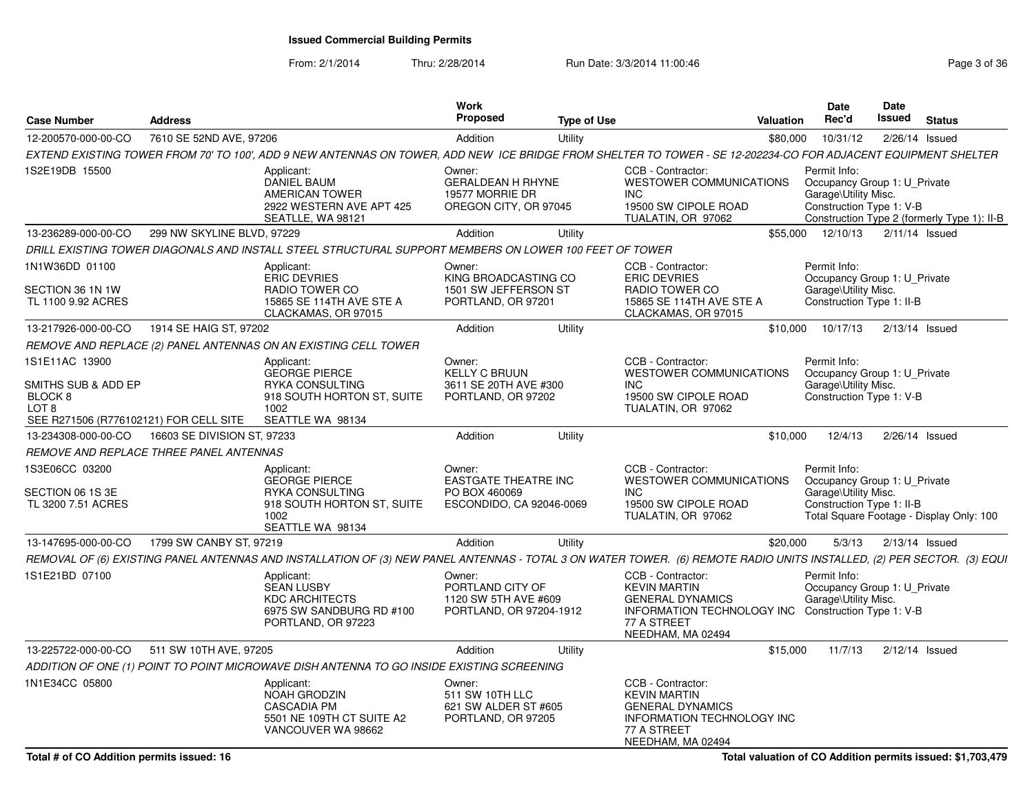**Issued Commercial Building Permits**

From: 2/1/2014 Thru: 2/28/2014 Run Date: 3/3/2014 11:00:46

| Case Number | Address | Work Proposed | Type of Use | Valuation | Date Rec'd | Date Issued | Status |
|---|---|---|---|---|---|---|---|
| 12-200570-000-00-CO | 7610 SE 52ND AVE, 97206 | Addition | Utility | $80,000 | 10/31/12 | 2/26/14 | Issued |

*EXTEND EXISTING TOWER FROM 70' TO 100', ADD 9 NEW ANTENNAS ON TOWER, ADD NEW ICE BRIDGE FROM SHELTER TO TOWER - SE 12-202234-CO FOR ADJACENT EQUIPMENT SHELTER*

1S2E19DB 15500

Applicant: DANIEL BAUM, AMERICAN TOWER, 2922 WESTERN AVE APT 425, SEATLLE, WA 98121

Owner: GERALDEAN H RHYNE, 19577 MORRIE DR, OREGON CITY, OR 97045

CCB - Contractor: WESTOWER COMMUNICATIONS INC, 19500 SW CIPOLE ROAD, TUALATIN, OR 97062

Permit Info: Occupancy Group 1: U_Private Garage\Utility Misc. Construction Type 1: V-B Construction Type 2 (formerly Type 1): II-B

| Case Number | Address | Work Proposed | Type of Use | Valuation | Date Rec'd | Date Issued | Status |
|---|---|---|---|---|---|---|---|
| 13-236289-000-00-CO | 299 NW SKYLINE BLVD, 97229 | Addition | Utility | $55,000 | 12/10/13 | 2/11/14 | Issued |

*DRILL EXISTING TOWER DIAGONALS AND INSTALL STEEL STRUCTURAL SUPPORT MEMBERS ON LOWER 100 FEET OF TOWER*

1N1W36DD 01100
SECTION 36 1N 1W
TL 1100 9.92 ACRES

Applicant: ERIC DEVRIES, RADIO TOWER CO, 15865 SE 114TH AVE STE A, CLACKAMAS, OR 97015

Owner: KING BROADCASTING CO, 1501 SW JEFFERSON ST, PORTLAND, OR 97201

CCB - Contractor: ERIC DEVRIES, RADIO TOWER CO, 15865 SE 114TH AVE STE A, CLACKAMAS, OR 97015

Permit Info: Occupancy Group 1: U_Private Garage\Utility Misc. Construction Type 1: II-B

| Case Number | Address | Work Proposed | Type of Use | Valuation | Date Rec'd | Date Issued | Status |
|---|---|---|---|---|---|---|---|
| 13-217926-000-00-CO | 1914 SE HAIG ST, 97202 | Addition | Utility | $10,000 | 10/17/13 | 2/13/14 | Issued |

*REMOVE AND REPLACE (2) PANEL ANTENNAS ON AN EXISTING CELL TOWER*

1S1E11AC 13900
SMITHS SUB & ADD EP
BLOCK 8
LOT 8
SEE R271506 (R776102121) FOR CELL SITE

Applicant: GEORGE PIERCE, RYKA CONSULTING, 918 SOUTH HORTON ST, SUITE 1002, SEATTLE WA 98134

Owner: KELLY C BRUUN, 3611 SE 20TH AVE #300, PORTLAND, OR 97202

CCB - Contractor: WESTOWER COMMUNICATIONS INC, 19500 SW CIPOLE ROAD, TUALATIN, OR 97062

Permit Info: Occupancy Group 1: U_Private Garage\Utility Misc. Construction Type 1: V-B

| Case Number | Address | Work Proposed | Type of Use | Valuation | Date Rec'd | Date Issued | Status |
|---|---|---|---|---|---|---|---|
| 13-234308-000-00-CO | 16603 SE DIVISION ST, 97233 | Addition | Utility | $10,000 | 12/4/13 | 2/26/14 | Issued |

*REMOVE AND REPLACE THREE PANEL ANTENNAS*

1S3E06CC 03200
SECTION 06 1S 3E
TL 3200 7.51 ACRES

Applicant: GEORGE PIERCE, RYKA CONSULTING, 918 SOUTH HORTON ST, SUITE 1002, SEATTLE WA 98134

Owner: EASTGATE THEATRE INC, PO BOX 460069, ESCONDIDO, CA 92046-0069

CCB - Contractor: WESTOWER COMMUNICATIONS INC, 19500 SW CIPOLE ROAD, TUALATIN, OR 97062

Permit Info: Occupancy Group 1: U_Private Garage\Utility Misc. Construction Type 1: II-B Total Square Footage - Display Only: 100

| Case Number | Address | Work Proposed | Type of Use | Valuation | Date Rec'd | Date Issued | Status |
|---|---|---|---|---|---|---|---|
| 13-147695-000-00-CO | 1799 SW CANBY ST, 97219 | Addition | Utility | $20,000 | 5/3/13 | 2/13/14 | Issued |

*REMOVAL OF (6) EXISTING PANEL ANTENNAS AND INSTALLATION OF (3) NEW PANEL ANTENNAS - TOTAL 3 ON WATER TOWER. (6) REMOTE RADIO UNITS INSTALLED, (2) PER SECTOR. (3) EQUI*

1S1E21BD 07100

Applicant: SEAN LUSBY, KDC ARCHITECTS, 6975 SW SANDBURG RD #100, PORTLAND, OR 97223

Owner: PORTLAND CITY OF, 1120 SW 5TH AVE #609, PORTLAND, OR 97204-1912

CCB - Contractor: KEVIN MARTIN, GENERAL DYNAMICS INFORMATION TECHNOLOGY INC, 77 A STREET, NEEDHAM, MA 02494

Permit Info: Occupancy Group 1: U_Private Garage\Utility Misc. Construction Type 1: V-B

| Case Number | Address | Work Proposed | Type of Use | Valuation | Date Rec'd | Date Issued | Status |
|---|---|---|---|---|---|---|---|
| 13-225722-000-00-CO | 511 SW 10TH AVE, 97205 | Addition | Utility | $15,000 | 11/7/13 | 2/12/14 | Issued |

*ADDITION OF ONE (1) POINT TO POINT MICROWAVE DISH ANTENNA TO GO INSIDE EXISTING SCREENING*

1N1E34CC 05800

Applicant: NOAH GRODZIN, CASCADIA PM, 5501 NE 109TH CT SUITE A2, VANCOUVER WA 98662

Owner: 511 SW 10TH LLC, 621 SW ALDER ST #605, PORTLAND, OR 97205

CCB - Contractor: KEVIN MARTIN, GENERAL DYNAMICS INFORMATION TECHNOLOGY INC, 77 A STREET, NEEDHAM, MA 02494

**Total # of CO Addition permits issued: 16**

**Total valuation of CO Addition permits issued: $1,703,479**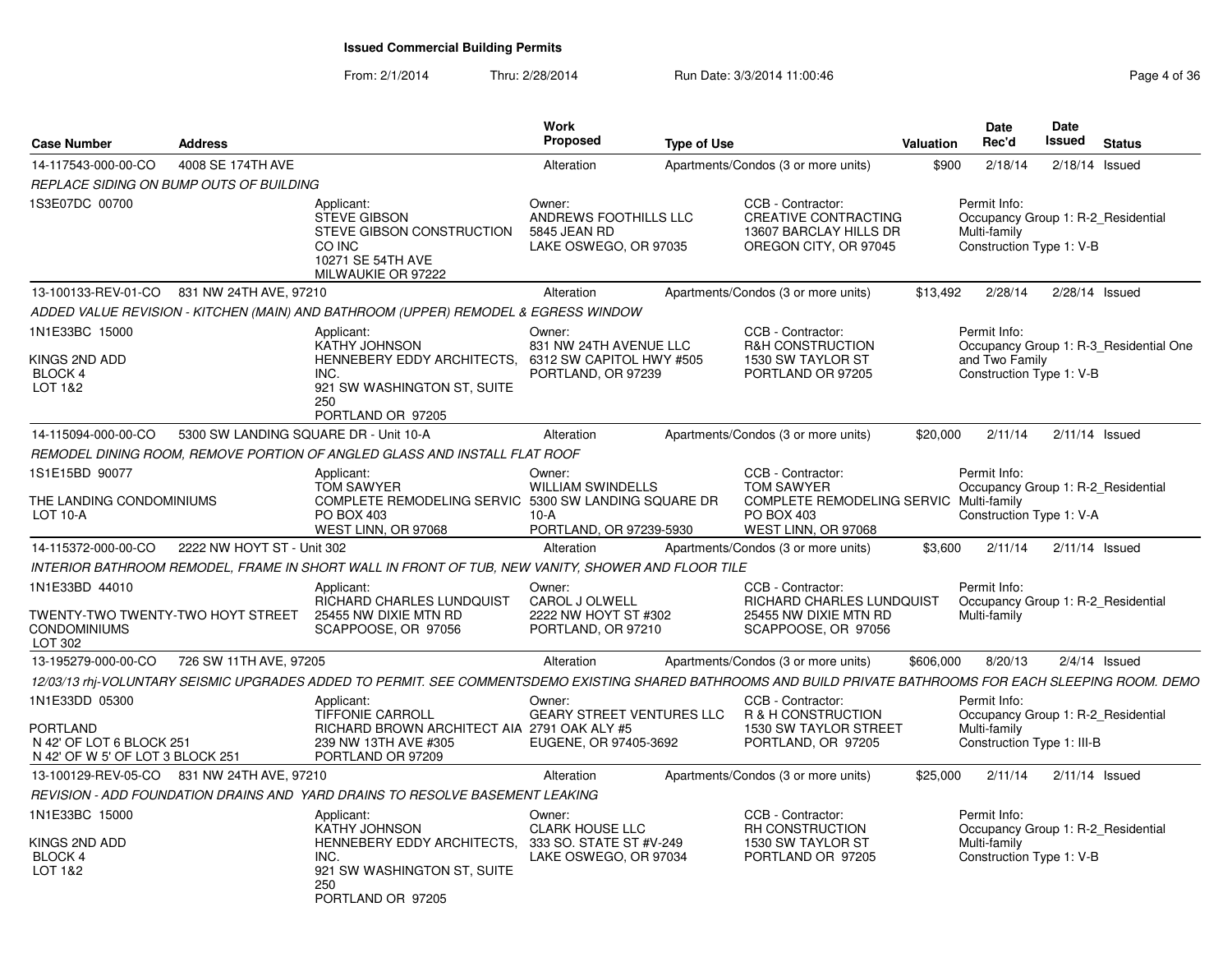# Issued Commercial Building Permits

From: 2/1/2014 Thru: 2/28/2014 Run Date: 3/3/2014 11:00:46

| Case Number | Address | Work Proposed | Type of Use | Valuation | Date Rec'd | Date Issued | Status |
|---|---|---|---|---|---|---|---|
| 14-117543-000-00-CO | 4008 SE 174TH AVE | Alteration | Apartments/Condos (3 or more units) | $900 | 2/18/14 | 2/18/14 | Issued |

*REPLACE SIDING ON BUMP OUTS OF BUILDING*

1S3E07DC 00700

Applicant: STEVE GIBSON, STEVE GIBSON CONSTRUCTION CO INC, 10271 SE 54TH AVE, MILWAUKIE OR 97222

Owner: ANDREWS FOOTHILLS LLC, 5845 JEAN RD, LAKE OSWEGO, OR 97035

CCB - Contractor: CREATIVE CONTRACTING, 13607 BARCLAY HILLS DR, OREGON CITY, OR 97045

Permit Info: Occupancy Group 1: R-2_Residential Multi-family; Construction Type 1: V-B

| Case Number | Address | Work Proposed | Type of Use | Valuation | Date Rec'd | Date Issued | Status |
|---|---|---|---|---|---|---|---|
| 13-100133-REV-01-CO | 831 NW 24TH AVE, 97210 | Alteration | Apartments/Condos (3 or more units) | $13,492 | 2/28/14 | 2/28/14 | Issued |

*ADDED VALUE REVISION - KITCHEN (MAIN) AND BATHROOM (UPPER) REMODEL & EGRESS WINDOW*

1N1E33BC 15000
KINGS 2ND ADD
BLOCK 4
LOT 1&2

Applicant: KATHY JOHNSON, HENNEBERY EDDY ARCHITECTS, INC., 921 SW WASHINGTON ST, SUITE 250, PORTLAND OR 97205

Owner: 831 NW 24TH AVENUE LLC, 6312 SW CAPITOL HWY #505, PORTLAND, OR 97239

CCB - Contractor: R&H CONSTRUCTION, 1530 SW TAYLOR ST, PORTLAND OR 97205

Permit Info: Occupancy Group 1: R-3_Residential One and Two Family; Construction Type 1: V-B

| Case Number | Address | Work Proposed | Type of Use | Valuation | Date Rec'd | Date Issued | Status |
|---|---|---|---|---|---|---|---|
| 14-115094-000-00-CO | 5300 SW LANDING SQUARE DR - Unit 10-A | Alteration | Apartments/Condos (3 or more units) | $20,000 | 2/11/14 | 2/11/14 | Issued |

*REMODEL DINING ROOM, REMOVE PORTION OF ANGLED GLASS AND INSTALL FLAT ROOF*

1S1E15BD 90077
THE LANDING CONDOMINIUMS
LOT 10-A

Applicant: TOM SAWYER, COMPLETE REMODELING SERVIC, PO BOX 403, WEST LINN, OR 97068

Owner: WILLIAM SWINDELLS, 5300 SW LANDING SQUARE DR 10-A, PORTLAND, OR 97239-5930

CCB - Contractor: TOM SAWYER, COMPLETE REMODELING SERVIC, PO BOX 403, WEST LINN, OR 97068

Permit Info: Occupancy Group 1: R-2_Residential Multi-family; Construction Type 1: V-A

| Case Number | Address | Work Proposed | Type of Use | Valuation | Date Rec'd | Date Issued | Status |
|---|---|---|---|---|---|---|---|
| 14-115372-000-00-CO | 2222 NW HOYT ST - Unit 302 | Alteration | Apartments/Condos (3 or more units) | $3,600 | 2/11/14 | 2/11/14 | Issued |

*INTERIOR BATHROOM REMODEL, FRAME IN SHORT WALL IN FRONT OF TUB, NEW VANITY, SHOWER AND FLOOR TILE*

1N1E33BD 44010
TWENTY-TWO TWENTY-TWO HOYT STREET CONDOMINIUMS
LOT 302

Applicant: RICHARD CHARLES LUNDQUIST, 25455 NW DIXIE MTN RD, SCAPPOOSE, OR 97056

Owner: CAROL J OLWELL, 2222 NW HOYT ST #302, PORTLAND, OR 97210

CCB - Contractor: RICHARD CHARLES LUNDQUIST, 25455 NW DIXIE MTN RD, SCAPPOOSE, OR 97056

Permit Info: Occupancy Group 1: R-2_Residential Multi-family

| Case Number | Address | Work Proposed | Type of Use | Valuation | Date Rec'd | Date Issued | Status |
|---|---|---|---|---|---|---|---|
| 13-195279-000-00-CO | 726 SW 11TH AVE, 97205 | Alteration | Apartments/Condos (3 or more units) | $606,000 | 8/20/13 | 2/4/14 | Issued |

*12/03/13 rhj-VOLUNTARY SEISMIC UPGRADES ADDED TO PERMIT. SEE COMMENTSDEMO EXISTING SHARED BATHROOMS AND BUILD PRIVATE BATHROOMS FOR EACH SLEEPING ROOM. DEMO*

1N1E33DD 05300
PORTLAND
N 42' OF LOT 6 BLOCK 251
N 42' OF W 5' OF LOT 3 BLOCK 251

Applicant: TIFFONIE CARROLL, RICHARD BROWN ARCHITECT AIA, 239 NW 13TH AVE #305, PORTLAND OR 97209

Owner: GEARY STREET VENTURES LLC, 2791 OAK ALY #5, EUGENE, OR 97405-3692

CCB - Contractor: R & H CONSTRUCTION, 1530 SW TAYLOR STREET, PORTLAND, OR 97205

Permit Info: Occupancy Group 1: R-2_Residential Multi-family; Construction Type 1: III-B

| Case Number | Address | Work Proposed | Type of Use | Valuation | Date Rec'd | Date Issued | Status |
|---|---|---|---|---|---|---|---|
| 13-100129-REV-05-CO | 831 NW 24TH AVE, 97210 | Alteration | Apartments/Condos (3 or more units) | $25,000 | 2/11/14 | 2/11/14 | Issued |

*REVISION - ADD FOUNDATION DRAINS AND YARD DRAINS TO RESOLVE BASEMENT LEAKING*

1N1E33BC 15000
KINGS 2ND ADD
BLOCK 4
LOT 1&2

Applicant: KATHY JOHNSON, HENNEBERY EDDY ARCHITECTS, INC., 921 SW WASHINGTON ST, SUITE 250, PORTLAND OR 97205

Owner: CLARK HOUSE LLC, 333 SO. STATE ST #V-249, LAKE OSWEGO, OR 97034

CCB - Contractor: RH CONSTRUCTION, 1530 SW TAYLOR ST, PORTLAND OR 97205

Permit Info: Occupancy Group 1: R-2_Residential Multi-family; Construction Type 1: V-B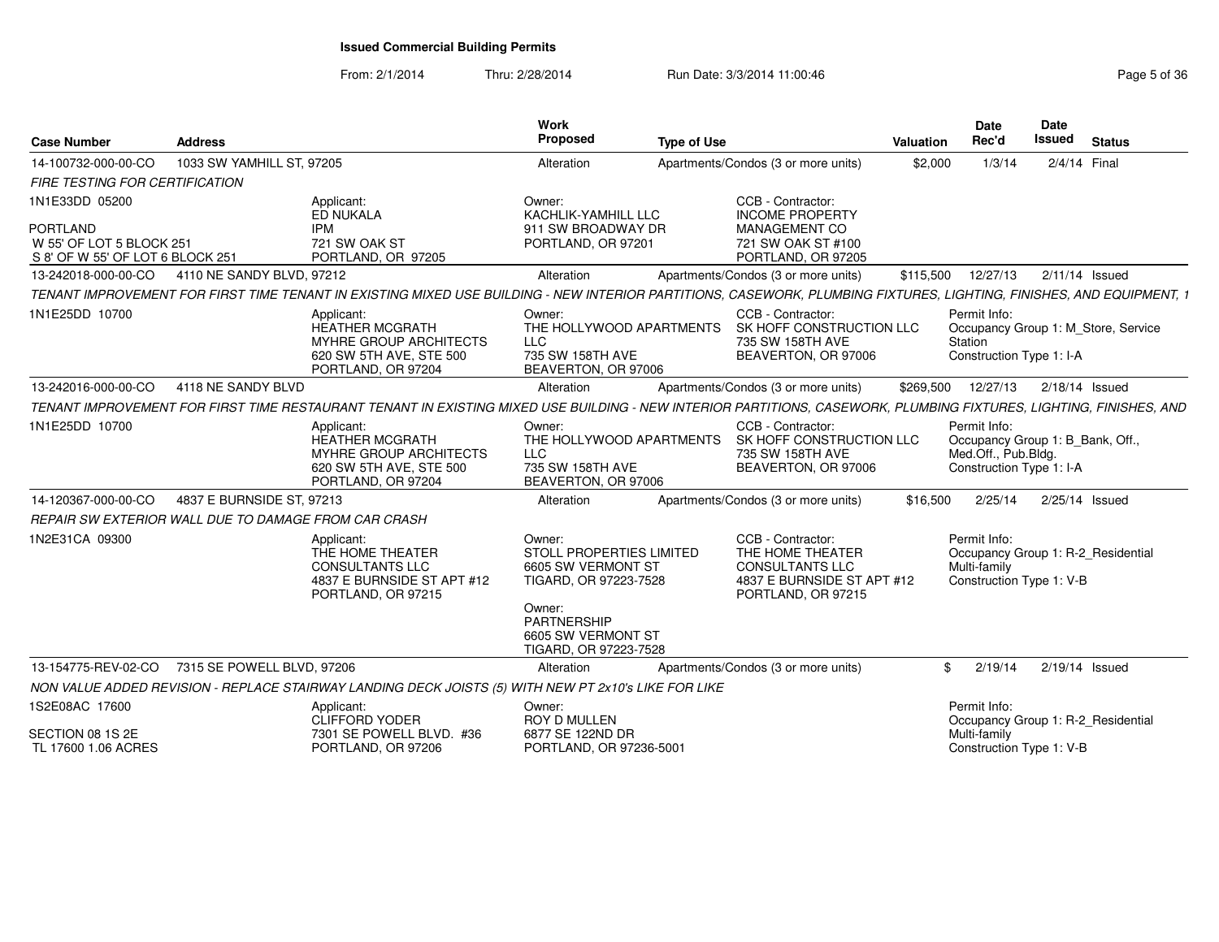# Issued Commercial Building Permits

From: 2/1/2014 Thru: 2/28/2014 Run Date: 3/3/2014 11:00:46

| Case Number | Address | Work Proposed | Type of Use | Valuation | Date Rec'd | Date Issued | Status |
|---|---|---|---|---|---|---|---|
| 14-100732-000-00-CO | 1033 SW YAMHILL ST, 97205 | Alteration | Apartments/Condos (3 or more units) | $2,000 | 1/3/14 | 2/4/14 | Final |

FIRE TESTING FOR CERTIFICATION

1N1E33DD 05200

PORTLAND
W 55' OF LOT 5 BLOCK 251
S 8' OF W 55' OF LOT 6 BLOCK 251

Applicant:
ED NUKALA
IPM
721 SW OAK ST
PORTLAND, OR 97205

Owner:
KACHLIK-YAMHILL LLC
911 SW BROADWAY DR
PORTLAND, OR 97201

CCB - Contractor:
INCOME PROPERTY MANAGEMENT CO
721 SW OAK ST #100
PORTLAND, OR 97205

| Case Number | Address | Work Proposed | Type of Use | Valuation | Date Rec'd | Date Issued | Status |
|---|---|---|---|---|---|---|---|
| 13-242018-000-00-CO | 4110 NE SANDY BLVD, 97212 | Alteration | Apartments/Condos (3 or more units) | $115,500 | 12/27/13 | 2/11/14 | Issued |

TENANT IMPROVEMENT FOR FIRST TIME TENANT IN EXISTING MIXED USE BUILDING - NEW INTERIOR PARTITIONS, CASEWORK, PLUMBING FIXTURES, LIGHTING, FINISHES, AND EQUIPMENT, 1

1N1E25DD 10700

Applicant:
HEATHER MCGRATH
MYHRE GROUP ARCHITECTS
620 SW 5TH AVE, STE 500
PORTLAND, OR 97204

Owner:
THE HOLLYWOOD APARTMENTS LLC
735 SW 158TH AVE
BEAVERTON, OR 97006

CCB - Contractor:
SK HOFF CONSTRUCTION LLC
735 SW 158TH AVE
BEAVERTON, OR 97006

Permit Info:
Occupancy Group 1: M_Store, Service Station
Construction Type 1: I-A

| Case Number | Address | Work Proposed | Type of Use | Valuation | Date Rec'd | Date Issued | Status |
|---|---|---|---|---|---|---|---|
| 13-242016-000-00-CO | 4118 NE SANDY BLVD | Alteration | Apartments/Condos (3 or more units) | $269,500 | 12/27/13 | 2/18/14 | Issued |

TENANT IMPROVEMENT FOR FIRST TIME RESTAURANT TENANT IN EXISTING MIXED USE BUILDING - NEW INTERIOR PARTITIONS, CASEWORK, PLUMBING FIXTURES, LIGHTING, FINISHES, AND

1N1E25DD 10700

Applicant:
HEATHER MCGRATH
MYHRE GROUP ARCHITECTS
620 SW 5TH AVE, STE 500
PORTLAND, OR 97204

Owner:
THE HOLLYWOOD APARTMENTS LLC
735 SW 158TH AVE
BEAVERTON, OR 97006

CCB - Contractor:
SK HOFF CONSTRUCTION LLC
735 SW 158TH AVE
BEAVERTON, OR 97006

Permit Info:
Occupancy Group 1: B_Bank, Off., Med.Off., Pub.Bldg.
Construction Type 1: I-A

| Case Number | Address | Work Proposed | Type of Use | Valuation | Date Rec'd | Date Issued | Status |
|---|---|---|---|---|---|---|---|
| 14-120367-000-00-CO | 4837 E BURNSIDE ST, 97213 | Alteration | Apartments/Condos (3 or more units) | $16,500 | 2/25/14 | 2/25/14 | Issued |

REPAIR SW EXTERIOR WALL DUE TO DAMAGE FROM CAR CRASH

1N2E31CA 09300

Applicant:
THE HOME THEATER CONSULTANTS LLC
4837 E BURNSIDE ST APT #12
PORTLAND, OR 97215

Owner:
STOLL PROPERTIES LIMITED
6605 SW VERMONT ST
TIGARD, OR 97223-7528

Owner:
PARTNERSHIP
6605 SW VERMONT ST
TIGARD, OR 97223-7528

CCB - Contractor:
THE HOME THEATER CONSULTANTS LLC
4837 E BURNSIDE ST APT #12
PORTLAND, OR 97215

Permit Info:
Occupancy Group 1: R-2_Residential Multi-family
Construction Type 1: V-B

| Case Number | Address | Work Proposed | Type of Use | Valuation | Date Rec'd | Date Issued | Status |
|---|---|---|---|---|---|---|---|
| 13-154775-REV-02-CO | 7315 SE POWELL BLVD, 97206 | Alteration | Apartments/Condos (3 or more units) | $ | 2/19/14 | 2/19/14 | Issued |

NON VALUE ADDED REVISION - REPLACE STAIRWAY LANDING DECK JOISTS (5) WITH NEW PT 2x10's LIKE FOR LIKE

1S2E08AC 17600

SECTION 08 1S 2E
TL 17600 1.06 ACRES

Applicant:
CLIFFORD YODER
7301 SE POWELL BLVD. #36
PORTLAND, OR 97206

Owner:
ROY D MULLEN
6877 SE 122ND DR
PORTLAND, OR 97236-5001

Permit Info:
Occupancy Group 1: R-2_Residential Multi-family
Construction Type 1: V-B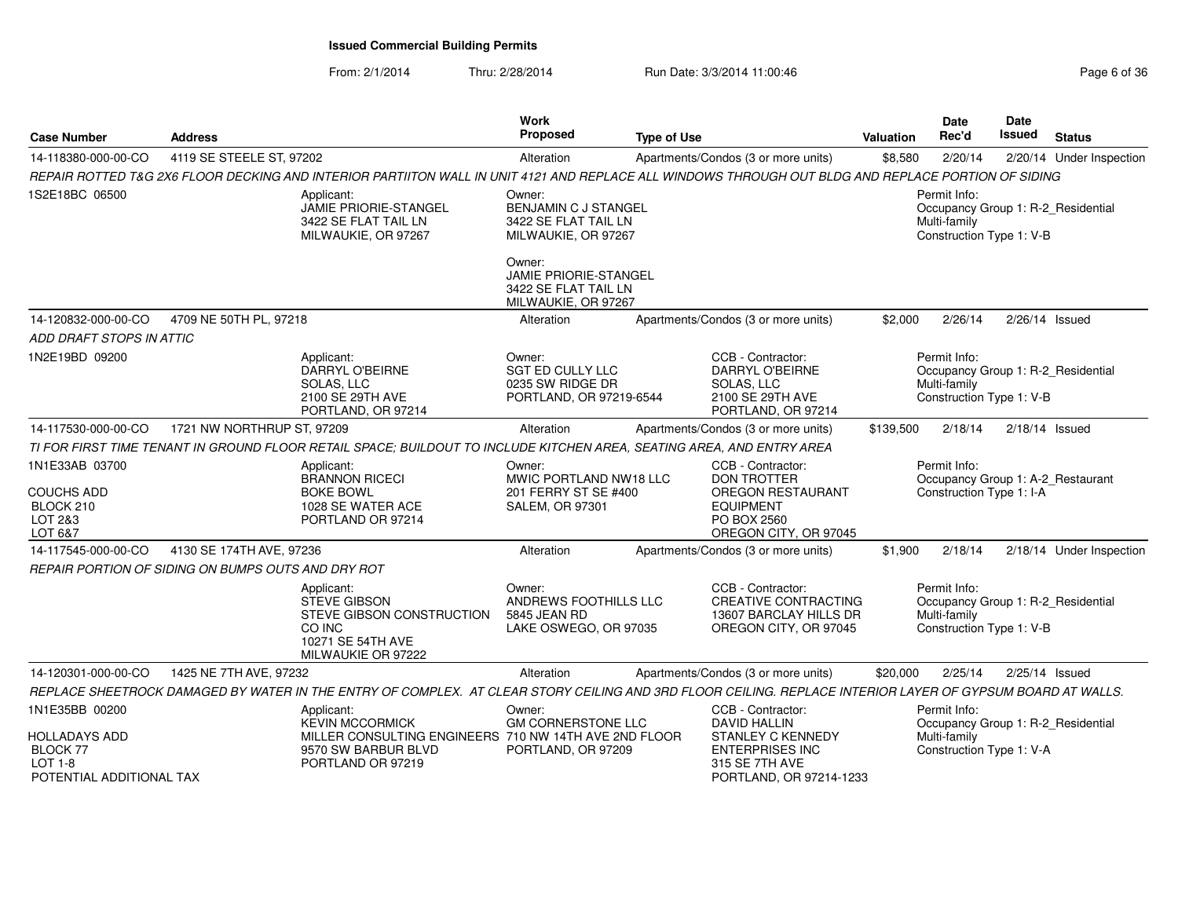# Issued Commercial Building Permits

From: 2/1/2014 Thru: 2/28/2014 Run Date: 3/3/2014 11:00:46

| Case Number | Address | Work Proposed | Type of Use | Valuation | Date Rec'd | Date Issued | Status |
|---|---|---|---|---|---|---|---|
| 14-118380-000-00-CO | 4119 SE STEELE ST, 97202 | Alteration | Apartments/Condos (3 or more units) | $8,580 | 2/20/14 | 2/20/14 | Under Inspection |

*REPAIR ROTTED T&G 2X6 FLOOR DECKING AND INTERIOR PARTIITON WALL IN UNIT 4121 AND REPLACE ALL WINDOWS THROUGH OUT BLDG AND REPLACE PORTION OF SIDING*

1S2E18BC 06500

Applicant: JAMIE PRIORIE-STANGEL, 3422 SE FLAT TAIL LN, MILWAUKIE, OR 97267

Owner: BENJAMIN C J STANGEL, 3422 SE FLAT TAIL LN, MILWAUKIE, OR 97267

Owner: JAMIE PRIORIE-STANGEL, 3422 SE FLAT TAIL LN, MILWAUKIE, OR 97267

Permit Info: Occupancy Group 1: R-2_Residential Multi-family; Construction Type 1: V-B

| Case Number | Address | Work Proposed | Type of Use | Valuation | Date Rec'd | Date Issued | Status |
|---|---|---|---|---|---|---|---|
| 14-120832-000-00-CO | 4709 NE 50TH PL, 97218 | Alteration | Apartments/Condos (3 or more units) | $2,000 | 2/26/14 | 2/26/14 | Issued |

*ADD DRAFT STOPS IN ATTIC*

1N2E19BD 09200

Applicant: DARRYL O'BEIRNE, SOLAS, LLC, 2100 SE 29TH AVE, PORTLAND, OR 97214

Owner: SGT ED CULLY LLC, 0235 SW RIDGE DR, PORTLAND, OR 97219-6544

CCB - Contractor: DARRYL O'BEIRNE, SOLAS, LLC, 2100 SE 29TH AVE, PORTLAND, OR 97214

Permit Info: Occupancy Group 1: R-2_Residential Multi-family; Construction Type 1: V-B

| Case Number | Address | Work Proposed | Type of Use | Valuation | Date Rec'd | Date Issued | Status |
|---|---|---|---|---|---|---|---|
| 14-117530-000-00-CO | 1721 NW NORTHRUP ST, 97209 | Alteration | Apartments/Condos (3 or more units) | $139,500 | 2/18/14 | 2/18/14 | Issued |

*TI FOR FIRST TIME TENANT IN GROUND FLOOR RETAIL SPACE; BUILDOUT TO INCLUDE KITCHEN AREA, SEATING AREA, AND ENTRY AREA*

1N1E33AB 03700

COUCHS ADD
BLOCK 210
LOT 2&3
LOT 6&7

Applicant: BRANNON RICECI, BOKE BOWL, 1028 SE WATER ACE, PORTLAND OR 97214

Owner: MWIC PORTLAND NW18 LLC, 201 FERRY ST SE #400, SALEM, OR 97301

CCB - Contractor: DON TROTTER, OREGON RESTAURANT EQUIPMENT, PO BOX 2560, OREGON CITY, OR 97045

Permit Info: Occupancy Group 1: A-2_Restaurant; Construction Type 1: I-A

| Case Number | Address | Work Proposed | Type of Use | Valuation | Date Rec'd | Date Issued | Status |
|---|---|---|---|---|---|---|---|
| 14-117545-000-00-CO | 4130 SE 174TH AVE, 97236 | Alteration | Apartments/Condos (3 or more units) | $1,900 | 2/18/14 | 2/18/14 | Under Inspection |

*REPAIR PORTION OF SIDING ON BUMPS OUTS AND DRY ROT*

Applicant: STEVE GIBSON, STEVE GIBSON CONSTRUCTION CO INC, 10271 SE 54TH AVE, MILWAUKIE OR 97222

Owner: ANDREWS FOOTHILLS LLC, 5845 JEAN RD, LAKE OSWEGO, OR 97035

CCB - Contractor: CREATIVE CONTRACTING, 13607 BARCLAY HILLS DR, OREGON CITY, OR 97045

Permit Info: Occupancy Group 1: R-2_Residential Multi-family; Construction Type 1: V-B

| Case Number | Address | Work Proposed | Type of Use | Valuation | Date Rec'd | Date Issued | Status |
|---|---|---|---|---|---|---|---|
| 14-120301-000-00-CO | 1425 NE 7TH AVE, 97232 | Alteration | Apartments/Condos (3 or more units) | $20,000 | 2/25/14 | 2/25/14 | Issued |

*REPLACE SHEETROCK DAMAGED BY WATER IN THE ENTRY OF COMPLEX. AT CLEAR STORY CEILING AND 3RD FLOOR CEILING. REPLACE INTERIOR LAYER OF GYPSUM BOARD AT WALLS.*

1N1E35BB 00200

HOLLADAYS ADD
BLOCK 77
LOT 1-8
POTENTIAL ADDITIONAL TAX

Applicant: KEVIN MCCORMICK, MILLER CONSULTING ENGINEERS, 9570 SW BARBUR BLVD, PORTLAND OR 97219

Owner: GM CORNERSTONE LLC, 710 NW 14TH AVE 2ND FLOOR, PORTLAND, OR 97209

CCB - Contractor: DAVID HALLIN, STANLEY C KENNEDY ENTERPRISES INC, 315 SE 7TH AVE, PORTLAND, OR 97214-1233

Permit Info: Occupancy Group 1: R-2_Residential Multi-family; Construction Type 1: V-A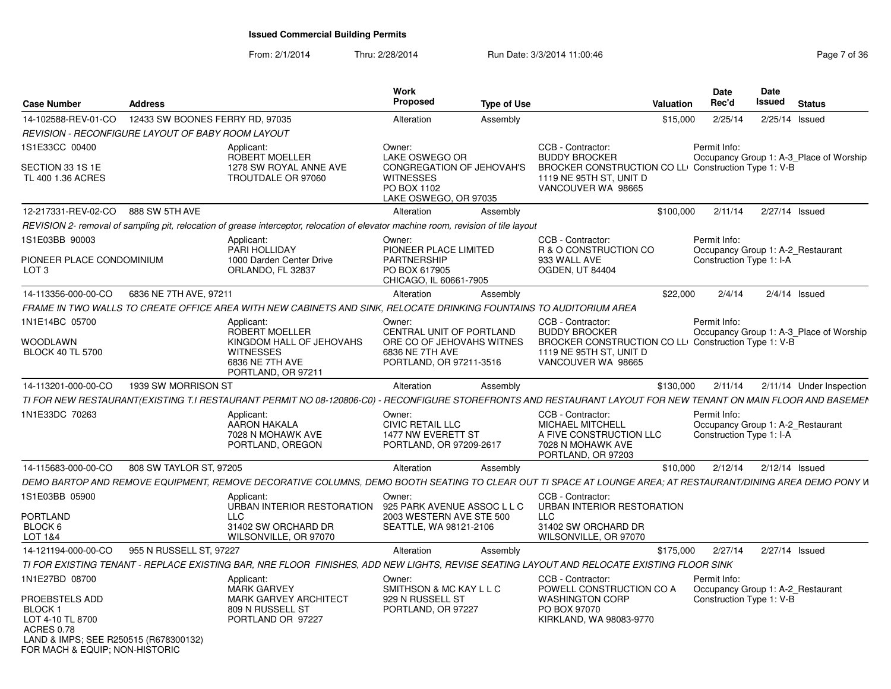# Issued Commercial Building Permits

From: 2/1/2014 Thru: 2/28/2014 Run Date: 3/3/2014 11:00:46

| Case Number | Address | Work Proposed | Type of Use | Valuation | Date Rec'd | Date Issued | Status |
|---|---|---|---|---|---|---|---|
| 14-102588-REV-01-CO | 12433 SW BOONES FERRY RD, 97035 | Alteration | Assembly | $15,000 | 2/25/14 | 2/25/14 | Issued |

*REVISION - RECONFIGURE LAYOUT OF BABY ROOM LAYOUT*

1S1E33CC 00400
SECTION 33 1S 1E
TL 400 1.36 ACRES

Applicant: ROBERT MOELLER, 1278 SW ROYAL ANNE AVE, TROUTDALE OR 97060

Owner: LAKE OSWEGO OR CONGREGATION OF JEHOVAH'S WITNESSES, PO BOX 1102, LAKE OSWEGO, OR 97035

CCB - Contractor: BUDDY BROCKER, BROCKER CONSTRUCTION CO LL, 1119 NE 95TH ST, UNIT D, VANCOUVER WA 98665

Permit Info: Occupancy Group 1: A-3_Place of Worship; Construction Type 1: V-B

| Case Number | Address | Work Proposed | Type of Use | Valuation | Date Rec'd | Date Issued | Status |
|---|---|---|---|---|---|---|---|
| 12-217331-REV-02-CO | 888 SW 5TH AVE | Alteration | Assembly | $100,000 | 2/11/14 | 2/27/14 | Issued |

*REVISION 2- removal of sampling pit, relocation of grease interceptor, relocation of elevator machine room, revision of tile layout*

1S1E03BB 90003
PIONEER PLACE CONDOMINIUM
LOT 3

Applicant: PARI HOLLIDAY, 1000 Darden Center Drive, ORLANDO, FL 32837

Owner: PIONEER PLACE LIMITED PARTNERSHIP, PO BOX 617905, CHICAGO, IL 60661-7905

CCB - Contractor: R & O CONSTRUCTION CO, 933 WALL AVE, OGDEN, UT 84404

Permit Info: Occupancy Group 1: A-2_Restaurant; Construction Type 1: I-A

| Case Number | Address | Work Proposed | Type of Use | Valuation | Date Rec'd | Date Issued | Status |
|---|---|---|---|---|---|---|---|
| 14-113356-000-00-CO | 6836 NE 7TH AVE, 97211 | Alteration | Assembly | $22,000 | 2/4/14 | 2/4/14 | Issued |

*FRAME IN TWO WALLS TO CREATE OFFICE AREA WITH NEW CABINETS AND SINK, RELOCATE DRINKING FOUNTAINS TO AUDITORIUM AREA*

1N1E14BC 05700
WOODLAWN
BLOCK 40 TL 5700

Applicant: ROBERT MOELLER, KINGDOM HALL OF JEHOVAHS WITNESSES, 6836 NE 7TH AVE, PORTLAND, OR 97211

Owner: CENTRAL UNIT OF PORTLAND ORE CO OF JEHOVAHS WITNES, 6836 NE 7TH AVE, PORTLAND, OR 97211-3516

CCB - Contractor: BUDDY BROCKER, BROCKER CONSTRUCTION CO LL, 1119 NE 95TH ST, UNIT D, VANCOUVER WA 98665

Permit Info: Occupancy Group 1: A-3_Place of Worship; Construction Type 1: V-B

| Case Number | Address | Work Proposed | Type of Use | Valuation | Date Rec'd | Date Issued | Status |
|---|---|---|---|---|---|---|---|
| 14-113201-000-00-CO | 1939 SW MORRISON ST | Alteration | Assembly | $130,000 | 2/11/14 | 2/11/14 | Under Inspection |

*TI FOR NEW RESTAURANT(EXISTING T.I RESTAURANT PERMIT NO 08-120806-C0) - RECONFIGURE STOREFRONTS AND RESTAURANT LAYOUT FOR NEW TENANT ON MAIN FLOOR AND BASEMEN*

1N1E33DC 70263

Applicant: AARON HAKALA, 7028 N MOHAWK AVE, PORTLAND, OREGON

Owner: CIVIC RETAIL LLC, 1477 NW EVERETT ST, PORTLAND, OR 97209-2617

CCB - Contractor: MICHAEL MITCHELL, A FIVE CONSTRUCTION LLC, 7028 N MOHAWK AVE, PORTLAND, OR 97203

Permit Info: Occupancy Group 1: A-2_Restaurant; Construction Type 1: I-A

| Case Number | Address | Work Proposed | Type of Use | Valuation | Date Rec'd | Date Issued | Status |
|---|---|---|---|---|---|---|---|
| 14-115683-000-00-CO | 808 SW TAYLOR ST, 97205 | Alteration | Assembly | $10,000 | 2/12/14 | 2/12/14 | Issued |

*DEMO BARTOP AND REMOVE EQUIPMENT, REMOVE DECORATIVE COLUMNS, DEMO BOOTH SEATING TO CLEAR OUT TI SPACE AT LOUNGE AREA; AT RESTAURANT/DINING AREA DEMO PONY W*

1S1E03BB 05900
PORTLAND
BLOCK 6
LOT 1&4

Applicant: URBAN INTERIOR RESTORATION LLC, 31402 SW ORCHARD DR, WILSONVILLE, OR 97070

Owner: 925 PARK AVENUE ASSOC L L C, 2003 WESTERN AVE STE 500, SEATTLE, WA 98121-2106

CCB - Contractor: URBAN INTERIOR RESTORATION LLC, 31402 SW ORCHARD DR, WILSONVILLE, OR 97070

| Case Number | Address | Work Proposed | Type of Use | Valuation | Date Rec'd | Date Issued | Status |
|---|---|---|---|---|---|---|---|
| 14-121194-000-00-CO | 955 N RUSSELL ST, 97227 | Alteration | Assembly | $175,000 | 2/27/14 | 2/27/14 | Issued |

*TI FOR EXISTING TENANT - REPLACE EXISTING BAR, NRE FLOOR FINISHES, ADD NEW LIGHTS, REVISE SEATING LAYOUT AND RELOCATE EXISTING FLOOR SINK*

1N1E27BD 08700
PROEBSTELS ADD
BLOCK 1
LOT 4-10 TL 8700
ACRES 0.78
LAND & IMPS; SEE R250515 (R678300132)
FOR MACH & EQUIP; NON-HISTORIC

Applicant: MARK GARVEY, MARK GARVEY ARCHITECT, 809 N RUSSELL ST, PORTLAND OR 97227

Owner: SMITHSON & MC KAY L L C, 929 N RUSSELL ST, PORTLAND, OR 97227

CCB - Contractor: POWELL CONSTRUCTION CO A WASHINGTON CORP, PO BOX 97070, KIRKLAND, WA 98083-9770

Permit Info: Occupancy Group 1: A-2_Restaurant; Construction Type 1: V-B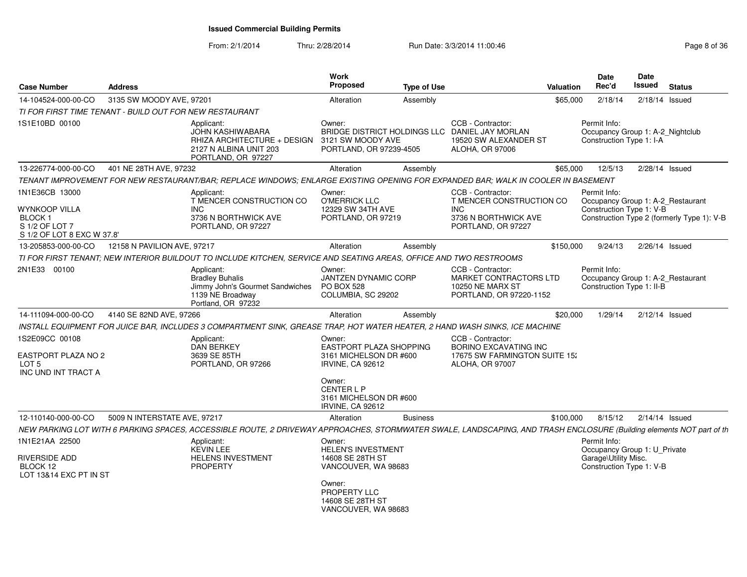# Issued Commercial Building Permits

From: 2/1/2014 Thru: 2/28/2014 Run Date: 3/3/2014 11:00:46

| Case Number | Address | Work Proposed | Type of Use | Valuation | Date Rec'd | Date Issued | Status |
|---|---|---|---|---|---|---|---|
| 14-104524-000-00-CO | 3135 SW MOODY AVE, 97201 | Alteration | Assembly | $65,000 | 2/18/14 | 2/18/14 | Issued |

*TI FOR FIRST TIME TENANT - BUILD OUT FOR NEW RESTAURANT*

1S1E10BD 00100

- Applicant: JOHN KASHIWABARA, RHIZA ARCHITECTURE + DESIGN, 2127 N ALBINA UNIT 203, PORTLAND, OR 97227
- Owner: BRIDGE DISTRICT HOLDINGS LLC, 3121 SW MOODY AVE, PORTLAND, OR 97239-4505
- CCB - Contractor: DANIEL JAY MORLAN, 19520 SW ALEXANDER ST, ALOHA, OR 97006
- Permit Info: Occupancy Group 1: A-2_Nightclub; Construction Type 1: I-A

| Case Number | Address | Work Proposed | Type of Use | Valuation | Date Rec'd | Date Issued | Status |
|---|---|---|---|---|---|---|---|
| 13-226774-000-00-CO | 401 NE 28TH AVE, 97232 | Alteration | Assembly | $65,000 | 12/5/13 | 2/28/14 | Issued |

*TENANT IMPROVEMENT FOR NEW RESTAURANT/BAR; REPLACE WINDOWS; ENLARGE EXISTING OPENING FOR EXPANDED BAR; WALK IN COOLER IN BASEMENT*

1N1E36CB 13000

WYNKOOP VILLA
BLOCK 1
S 1/2 OF LOT 7
S 1/2 OF LOT 8 EXC W 37.8'

- Applicant: T MENCER CONSTRUCTION CO INC, 3736 N BORTHWICK AVE, PORTLAND, OR 97227
- Owner: O'MERRICK LLC, 12329 SW 34TH AVE, PORTLAND, OR 97219
- CCB - Contractor: T MENCER CONSTRUCTION CO INC, 3736 N BORTHWICK AVE, PORTLAND, OR 97227
- Permit Info: Occupancy Group 1: A-2_Restaurant; Construction Type 1: V-B; Construction Type 2 (formerly Type 1): V-B

| Case Number | Address | Work Proposed | Type of Use | Valuation | Date Rec'd | Date Issued | Status |
|---|---|---|---|---|---|---|---|
| 13-205853-000-00-CO | 12158 N PAVILION AVE, 97217 | Alteration | Assembly | $150,000 | 9/24/13 | 2/26/14 | Issued |

*TI FOR FIRST TENANT; NEW INTERIOR BUILDOUT TO INCLUDE KITCHEN, SERVICE AND SEATING AREAS, OFFICE AND TWO RESTROOMS*

2N1E33 00100

- Applicant: Bradley Buhalis, Jimmy John's Gourmet Sandwiches, 1139 NE Broadway, Portland, OR 97232
- Owner: JANTZEN DYNAMIC CORP, PO BOX 528, COLUMBIA, SC 29202
- CCB - Contractor: MARKET CONTRACTORS LTD, 10250 NE MARX ST, PORTLAND, OR 97220-1152
- Permit Info: Occupancy Group 1: A-2_Restaurant; Construction Type 1: II-B

| Case Number | Address | Work Proposed | Type of Use | Valuation | Date Rec'd | Date Issued | Status |
|---|---|---|---|---|---|---|---|
| 14-111094-000-00-CO | 4140 SE 82ND AVE, 97266 | Alteration | Assembly | $20,000 | 1/29/14 | 2/12/14 | Issued |

*INSTALL EQUIPMENT FOR JUICE BAR, INCLUDES 3 COMPARTMENT SINK, GREASE TRAP, HOT WATER HEATER, 2 HAND WASH SINKS, ICE MACHINE*

1S2E09CC 00108

EASTPORT PLAZA NO 2
LOT 5
INC UND INT TRACT A

- Applicant: DAN BERKEY, 3639 SE 85TH, PORTLAND, OR 97266
- Owner: EASTPORT PLAZA SHOPPING, 3161 MICHELSON DR #600, IRVINE, CA 92612
- Owner: CENTER L P, 3161 MICHELSON DR #600, IRVINE, CA 92612
- CCB - Contractor: BORINO EXCAVATING INC, 17675 SW FARMINGTON SUITE 152, ALOHA, OR 97007

| Case Number | Address | Work Proposed | Type of Use | Valuation | Date Rec'd | Date Issued | Status |
|---|---|---|---|---|---|---|---|
| 12-110140-000-00-CO | 5009 N INTERSTATE AVE, 97217 | Alteration | Business | $100,000 | 8/15/12 | 2/14/14 | Issued |

*NEW PARKING LOT WITH 6 PARKING SPACES, ACCESSIBLE ROUTE, 2 DRIVEWAY APPROACHES, STORMWATER SWALE, LANDSCAPING, AND TRASH ENCLOSURE (Building elements NOT part of th*

1N1E21AA 22500

RIVERSIDE ADD
BLOCK 12
LOT 13&14 EXC PT IN ST

- Applicant: KEVIN LEE, HELENS INVESTMENT PROPERTY
- Owner: HELEN'S INVESTMENT, 14608 SE 28TH ST, VANCOUVER, WA 98683
- Owner: PROPERTY LLC, 14608 SE 28TH ST, VANCOUVER, WA 98683
- Permit Info: Occupancy Group 1: U_Private Garage\Utility Misc.; Construction Type 1: V-B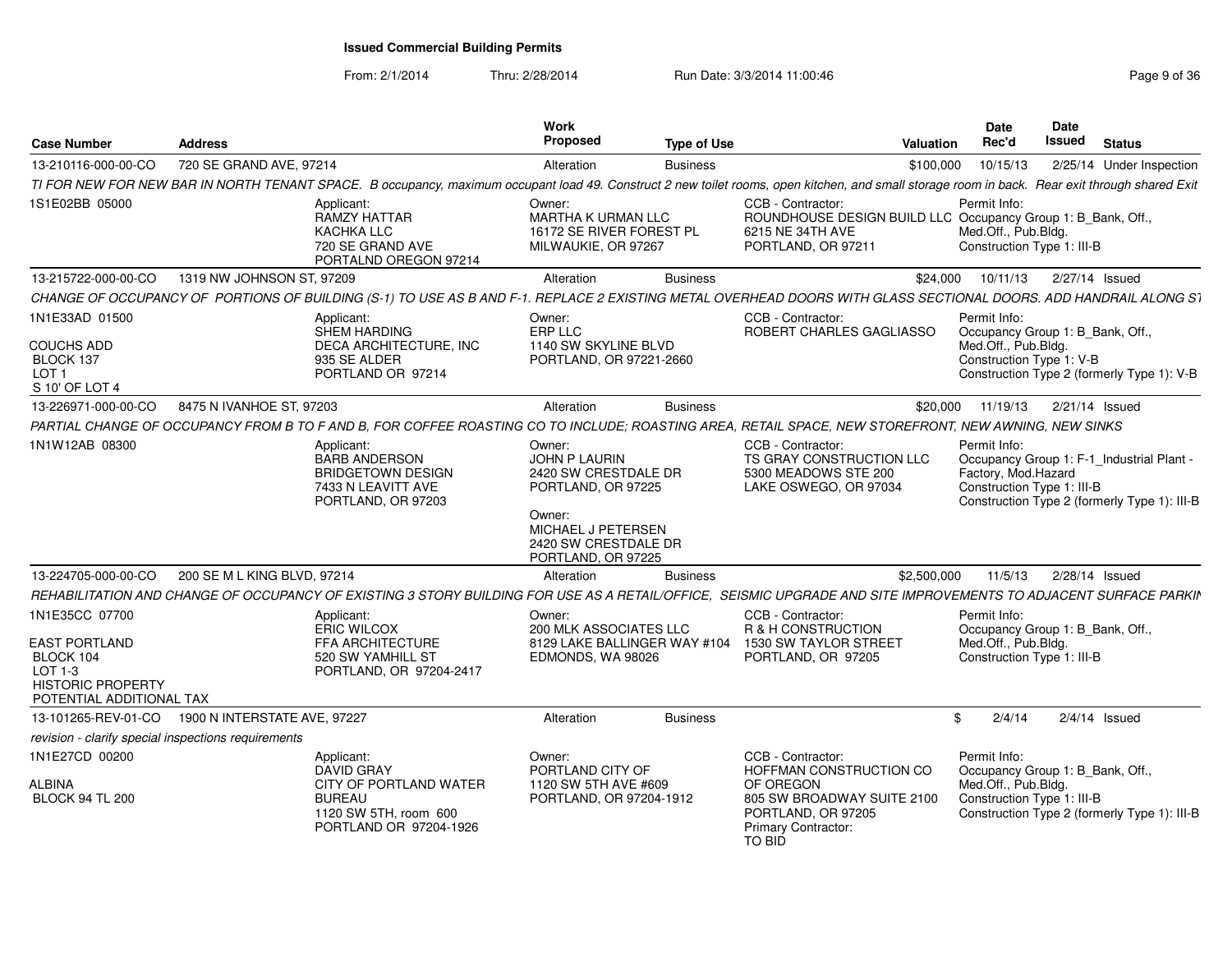# Issued Commercial Building Permits

From: 2/1/2014 Thru: 2/28/2014 Run Date: 3/3/2014 11:00:46

| Case Number | Address | Work Proposed | Type of Use | Valuation | Date Rec'd | Date Issued | Status |
|---|---|---|---|---|---|---|---|
| 13-210116-000-00-CO | 720 SE GRAND AVE, 97214 | Alteration | Business | $100,000 | 10/15/13 | 2/25/14 | Under Inspection |

*TI FOR NEW FOR NEW BAR IN NORTH TENANT SPACE. B occupancy, maximum occupant load 49. Construct 2 new toilet rooms, open kitchen, and small storage room in back. Rear exit through shared Exit*

1S1E02BB 05000

Applicant: RAMZY HATTAR, KACHKA LLC, 720 SE GRAND AVE, PORTALND OREGON 97214

Owner: MARTHA K URMAN LLC, 16172 SE RIVER FOREST PL, MILWAUKIE, OR 97267

CCB - Contractor: ROUNDHOUSE DESIGN BUILD LLC, 6215 NE 34TH AVE, PORTLAND, OR 97211

Permit Info: Occupancy Group 1: B_Bank, Off., Med.Off., Pub.Bldg. Construction Type 1: III-B

| Case Number | Address | Work Proposed | Type of Use | Valuation | Date Rec'd | Date Issued | Status |
|---|---|---|---|---|---|---|---|
| 13-215722-000-00-CO | 1319 NW JOHNSON ST, 97209 | Alteration | Business | $24,000 | 10/11/13 | 2/27/14 | Issued |

*CHANGE OF OCCUPANCY OF PORTIONS OF BUILDING (S-1) TO USE AS B AND F-1. REPLACE 2 EXISTING METAL OVERHEAD DOORS WITH GLASS SECTIONAL DOORS. ADD HANDRAIL ALONG ST*

1N1E33AD 01500, COUCHS ADD, BLOCK 137, LOT 1, S 10' OF LOT 4

Applicant: SHEM HARDING, DECA ARCHITECTURE, INC, 935 SE ALDER, PORTLAND OR 97214

Owner: ERP LLC, 1140 SW SKYLINE BLVD, PORTLAND, OR 97221-2660

CCB - Contractor: ROBERT CHARLES GAGLIASSO

Permit Info: Occupancy Group 1: B_Bank, Off., Med.Off., Pub.Bldg. Construction Type 1: V-B. Construction Type 2 (formerly Type 1): V-B

| Case Number | Address | Work Proposed | Type of Use | Valuation | Date Rec'd | Date Issued | Status |
|---|---|---|---|---|---|---|---|
| 13-226971-000-00-CO | 8475 N IVANHOE ST, 97203 | Alteration | Business | $20,000 | 11/19/13 | 2/21/14 | Issued |

*PARTIAL CHANGE OF OCCUPANCY FROM B TO F AND B, FOR COFFEE ROASTING CO TO INCLUDE; ROASTING AREA, RETAIL SPACE, NEW STOREFRONT, NEW AWNING, NEW SINKS*

1N1W12AB 08300

Applicant: BARB ANDERSON, BRIDGETOWN DESIGN, 7433 N LEAVITT AVE, PORTLAND, OR 97203

Owner: JOHN P LAURIN, 2420 SW CRESTDALE DR, PORTLAND, OR 97225

Owner: MICHAEL J PETERSEN, 2420 SW CRESTDALE DR, PORTLAND, OR 97225

CCB - Contractor: TS GRAY CONSTRUCTION LLC, 5300 MEADOWS STE 200, LAKE OSWEGO, OR 97034

Permit Info: Occupancy Group 1: F-1_Industrial Plant - Factory, Mod.Hazard. Construction Type 1: III-B. Construction Type 2 (formerly Type 1): III-B

| Case Number | Address | Work Proposed | Type of Use | Valuation | Date Rec'd | Date Issued | Status |
|---|---|---|---|---|---|---|---|
| 13-224705-000-00-CO | 200 SE M L KING BLVD, 97214 | Alteration | Business | $2,500,000 | 11/5/13 | 2/28/14 | Issued |

*REHABILITATION AND CHANGE OF OCCUPANCY OF EXISTING 3 STORY BUILDING FOR USE AS A RETAIL/OFFICE, SEISMIC UPGRADE AND SITE IMPROVEMENTS TO ADJACENT SURFACE PARKIN*

1N1E35CC 07700, EAST PORTLAND, BLOCK 104, LOT 1-3, HISTORIC PROPERTY, POTENTIAL ADDITIONAL TAX

Applicant: ERIC WILCOX, FFA ARCHITECTURE, 520 SW YAMHILL ST, PORTLAND, OR 97204-2417

Owner: 200 MLK ASSOCIATES LLC, 8129 LAKE BALLINGER WAY #104, EDMONDS, WA 98026

CCB - Contractor: R & H CONSTRUCTION, 1530 SW TAYLOR STREET, PORTLAND, OR 97205

Permit Info: Occupancy Group 1: B_Bank, Off., Med.Off., Pub.Bldg. Construction Type 1: III-B

| Case Number | Address | Work Proposed | Type of Use | Valuation | Date Rec'd | Date Issued | Status |
|---|---|---|---|---|---|---|---|
| 13-101265-REV-01-CO | 1900 N INTERSTATE AVE, 97227 | Alteration | Business | $ | 2/4/14 | 2/4/14 | Issued |

*revision - clarify special inspections requirements*

1N1E27CD 00200, ALBINA, BLOCK 94 TL 200

Applicant: DAVID GRAY, CITY OF PORTLAND WATER BUREAU, 1120 SW 5TH, room 600, PORTLAND OR 97204-1926

Owner: PORTLAND CITY OF, 1120 SW 5TH AVE #609, PORTLAND, OR 97204-1912

CCB - Contractor: HOFFMAN CONSTRUCTION CO OF OREGON, 805 SW BROADWAY SUITE 2100, PORTLAND, OR 97205. Primary Contractor: TO BID

Permit Info: Occupancy Group 1: B_Bank, Off., Med.Off., Pub.Bldg. Construction Type 1: III-B. Construction Type 2 (formerly Type 1): III-B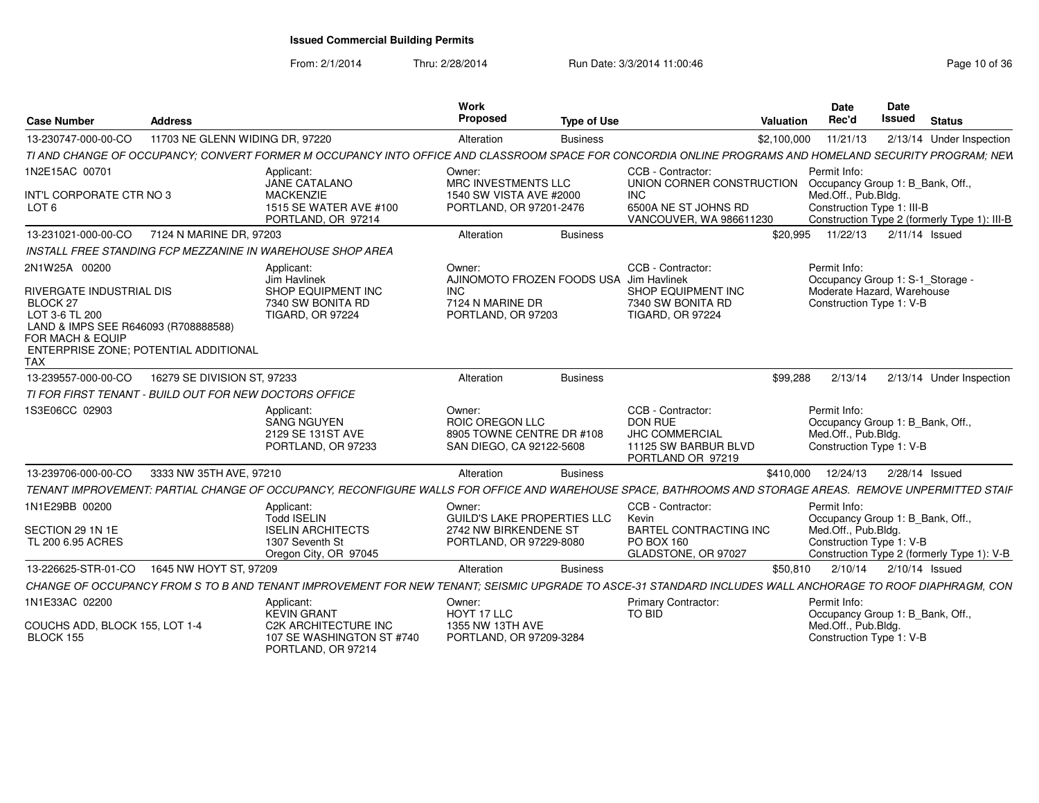# Issued Commercial Building Permits

From: 2/1/2014 Thru: 2/28/2014 Run Date: 3/3/2014 11:00:46

| Case Number | Address | Work Proposed | Type of Use | Valuation | Date Rec'd | Date Issued | Status |
|---|---|---|---|---|---|---|---|
| 13-230747-000-00-CO | 11703 NE GLENN WIDING DR, 97220 | Alteration | Business | $2,100,000 | 11/21/13 | 2/13/14 | Under Inspection |

TI AND CHANGE OF OCCUPANCY; CONVERT FORMER M OCCUPANCY INTO OFFICE AND CLASSROOM SPACE FOR CONCORDIA ONLINE PROGRAMS AND HOMELAND SECURITY PROGRAM; NEW

1N2E15AC 00701

INT'L CORPORATE CTR NO 3
LOT 6

Applicant:
JANE CATALANO
MACKENZIE
1515 SE WATER AVE #100
PORTLAND, OR 97214

Owner:
MRC INVESTMENTS LLC
1540 SW VISTA AVE #2000
PORTLAND, OR 97201-2476

CCB - Contractor:
UNION CORNER CONSTRUCTION INC
6500A NE ST JOHNS RD
VANCOUVER, WA 986611230

Permit Info:
Occupancy Group 1: B_Bank, Off., Med.Off., Pub.Bldg.
Construction Type 1: III-B
Construction Type 2 (formerly Type 1): III-B

| Case Number | Address | Work Proposed | Type of Use | Valuation | Date Rec'd | Date Issued | Status |
|---|---|---|---|---|---|---|---|
| 13-231021-000-00-CO | 7124 N MARINE DR, 97203 | Alteration | Business | $20,995 | 11/22/13 | 2/11/14 | Issued |

INSTALL FREE STANDING FCP MEZZANINE IN WAREHOUSE SHOP AREA

2N1W25A 00200

RIVERGATE INDUSTRIAL DIS
BLOCK 27
LOT 3-6 TL 200
LAND & IMPS SEE R646093 (R708888588) FOR MACH & EQUIP
ENTERPRISE ZONE; POTENTIAL ADDITIONAL TAX

Applicant:
Jim Havlinek
SHOP EQUIPMENT INC
7340 SW BONITA RD
TIGARD, OR 97224

Owner:
AJINOMOTO FROZEN FOODS USA INC
7124 N MARINE DR
PORTLAND, OR 97203

CCB - Contractor:
Jim Havlinek
SHOP EQUIPMENT INC
7340 SW BONITA RD
TIGARD, OR 97224

Permit Info:
Occupancy Group 1: S-1_Storage - Moderate Hazard, Warehouse
Construction Type 1: V-B

| Case Number | Address | Work Proposed | Type of Use | Valuation | Date Rec'd | Date Issued | Status |
|---|---|---|---|---|---|---|---|
| 13-239557-000-00-CO | 16279 SE DIVISION ST, 97233 | Alteration | Business | $99,288 | 2/13/14 | 2/13/14 | Under Inspection |

TI FOR FIRST TENANT - BUILD OUT FOR NEW DOCTORS OFFICE

1S3E06CC 02903

Applicant:
SANG NGUYEN
2129 SE 131ST AVE
PORTLAND, OR 97233

Owner:
ROIC OREGON LLC
8905 TOWNE CENTRE DR #108
SAN DIEGO, CA 92122-5608

CCB - Contractor:
DON RUE
JHC COMMERCIAL
11125 SW BARBUR BLVD
PORTLAND OR 97219

Permit Info:
Occupancy Group 1: B_Bank, Off., Med.Off., Pub.Bldg.
Construction Type 1: V-B

| Case Number | Address | Work Proposed | Type of Use | Valuation | Date Rec'd | Date Issued | Status |
|---|---|---|---|---|---|---|---|
| 13-239706-000-00-CO | 3333 NW 35TH AVE, 97210 | Alteration | Business | $410,000 | 12/24/13 | 2/28/14 | Issued |

TENANT IMPROVEMENT: PARTIAL CHANGE OF OCCUPANCY, RECONFIGURE WALLS FOR OFFICE AND WAREHOUSE SPACE, BATHROOMS AND STORAGE AREAS. REMOVE UNPERMITTED STAIF

1N1E29BB 00200

SECTION 29 1N 1E
TL 200 6.95 ACRES

Applicant:
Todd ISELIN
ISELIN ARCHITECTS
1307 Seventh St
Oregon City, OR 97045

Owner:
GUILD'S LAKE PROPERTIES LLC
2742 NW BIRKENDENE ST
PORTLAND, OR 97229-8080

CCB - Contractor:
Kevin
BARTEL CONTRACTING INC
PO BOX 160
GLADSTONE, OR 97027

Permit Info:
Occupancy Group 1: B_Bank, Off., Med.Off., Pub.Bldg.
Construction Type 1: V-B
Construction Type 2 (formerly Type 1): V-B

| Case Number | Address | Work Proposed | Type of Use | Valuation | Date Rec'd | Date Issued | Status |
|---|---|---|---|---|---|---|---|
| 13-226625-STR-01-CO | 1645 NW HOYT ST, 97209 | Alteration | Business | $50,810 | 2/10/14 | 2/10/14 | Issued |

CHANGE OF OCCUPANCY FROM S TO B AND TENANT IMPROVEMENT FOR NEW TENANT; SEISMIC UPGRADE TO ASCE-31 STANDARD INCLUDES WALL ANCHORAGE TO ROOF DIAPHRAGM, CON

1N1E33AC 02200

COUCHS ADD, BLOCK 155, LOT 1-4
BLOCK 155

Applicant:
KEVIN GRANT
C2K ARCHITECTURE INC
107 SE WASHINGTON ST #740
PORTLAND, OR 97214

Owner:
HOYT 17 LLC
1355 NW 13TH AVE
PORTLAND, OR 97209-3284

Primary Contractor:
TO BID

Permit Info:
Occupancy Group 1: B_Bank, Off., Med.Off., Pub.Bldg.
Construction Type 1: V-B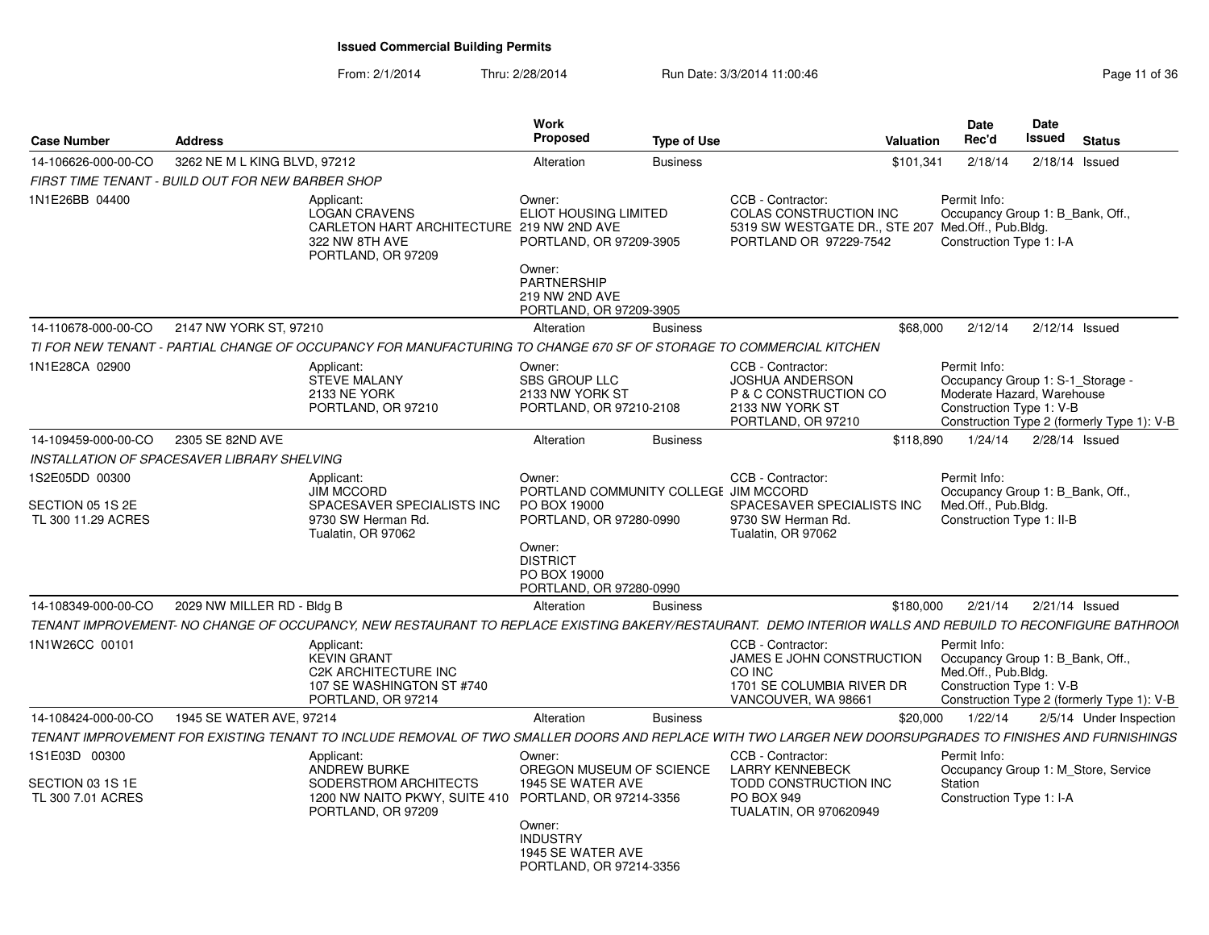# Issued Commercial Building Permits

From: 2/1/2014 Thru: 2/28/2014 Run Date: 3/3/2014 11:00:46

| Case Number | Address | Work Proposed | Type of Use | Valuation | Date Rec'd | Date Issued | Status |
|---|---|---|---|---|---|---|---|
| 14-106626-000-00-CO | 3262 NE M L KING BLVD, 97212 | Alteration | Business | $101,341 | 2/18/14 | 2/18/14 | Issued |
| 14-110678-000-00-CO | 2147 NW YORK ST, 97210 | Alteration | Business | $68,000 | 2/12/14 | 2/12/14 | Issued |
| 14-109459-000-00-CO | 2305 SE 82ND AVE | Alteration | Business | $118,890 | 1/24/14 | 2/28/14 | Issued |
| 14-108349-000-00-CO | 2029 NW MILLER RD - Bldg B | Alteration | Business | $180,000 | 2/21/14 | 2/21/14 | Issued |
| 14-108424-000-00-CO | 1945 SE WATER AVE, 97214 | Alteration | Business | $20,000 | 1/22/14 | 2/5/14 | Under Inspection |

## 14-106626-000-00-CO — 3262 NE M L KING BLVD, 97212

*FIRST TIME TENANT - BUILD OUT FOR NEW BARBER SHOP*

1N1E26BB 04400

- **Applicant:** LOGAN CRAVENS, CARLETON HART ARCHITECTURE, 322 NW 8TH AVE, PORTLAND, OR 97209
- **Owner:** ELIOT HOUSING LIMITED, 219 NW 2ND AVE, PORTLAND, OR 97209-3905
- **Owner:** PARTNERSHIP, 219 NW 2ND AVE, PORTLAND, OR 97209-3905
- **CCB - Contractor:** COLAS CONSTRUCTION INC, 5319 SW WESTGATE DR., STE 207, PORTLAND OR 97229-7542
- **Permit Info:** Occupancy Group 1: B_Bank, Off., Med.Off., Pub.Bldg.; Construction Type 1: I-A

## 14-110678-000-00-CO — 2147 NW YORK ST, 97210

*TI FOR NEW TENANT - PARTIAL CHANGE OF OCCUPANCY FOR MANUFACTURING TO CHANGE 670 SF OF STORAGE TO COMMERCIAL KITCHEN*

1N1E28CA 02900

- **Applicant:** STEVE MALANY, 2133 NE YORK, PORTLAND, OR 97210
- **Owner:** SBS GROUP LLC, 2133 NW YORK ST, PORTLAND, OR 97210-2108
- **CCB - Contractor:** JOSHUA ANDERSON, P & C CONSTRUCTION CO, 2133 NW YORK ST, PORTLAND, OR 97210
- **Permit Info:** Occupancy Group 1: S-1_Storage - Moderate Hazard, Warehouse; Construction Type 1: V-B; Construction Type 2 (formerly Type 1): V-B

## 14-109459-000-00-CO — 2305 SE 82ND AVE

*INSTALLATION OF SPACESAVER LIBRARY SHELVING*

1S2E05DD 00300

SECTION 05 1S 2E
TL 300 11.29 ACRES

- **Applicant:** JIM MCCORD, SPACESAVER SPECIALISTS INC, 9730 SW Herman Rd., Tualatin, OR 97062
- **Owner:** PORTLAND COMMUNITY COLLEGE, PO BOX 19000, PORTLAND, OR 97280-0990
- **Owner:** DISTRICT, PO BOX 19000, PORTLAND, OR 97280-0990
- **CCB - Contractor:** JIM MCCORD, SPACESAVER SPECIALISTS INC, 9730 SW Herman Rd., Tualatin, OR 97062
- **Permit Info:** Occupancy Group 1: B_Bank, Off., Med.Off., Pub.Bldg.; Construction Type 1: II-B

## 14-108349-000-00-CO — 2029 NW MILLER RD - Bldg B

*TENANT IMPROVEMENT- NO CHANGE OF OCCUPANCY, NEW RESTAURANT TO REPLACE EXISTING BAKERY/RESTAURANT. DEMO INTERIOR WALLS AND REBUILD TO RECONFIGURE BATHROOM*

1N1W26CC 00101

- **Applicant:** KEVIN GRANT, C2K ARCHITECTURE INC, 107 SE WASHINGTON ST #740, PORTLAND, OR 97214
- **CCB - Contractor:** JAMES E JOHN CONSTRUCTION CO INC, 1701 SE COLUMBIA RIVER DR, VANCOUVER, WA 98661
- **Permit Info:** Occupancy Group 1: B_Bank, Off., Med.Off., Pub.Bldg.; Construction Type 1: V-B; Construction Type 2 (formerly Type 1): V-B

## 14-108424-000-00-CO — 1945 SE WATER AVE, 97214

*TENANT IMPROVEMENT FOR EXISTING TENANT TO INCLUDE REMOVAL OF TWO SMALLER DOORS AND REPLACE WITH TWO LARGER NEW DOORSUPGRADES TO FINISHES AND FURNISHINGS*

1S1E03D 00300

SECTION 03 1S 1E
TL 300 7.01 ACRES

- **Applicant:** ANDREW BURKE, SODERSTROM ARCHITECTS, 1200 NW NAITO PKWY, SUITE 410, PORTLAND, OR 97209
- **Owner:** OREGON MUSEUM OF SCIENCE, 1945 SE WATER AVE, PORTLAND, OR 97214-3356
- **Owner:** INDUSTRY, 1945 SE WATER AVE, PORTLAND, OR 97214-3356
- **CCB - Contractor:** LARRY KENNEBECK, TODD CONSTRUCTION INC, PO BOX 949, TUALATIN, OR 970620949
- **Permit Info:** Occupancy Group 1: M_Store, Service Station; Construction Type 1: I-A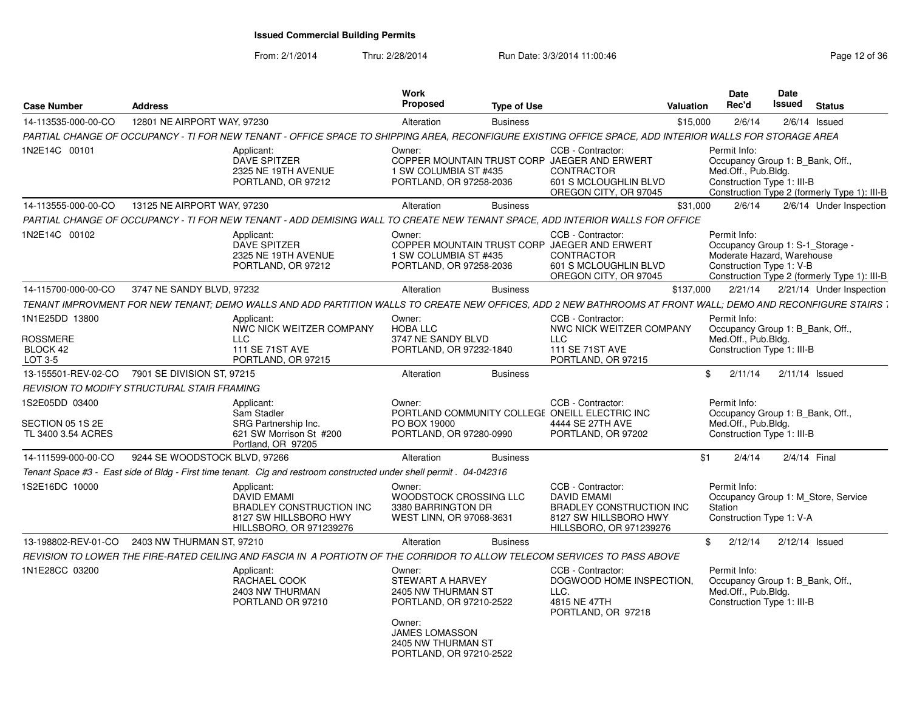# Issued Commercial Building Permits

From: 2/1/2014 Thru: 2/28/2014 Run Date: 3/3/2014 11:00:46

| Case Number | Address | Work Proposed | Type of Use | Valuation | Date Rec'd | Date Issued | Status |
|---|---|---|---|---|---|---|---|
| 14-113535-000-00-CO | 12801 NE AIRPORT WAY, 97230 | Alteration | Business | $15,000 | 2/6/14 | 2/6/14 | Issued |

*PARTIAL CHANGE OF OCCUPANCY - TI FOR NEW TENANT - OFFICE SPACE TO SHIPPING AREA, RECONFIGURE EXISTING OFFICE SPACE, ADD INTERIOR WALLS FOR STORAGE AREA*

1N2E14C 00101

Applicant: DAVE SPITZER, 2325 NE 19TH AVENUE, PORTLAND, OR 97212

Owner: COPPER MOUNTAIN TRUST CORP, 1 SW COLUMBIA ST #435, PORTLAND, OR 97258-2036

CCB - Contractor: JAEGER AND ERWERT CONTRACTOR, 601 S MCLOUGHLIN BLVD, OREGON CITY, OR 97045

Permit Info: Occupancy Group 1: B_Bank, Off., Med.Off., Pub.Bldg. Construction Type 1: III-B. Construction Type 2 (formerly Type 1): III-B

| Case Number | Address | Work Proposed | Type of Use | Valuation | Date Rec'd | Date Issued | Status |
|---|---|---|---|---|---|---|---|
| 14-113555-000-00-CO | 13125 NE AIRPORT WAY, 97230 | Alteration | Business | $31,000 | 2/6/14 | 2/6/14 | Under Inspection |

*PARTIAL CHANGE OF OCCUPANCY - TI FOR NEW TENANT - ADD DEMISING WALL TO CREATE NEW TENANT SPACE, ADD INTERIOR WALLS FOR OFFICE*

1N2E14C 00102

Applicant: DAVE SPITZER, 2325 NE 19TH AVENUE, PORTLAND, OR 97212

Owner: COPPER MOUNTAIN TRUST CORP, 1 SW COLUMBIA ST #435, PORTLAND, OR 97258-2036

CCB - Contractor: JAEGER AND ERWERT CONTRACTOR, 601 S MCLOUGHLIN BLVD, OREGON CITY, OR 97045

Permit Info: Occupancy Group 1: S-1_Storage - Moderate Hazard, Warehouse. Construction Type 1: V-B. Construction Type 2 (formerly Type 1): III-B

| Case Number | Address | Work Proposed | Type of Use | Valuation | Date Rec'd | Date Issued | Status |
|---|---|---|---|---|---|---|---|
| 14-115700-000-00-CO | 3747 NE SANDY BLVD, 97232 | Alteration | Business | $137,000 | 2/21/14 | 2/21/14 | Under Inspection |

*TENANT IMPROVMENT FOR NEW TENANT; DEMO WALLS AND ADD PARTITION WALLS TO CREATE NEW OFFICES, ADD 2 NEW BATHROOMS AT FRONT WALL; DEMO AND RECONFIGURE STAIRS T*

1N1E25DD 13800, ROSSMERE, BLOCK 42, LOT 3-5

Applicant: NWC NICK WEITZER COMPANY LLC, 111 SE 71ST AVE, PORTLAND, OR 97215

Owner: HOBA LLC, 3747 NE SANDY BLVD, PORTLAND, OR 97232-1840

CCB - Contractor: NWC NICK WEITZER COMPANY LLC, 111 SE 71ST AVE, PORTLAND, OR 97215

Permit Info: Occupancy Group 1: B_Bank, Off., Med.Off., Pub.Bldg. Construction Type 1: III-B

| Case Number | Address | Work Proposed | Type of Use | Valuation | Date Rec'd | Date Issued | Status |
|---|---|---|---|---|---|---|---|
| 13-155501-REV-02-CO | 7901 SE DIVISION ST, 97215 | Alteration | Business | $ | 2/11/14 | 2/11/14 | Issued |

*REVISION TO MODIFY STRUCTURAL STAIR FRAMING*

1S2E05DD 03400, SECTION 05 1S 2E, TL 3400 3.54 ACRES

Applicant: Sam Stadler, SRG Partnership Inc., 621 SW Morrison St #200, Portland, OR 97205

Owner: PORTLAND COMMUNITY COLLEGE, PO BOX 19000, PORTLAND, OR 97280-0990

CCB - Contractor: ONEILL ELECTRIC INC, 4444 SE 27TH AVE, PORTLAND, OR 97202

Permit Info: Occupancy Group 1: B_Bank, Off., Med.Off., Pub.Bldg. Construction Type 1: III-B

| Case Number | Address | Work Proposed | Type of Use | Valuation | Date Rec'd | Date Issued | Status |
|---|---|---|---|---|---|---|---|
| 14-111599-000-00-CO | 9244 SE WOODSTOCK BLVD, 97266 | Alteration | Business | $1 | 2/4/14 | 2/4/14 | Final |

*Tenant Space #3 - East side of Bldg - First time tenant. Clg and restroom constructed under shell permit . 04-042316*

1S2E16DC 10000

Applicant: DAVID EMAMI, BRADLEY CONSTRUCTION INC, 8127 SW HILLSBORO HWY, HILLSBORO, OR 971239276

Owner: WOODSTOCK CROSSING LLC, 3380 BARRINGTON DR, WEST LINN, OR 97068-3631

CCB - Contractor: DAVID EMAMI, BRADLEY CONSTRUCTION INC, 8127 SW HILLSBORO HWY, HILLSBORO, OR 971239276

Permit Info: Occupancy Group 1: M_Store, Service Station. Construction Type 1: V-A

| Case Number | Address | Work Proposed | Type of Use | Valuation | Date Rec'd | Date Issued | Status |
|---|---|---|---|---|---|---|---|
| 13-198802-REV-01-CO | 2403 NW THURMAN ST, 97210 | Alteration | Business | $ | 2/12/14 | 2/12/14 | Issued |

*REVISION TO LOWER THE FIRE-RATED CEILING AND FASCIA IN A PORTIOTN OF THE CORRIDOR TO ALLOW TELECOM SERVICES TO PASS ABOVE*

1N1E28CC 03200

Applicant: RACHAEL COOK, 2403 NW THURMAN, PORTLAND OR 97210

Owner: STEWART A HARVEY, 2405 NW THURMAN ST, PORTLAND, OR 97210-2522

Owner: JAMES LOMASSON, 2405 NW THURMAN ST, PORTLAND, OR 97210-2522

CCB - Contractor: DOGWOOD HOME INSPECTION, LLC., 4815 NE 47TH, PORTLAND, OR 97218

Permit Info: Occupancy Group 1: B_Bank, Off., Med.Off., Pub.Bldg. Construction Type 1: III-B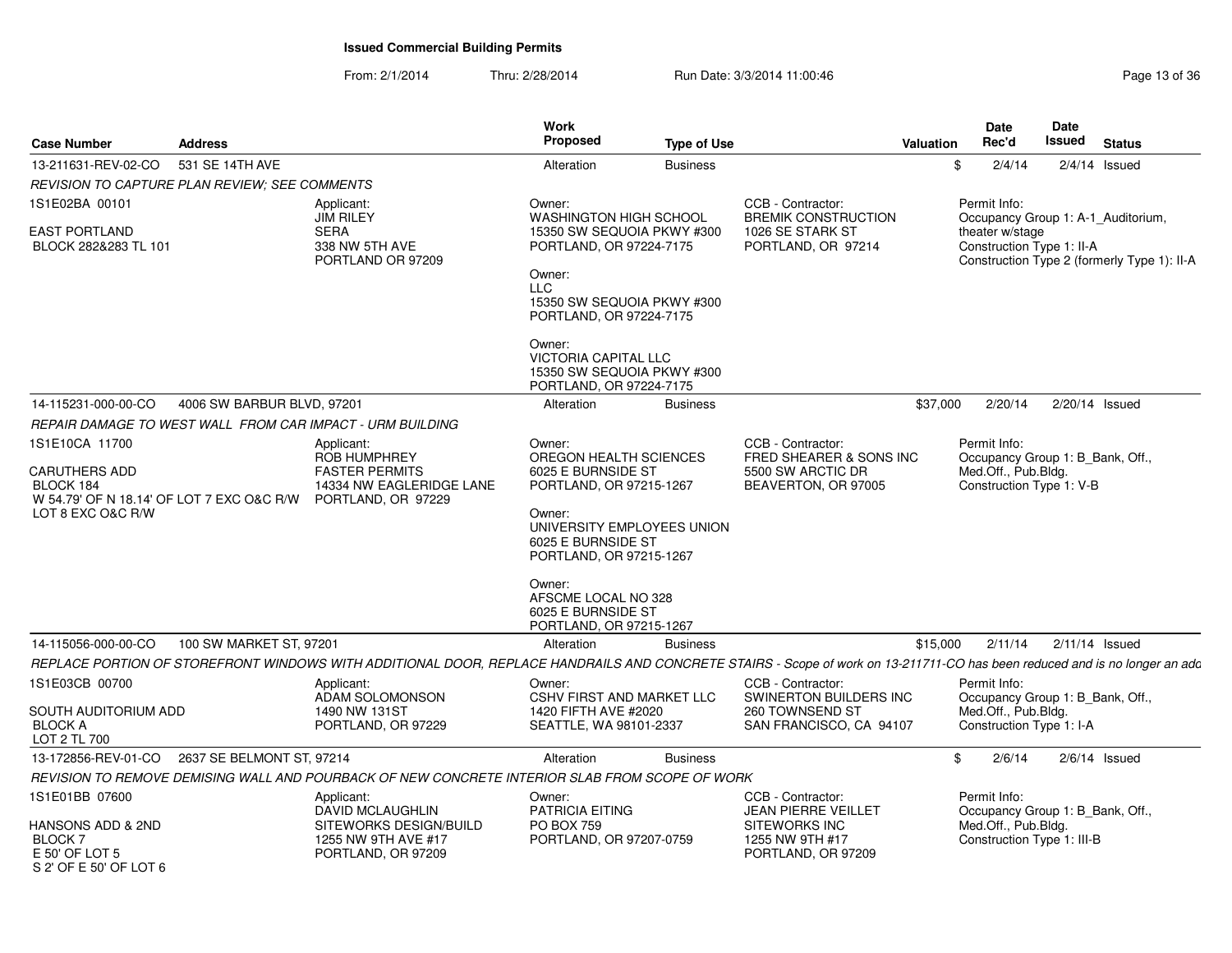# Issued Commercial Building Permits

From: 2/1/2014 Thru: 2/28/2014 Run Date: 3/3/2014 11:00:46

| Case Number | Address | Work Proposed | Type of Use | Valuation | Date Rec'd | Date Issued | Status |
|---|---|---|---|---|---|---|---|
| 13-211631-REV-02-CO | 531 SE 14TH AVE | Alteration | Business | $ | 2/4/14 | 2/4/14 | Issued |
| 14-115231-000-00-CO | 4006 SW BARBUR BLVD, 97201 | Alteration | Business | $37,000 | 2/20/14 | 2/20/14 | Issued |
| 14-115056-000-00-CO | 100 SW MARKET ST, 97201 | Alteration | Business | $15,000 | 2/11/14 | 2/11/14 | Issued |
| 13-172856-REV-01-CO | 2637 SE BELMONT ST, 97214 | Alteration | Business | $ | 2/6/14 | 2/6/14 | Issued |

## 13-211631-REV-02-CO — 531 SE 14TH AVE

*REVISION TO CAPTURE PLAN REVIEW; SEE COMMENTS*

1S1E02BA 00101
EAST PORTLAND
BLOCK 282&283 TL 101

Applicant:
JIM RILEY
SERA
338 NW 5TH AVE
PORTLAND OR 97209

Owner:
WASHINGTON HIGH SCHOOL
15350 SW SEQUOIA PKWY #300
PORTLAND, OR 97224-7175

Owner:
LLC
15350 SW SEQUOIA PKWY #300
PORTLAND, OR 97224-7175

Owner:
VICTORIA CAPITAL LLC
15350 SW SEQUOIA PKWY #300
PORTLAND, OR 97224-7175

CCB - Contractor:
BREMIK CONSTRUCTION
1026 SE STARK ST
PORTLAND, OR 97214

Permit Info:
Occupancy Group 1: A-1_Auditorium, theater w/stage
Construction Type 1: II-A
Construction Type 2 (formerly Type 1): II-A

## 14-115231-000-00-CO — 4006 SW BARBUR BLVD, 97201

*REPAIR DAMAGE TO WEST WALL FROM CAR IMPACT - URM BUILDING*

1S1E10CA 11700
CARUTHERS ADD
BLOCK 184
W 54.79' OF N 18.14' OF LOT 7 EXC O&C R/W
LOT 8 EXC O&C R/W

Applicant:
ROB HUMPHREY
FASTER PERMITS
14334 NW EAGLERIDGE LANE
PORTLAND, OR 97229

Owner:
OREGON HEALTH SCIENCES
6025 E BURNSIDE ST
PORTLAND, OR 97215-1267

Owner:
UNIVERSITY EMPLOYEES UNION
6025 E BURNSIDE ST
PORTLAND, OR 97215-1267

Owner:
AFSCME LOCAL NO 328
6025 E BURNSIDE ST
PORTLAND, OR 97215-1267

CCB - Contractor:
FRED SHEARER & SONS INC
5500 SW ARCTIC DR
BEAVERTON, OR 97005

Permit Info:
Occupancy Group 1: B_Bank, Off., Med.Off., Pub.Bldg.
Construction Type 1: V-B

## 14-115056-000-00-CO — 100 SW MARKET ST, 97201

*REPLACE PORTION OF STOREFRONT WINDOWS WITH ADDITIONAL DOOR, REPLACE HANDRAILS AND CONCRETE STAIRS - Scope of work on 13-211711-CO has been reduced and is no longer an add*

1S1E03CB 00700
SOUTH AUDITORIUM ADD
BLOCK A
LOT 2 TL 700

Applicant:
ADAM SOLOMONSON
1490 NW 131ST
PORTLAND, OR 97229

Owner:
CSHV FIRST AND MARKET LLC
1420 FIFTH AVE #2020
SEATTLE, WA 98101-2337

CCB - Contractor:
SWINERTON BUILDERS INC
260 TOWNSEND ST
SAN FRANCISCO, CA 94107

Permit Info:
Occupancy Group 1: B_Bank, Off., Med.Off., Pub.Bldg.
Construction Type 1: I-A

## 13-172856-REV-01-CO — 2637 SE BELMONT ST, 97214

*REVISION TO REMOVE DEMISING WALL AND POURBACK OF NEW CONCRETE INTERIOR SLAB FROM SCOPE OF WORK*

1S1E01BB 07600
HANSONS ADD & 2ND
BLOCK 7
E 50' OF LOT 5
S 2' OF E 50' OF LOT 6

Applicant:
DAVID MCLAUGHLIN
SITEWORKS DESIGN/BUILD
1255 NW 9TH AVE #17
PORTLAND, OR 97209

Owner:
PATRICIA EITING
PO BOX 759
PORTLAND, OR 97207-0759

CCB - Contractor:
JEAN PIERRE VEILLET
SITEWORKS INC
1255 NW 9TH #17
PORTLAND, OR 97209

Permit Info:
Occupancy Group 1: B_Bank, Off., Med.Off., Pub.Bldg.
Construction Type 1: III-B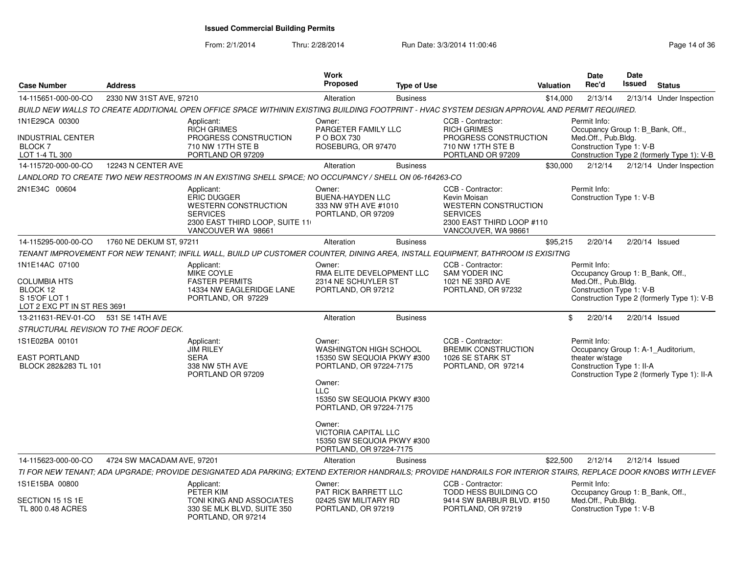# Issued Commercial Building Permits

From: 2/1/2014 Thru: 2/28/2014 Run Date: 3/3/2014 11:00:46

| Case Number | Address | Work Proposed | Type of Use | Valuation | Date Rec'd | Date Issued | Status |
|---|---|---|---|---|---|---|---|
| 14-115651-000-00-CO | 2330 NW 31ST AVE, 97210 | Alteration | Business | $14,000 | 2/13/14 | 2/13/14 | Under Inspection |

BUILD NEW WALLS TO CREATE ADDITIONAL OPEN OFFICE SPACE WITHININ EXISTING BUILDING FOOTPRINT - HVAC SYSTEM DESIGN APPROVAL AND PERMIT REQUIRED.

1N1E29CA 00300
INDUSTRIAL CENTER
BLOCK 7
LOT 1-4 TL 300

Applicant: RICH GRIMES, PROGRESS CONSTRUCTION, 710 NW 17TH STE B, PORTLAND OR 97209

Owner: PARGETER FAMILY LLC, P O BOX 730, ROSEBURG, OR 97470

CCB - Contractor: RICH GRIMES, PROGRESS CONSTRUCTION, 710 NW 17TH STE B, PORTLAND OR 97209

Permit Info: Occupancy Group 1: B_Bank, Off., Med.Off., Pub.Bldg. Construction Type 1: V-B. Construction Type 2 (formerly Type 1): V-B

| Case Number | Address | Work Proposed | Type of Use | Valuation | Date Rec'd | Date Issued | Status |
|---|---|---|---|---|---|---|---|
| 14-115720-000-00-CO | 12243 N CENTER AVE | Alteration | Business | $30,000 | 2/12/14 | 2/12/14 | Under Inspection |

LANDLORD TO CREATE TWO NEW RESTROOMS IN AN EXISTING SHELL SPACE; NO OCCUPANCY / SHELL ON 06-164263-CO

2N1E34C 00604

Applicant: ERIC DUGGER, WESTERN CONSTRUCTION SERVICES, 2300 EAST THIRD LOOP, SUITE 11, VANCOUVER WA 98661

Owner: BUENA-HAYDEN LLC, 333 NW 9TH AVE #1010, PORTLAND, OR 97209

CCB - Contractor: Kevin Moisan, WESTERN CONSTRUCTION SERVICES, 2300 EAST THIRD LOOP #110, VANCOUVER, WA 98661

Permit Info: Construction Type 1: V-B

| Case Number | Address | Work Proposed | Type of Use | Valuation | Date Rec'd | Date Issued | Status |
|---|---|---|---|---|---|---|---|
| 14-115295-000-00-CO | 1760 NE DEKUM ST, 97211 | Alteration | Business | $95,215 | 2/20/14 | 2/20/14 | Issued |

TENANT IMPROVEMENT FOR NEW TENANT; INFILL WALL, BUILD UP CUSTOMER COUNTER, DINING AREA, INSTALL EQUIPMENT, BATHROOM IS EXISITNG

1N1E14AC 07100
COLUMBIA HTS
BLOCK 12
S 15'OF LOT 1
LOT 2 EXC PT IN ST RES 3691

Applicant: MIKE COYLE, FASTER PERMITS, 14334 NW EAGLERIDGE LANE, PORTLAND, OR 97229

Owner: RMA ELITE DEVELOPMENT LLC, 2314 NE SCHUYLER ST, PORTLAND, OR 97212

CCB - Contractor: SAM YODER INC, 1021 NE 33RD AVE, PORTLAND, OR 97232

Permit Info: Occupancy Group 1: B_Bank, Off., Med.Off., Pub.Bldg. Construction Type 1: V-B. Construction Type 2 (formerly Type 1): V-B

| Case Number | Address | Work Proposed | Type of Use | Valuation | Date Rec'd | Date Issued | Status |
|---|---|---|---|---|---|---|---|
| 13-211631-REV-01-CO | 531 SE 14TH AVE | Alteration | Business | $ | 2/20/14 | 2/20/14 | Issued |

STRUCTURAL REVISION TO THE ROOF DECK.

1S1E02BA 00101
EAST PORTLAND
BLOCK 282&283 TL 101

Applicant: JIM RILEY, SERA, 338 NW 5TH AVE, PORTLAND OR 97209

Owner: WASHINGTON HIGH SCHOOL, 15350 SW SEQUOIA PKWY #300, PORTLAND, OR 97224-7175

Owner: LLC, 15350 SW SEQUOIA PKWY #300, PORTLAND, OR 97224-7175

Owner: VICTORIA CAPITAL LLC, 15350 SW SEQUOIA PKWY #300, PORTLAND, OR 97224-7175

CCB - Contractor: BREMIK CONSTRUCTION, 1026 SE STARK ST, PORTLAND, OR 97214

Permit Info: Occupancy Group 1: A-1_Auditorium, theater w/stage. Construction Type 1: II-A. Construction Type 2 (formerly Type 1): II-A

| Case Number | Address | Work Proposed | Type of Use | Valuation | Date Rec'd | Date Issued | Status |
|---|---|---|---|---|---|---|---|
| 14-115623-000-00-CO | 4724 SW MACADAM AVE, 97201 | Alteration | Business | $22,500 | 2/12/14 | 2/12/14 | Issued |

TI FOR NEW TENANT; ADA UPGRADE; PROVIDE DESIGNATED ADA PARKING; EXTEND EXTERIOR HANDRAILS; PROVIDE HANDRAILS FOR INTERIOR STAIRS, REPLACE DOOR KNOBS WITH LEVEF

1S1E15BA 00800
SECTION 15 1S 1E
TL 800 0.48 ACRES

Applicant: PETER KIM, TONI KING AND ASSOCIATES, 330 SE MLK BLVD, SUITE 350, PORTLAND, OR 97214

Owner: PAT RICK BARRETT LLC, 02425 SW MILITARY RD, PORTLAND, OR 97219

CCB - Contractor: TODD HESS BUILDING CO, 9414 SW BARBUR BLVD. #150, PORTLAND, OR 97219

Permit Info: Occupancy Group 1: B_Bank, Off., Med.Off., Pub.Bldg. Construction Type 1: V-B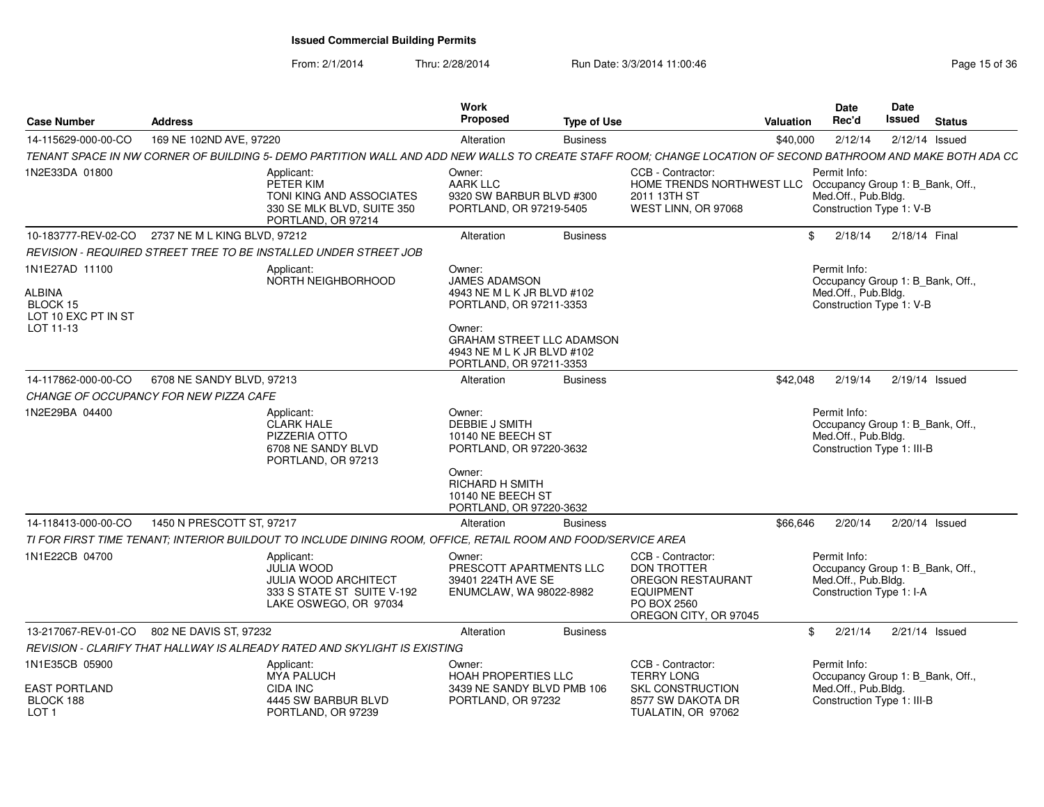# Issued Commercial Building Permits

From: 2/1/2014 Thru: 2/28/2014 Run Date: 3/3/2014 11:00:46

| Case Number | Address | Work Proposed | Type of Use | Valuation | Date Rec'd | Date Issued | Status |
|---|---|---|---|---|---|---|---|
| 14-115629-000-00-CO | 169 NE 102ND AVE, 97220 | Alteration | Business | $40,000 | 2/12/14 | 2/12/14 | Issued |

*TENANT SPACE IN NW CORNER OF BUILDING 5- DEMO PARTITION WALL AND ADD NEW WALLS TO CREATE STAFF ROOM; CHANGE LOCATION OF SECOND BATHROOM AND MAKE BOTH ADA CC*

1N2E33DA 01800

Applicant: PETER KIM, TONI KING AND ASSOCIATES, 330 SE MLK BLVD, SUITE 350, PORTLAND, OR 97214

Owner: AARK LLC, 9320 SW BARBUR BLVD #300, PORTLAND, OR 97219-5405

CCB - Contractor: HOME TRENDS NORTHWEST LLC, 2011 13TH ST, WEST LINN, OR 97068

Permit Info: Occupancy Group 1: B_Bank, Off., Med.Off., Pub.Bldg. Construction Type 1: V-B

| Case Number | Address | Work Proposed | Type of Use | Valuation | Date Rec'd | Date Issued | Status |
|---|---|---|---|---|---|---|---|
| 10-183777-REV-02-CO | 2737 NE M L KING BLVD, 97212 | Alteration | Business | $ | 2/18/14 | 2/18/14 | Final |

*REVISION - REQUIRED STREET TREE TO BE INSTALLED UNDER STREET JOB*

1N1E27AD 11100

ALBINA
BLOCK 15
LOT 10 EXC PT IN ST
LOT 11-13

Applicant: NORTH NEIGHBORHOOD

Owner: JAMES ADAMSON, 4943 NE M L K JR BLVD #102, PORTLAND, OR 97211-3353

Owner: GRAHAM STREET LLC ADAMSON, 4943 NE M L K JR BLVD #102, PORTLAND, OR 97211-3353

Permit Info: Occupancy Group 1: B_Bank, Off., Med.Off., Pub.Bldg. Construction Type 1: V-B

| Case Number | Address | Work Proposed | Type of Use | Valuation | Date Rec'd | Date Issued | Status |
|---|---|---|---|---|---|---|---|
| 14-117862-000-00-CO | 6708 NE SANDY BLVD, 97213 | Alteration | Business | $42,048 | 2/19/14 | 2/19/14 | Issued |

*CHANGE OF OCCUPANCY FOR NEW PIZZA CAFE*

1N2E29BA 04400

Applicant: CLARK HALE, PIZZERIA OTTO, 6708 NE SANDY BLVD, PORTLAND, OR 97213

Owner: DEBBIE J SMITH, 10140 NE BEECH ST, PORTLAND, OR 97220-3632

Owner: RICHARD H SMITH, 10140 NE BEECH ST, PORTLAND, OR 97220-3632

Permit Info: Occupancy Group 1: B_Bank, Off., Med.Off., Pub.Bldg. Construction Type 1: III-B

| Case Number | Address | Work Proposed | Type of Use | Valuation | Date Rec'd | Date Issued | Status |
|---|---|---|---|---|---|---|---|
| 14-118413-000-00-CO | 1450 N PRESCOTT ST, 97217 | Alteration | Business | $66,646 | 2/20/14 | 2/20/14 | Issued |

*TI FOR FIRST TIME TENANT; INTERIOR BUILDOUT TO INCLUDE DINING ROOM, OFFICE, RETAIL ROOM AND FOOD/SERVICE AREA*

1N1E22CB 04700

Applicant: JULIA WOOD, JULIA WOOD ARCHITECT, 333 S STATE ST SUITE V-192, LAKE OSWEGO, OR 97034

Owner: PRESCOTT APARTMENTS LLC, 39401 224TH AVE SE, ENUMCLAW, WA 98022-8982

CCB - Contractor: DON TROTTER, OREGON RESTAURANT EQUIPMENT, PO BOX 2560, OREGON CITY, OR 97045

Permit Info: Occupancy Group 1: B_Bank, Off., Med.Off., Pub.Bldg. Construction Type 1: I-A

| Case Number | Address | Work Proposed | Type of Use | Valuation | Date Rec'd | Date Issued | Status |
|---|---|---|---|---|---|---|---|
| 13-217067-REV-01-CO | 802 NE DAVIS ST, 97232 | Alteration | Business | $ | 2/21/14 | 2/21/14 | Issued |

*REVISION - CLARIFY THAT HALLWAY IS ALREADY RATED AND SKYLIGHT IS EXISTING*

1N1E35CB 05900

EAST PORTLAND
BLOCK 188
LOT 1

Applicant: MYA PALUCH, CIDA INC, 4445 SW BARBUR BLVD, PORTLAND, OR 97239

Owner: HOAH PROPERTIES LLC, 3439 NE SANDY BLVD PMB 106, PORTLAND, OR 97232

CCB - Contractor: TERRY LONG, SKL CONSTRUCTION, 8577 SW DAKOTA DR, TUALATIN, OR 97062

Permit Info: Occupancy Group 1: B_Bank, Off., Med.Off., Pub.Bldg. Construction Type 1: III-B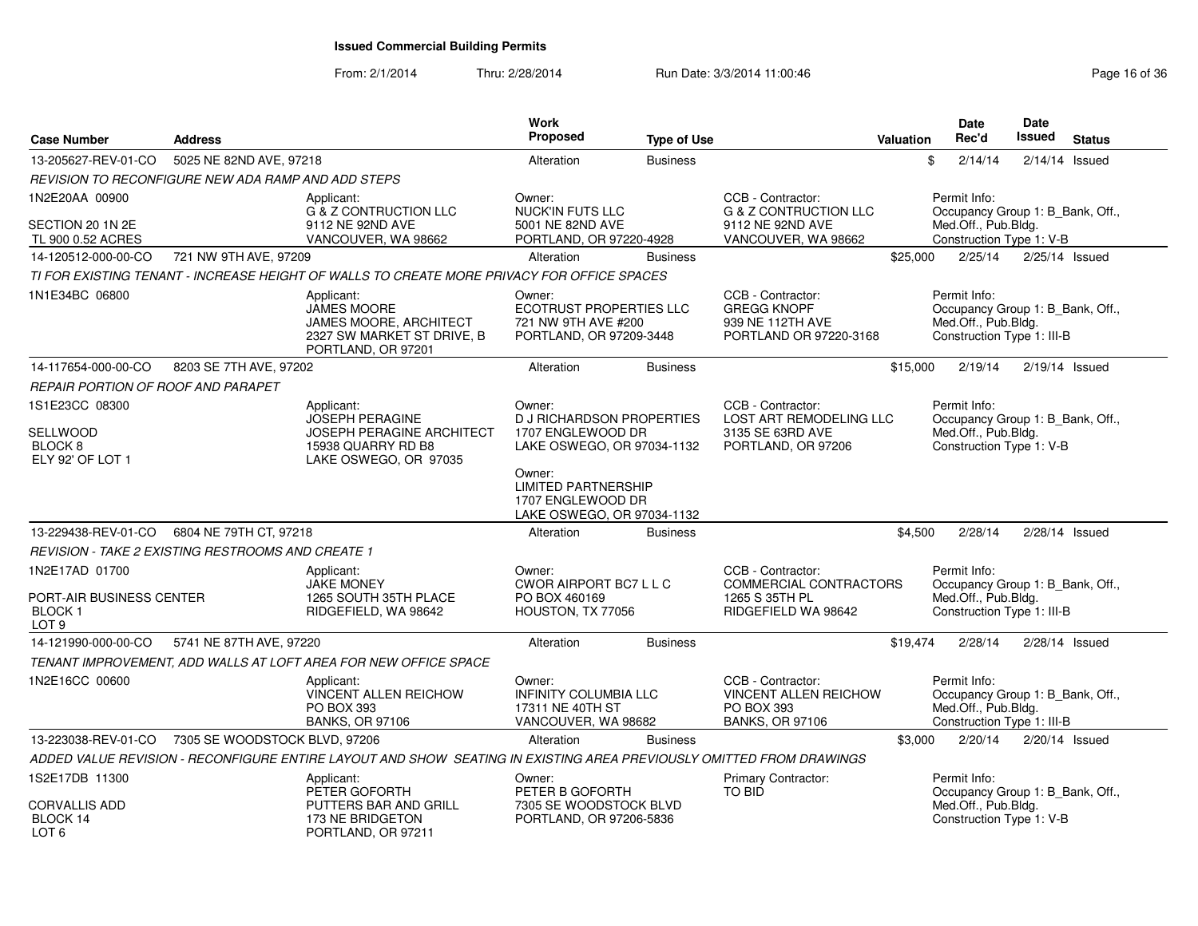# Issued Commercial Building Permits

From: 2/1/2014 Thru: 2/28/2014 Run Date: 3/3/2014 11:00:46

| Case Number | Address | Work Proposed | Type of Use | Valuation | Date Rec'd | Date Issued | Status |
|---|---|---|---|---|---|---|---|
| 13-205627-REV-01-CO | 5025 NE 82ND AVE, 97218 | Alteration | Business | $ | 2/14/14 | 2/14/14 | Issued |

*REVISION TO RECONFIGURE NEW ADA RAMP AND ADD STEPS*

1N2E20AA 00900
SECTION 20 1N2E
TL 900 0.52 ACRES

Applicant: G & Z CONTRUCTION LLC, 9112 NE 92ND AVE, VANCOUVER, WA 98662

Owner: NUCK'IN FUTS LLC, 5001 NE 82ND AVE, PORTLAND, OR 97220-4928

CCB - Contractor: G & Z CONTRUCTION LLC, 9112 NE 92ND AVE, VANCOUVER, WA 98662

Permit Info: Occupancy Group 1: B_Bank, Off., Med.Off., Pub.Bldg. Construction Type 1: V-B

| Case Number | Address | Work Proposed | Type of Use | Valuation | Date Rec'd | Date Issued | Status |
|---|---|---|---|---|---|---|---|
| 14-120512-000-00-CO | 721 NW 9TH AVE, 97209 | Alteration | Business | $25,000 | 2/25/14 | 2/25/14 | Issued |

*TI FOR EXISTING TENANT - INCREASE HEIGHT OF WALLS TO CREATE MORE PRIVACY FOR OFFICE SPACES*

1N1E34BC 06800

Applicant: JAMES MOORE, JAMES MOORE, ARCHITECT, 2327 SW MARKET ST DRIVE, B, PORTLAND, OR 97201

Owner: ECOTRUST PROPERTIES LLC, 721 NW 9TH AVE #200, PORTLAND, OR 97209-3448

CCB - Contractor: GREGG KNOPF, 939 NE 112TH AVE, PORTLAND OR 97220-3168

Permit Info: Occupancy Group 1: B_Bank, Off., Med.Off., Pub.Bldg. Construction Type 1: III-B

| Case Number | Address | Work Proposed | Type of Use | Valuation | Date Rec'd | Date Issued | Status |
|---|---|---|---|---|---|---|---|
| 14-117654-000-00-CO | 8203 SE 7TH AVE, 97202 | Alteration | Business | $15,000 | 2/19/14 | 2/19/14 | Issued |

*REPAIR PORTION OF ROOF AND PARAPET*

1S1E23CC 08300
SELLWOOD
BLOCK 8
ELY 92' OF LOT 1

Applicant: JOSEPH PERAGINE, JOSEPH PERAGINE ARCHITECT, 15938 QUARRY RD B8, LAKE OSWEGO, OR 97035

Owner: D J RICHARDSON PROPERTIES, 1707 ENGLEWOOD DR, LAKE OSWEGO, OR 97034-1132

Owner: LIMITED PARTNERSHIP, 1707 ENGLEWOOD DR, LAKE OSWEGO, OR 97034-1132

CCB - Contractor: LOST ART REMODELING LLC, 3135 SE 63RD AVE, PORTLAND, OR 97206

Permit Info: Occupancy Group 1: B_Bank, Off., Med.Off., Pub.Bldg. Construction Type 1: V-B

| Case Number | Address | Work Proposed | Type of Use | Valuation | Date Rec'd | Date Issued | Status |
|---|---|---|---|---|---|---|---|
| 13-229438-REV-01-CO | 6804 NE 79TH CT, 97218 | Alteration | Business | $4,500 | 2/28/14 | 2/28/14 | Issued |

*REVISION - TAKE 2 EXISTING RESTROOMS AND CREATE 1*

1N2E17AD 01700
PORT-AIR BUSINESS CENTER
BLOCK 1
LOT 9

Applicant: JAKE MONEY, 1265 SOUTH 35TH PLACE, RIDGEFIELD, WA 98642

Owner: CWOR AIRPORT BC7 L L C, PO BOX 460169, HOUSTON, TX 77056

CCB - Contractor: COMMERCIAL CONTRACTORS, 1265 S 35TH PL, RIDGEFIELD WA 98642

Permit Info: Occupancy Group 1: B_Bank, Off., Med.Off., Pub.Bldg. Construction Type 1: III-B

| Case Number | Address | Work Proposed | Type of Use | Valuation | Date Rec'd | Date Issued | Status |
|---|---|---|---|---|---|---|---|
| 14-121990-000-00-CO | 5741 NE 87TH AVE, 97220 | Alteration | Business | $19,474 | 2/28/14 | 2/28/14 | Issued |

*TENANT IMPROVEMENT, ADD WALLS AT LOFT AREA FOR NEW OFFICE SPACE*

1N2E16CC 00600

Applicant: VINCENT ALLEN REICHOW, PO BOX 393, BANKS, OR 97106

Owner: INFINITY COLUMBIA LLC, 17311 NE 40TH ST, VANCOUVER, WA 98682

CCB - Contractor: VINCENT ALLEN REICHOW, PO BOX 393, BANKS, OR 97106

Permit Info: Occupancy Group 1: B_Bank, Off., Med.Off., Pub.Bldg. Construction Type 1: III-B

| Case Number | Address | Work Proposed | Type of Use | Valuation | Date Rec'd | Date Issued | Status |
|---|---|---|---|---|---|---|---|
| 13-223038-REV-01-CO | 7305 SE WOODSTOCK BLVD, 97206 | Alteration | Business | $3,000 | 2/20/14 | 2/20/14 | Issued |

*ADDED VALUE REVISION - RECONFIGURE ENTIRE LAYOUT AND SHOW SEATING IN EXISTING AREA PREVIOUSLY OMITTED FROM DRAWINGS*

1S2E17DB 11300
CORVALLIS ADD
BLOCK 14
LOT 6

Applicant: PETER GOFORTH, PUTTERS BAR AND GRILL, 173 NE BRIDGETON, PORTLAND, OR 97211

Owner: PETER B GOFORTH, 7305 SE WOODSTOCK BLVD, PORTLAND, OR 97206-5836

Primary Contractor: TO BID

Permit Info: Occupancy Group 1: B_Bank, Off., Med.Off., Pub.Bldg. Construction Type 1: V-B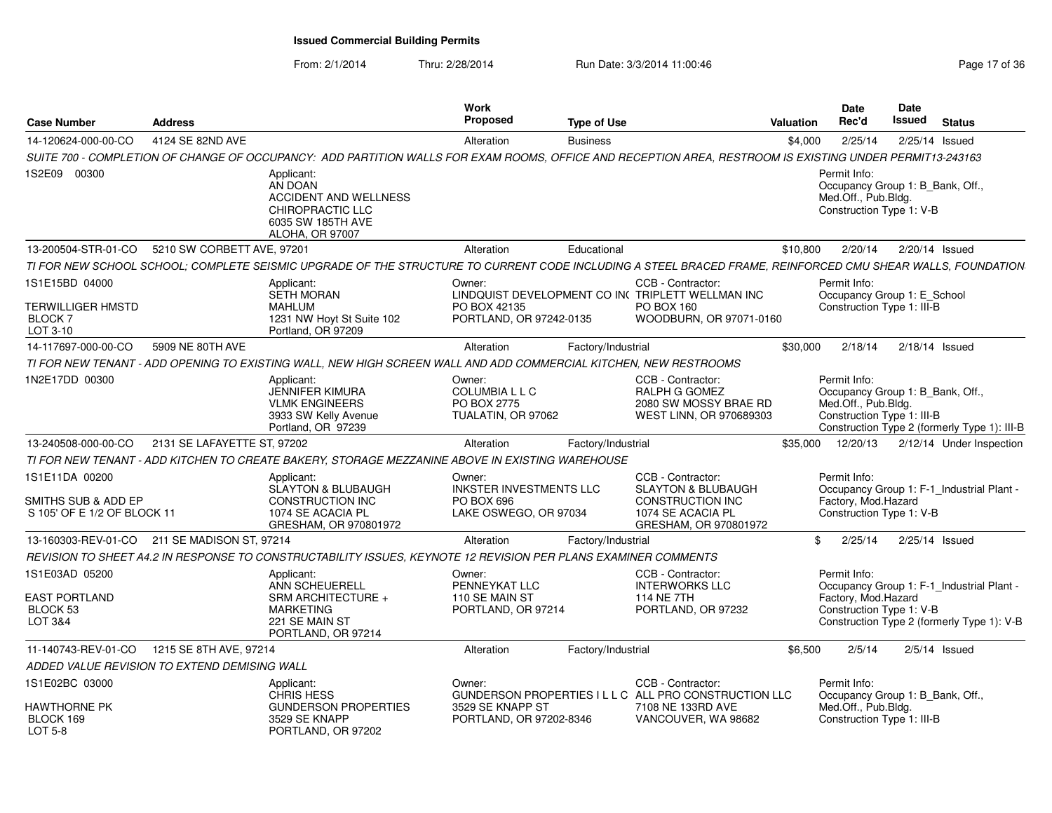## Issued Commercial Building Permits

From: 2/1/2014 Thru: 2/28/2014 Run Date: 3/3/2014 11:00:46

| Case Number | Address | | Work Proposed | Type of Use | | Valuation | Date Rec'd | Date Issued | Status |
|---|---|---|---|---|---|---|---|---|---|
| 14-120624-000-00-CO | 4124 SE 82ND AVE | | Alteration | Business | | $4,000 | 2/25/14 | 2/25/14 | Issued |
| SUITE 700 - COMPLETION OF CHANGE OF OCCUPANCY: ADD PARTITION WALLS FOR EXAM ROOMS, OFFICE AND RECEPTION AREA, RESTROOM IS EXISTING UNDER PERMIT13-243163 | | | | | | | | | |
| 1S2E09 00300 | | Applicant: AN DOAN ACCIDENT AND WELLNESS CHIROPRACTIC LLC 6035 SW 185TH AVE ALOHA, OR 97007 | | | | | Permit Info: Occupancy Group 1: B_Bank, Off., Med.Off., Pub.Bldg. Construction Type 1: V-B | | |
| 13-200504-STR-01-CO | 5210 SW CORBETT AVE, 97201 | | Alteration | Educational | | $10,800 | 2/20/14 | 2/20/14 | Issued |
| TI FOR NEW SCHOOL SCHOOL; COMPLETE SEISMIC UPGRADE OF THE STRUCTURE TO CURRENT CODE INCLUDING A STEEL BRACED FRAME, REINFORCED CMU SHEAR WALLS, FOUNDATION | | | | | | | | | |
| 1S1E15BD 04000 TERWILLIGER HMSTD BLOCK 7 LOT 3-10 | | Applicant: SETH MORAN MAHLUM 1231 NW Hoyt St Suite 102 Portland, OR 97209 | Owner: LINDQUIST DEVELOPMENT CO INC PO BOX 42135 PORTLAND, OR 97242-0135 | | CCB - Contractor: TRIPLETT WELLMAN INC PO BOX 160 WOODBURN, OR 97071-0160 | | Permit Info: Occupancy Group 1: E_School Construction Type 1: III-B | | |
| 14-117697-000-00-CO | 5909 NE 80TH AVE | | Alteration | Factory/Industrial | | $30,000 | 2/18/14 | 2/18/14 | Issued |
| TI FOR NEW TENANT - ADD OPENING TO EXISTING WALL, NEW HIGH SCREEN WALL AND ADD COMMERCIAL KITCHEN, NEW RESTROOMS | | | | | | | | | |
| 1N2E17DD 00300 | | Applicant: JENNIFER KIMURA VLMK ENGINEERS 3933 SW Kelly Avenue Portland, OR 97239 | Owner: COLUMBIA L L C PO BOX 2775 TUALATIN, OR 97062 | | CCB - Contractor: RALPH G GOMEZ 2080 SW MOSSY BRAE RD WEST LINN, OR 970689303 | | Permit Info: Occupancy Group 1: B_Bank, Off., Med.Off., Pub.Bldg. Construction Type 1: III-B Construction Type 2 (formerly Type 1): III-B | | |
| 13-240508-000-00-CO | 2131 SE LAFAYETTE ST, 97202 | | Alteration | Factory/Industrial | | $35,000 | 12/20/13 | 2/12/14 | Under Inspection |
| TI FOR NEW TENANT - ADD KITCHEN TO CREATE BAKERY, STORAGE MEZZANINE ABOVE IN EXISTING WAREHOUSE | | | | | | | | | |
| 1S1E11DA 00200 SMITHS SUB & ADD EP S 105' OF E 1/2 OF BLOCK 11 | | Applicant: SLAYTON & BLUBAUGH CONSTRUCTION INC 1074 SE ACACIA PL GRESHAM, OR 970801972 | Owner: INKSTER INVESTMENTS LLC PO BOX 696 LAKE OSWEGO, OR 97034 | | CCB - Contractor: SLAYTON & BLUBAUGH CONSTRUCTION INC 1074 SE ACACIA PL GRESHAM, OR 970801972 | | Permit Info: Occupancy Group 1: F-1_Industrial Plant - Factory, Mod.Hazard Construction Type 1: V-B | | |
| 13-160303-REV-01-CO | 211 SE MADISON ST, 97214 | | Alteration | Factory/Industrial | | $ | 2/25/14 | 2/25/14 | Issued |
| REVISION TO SHEET A4.2 IN RESPONSE TO CONSTRUCTABILITY ISSUES, KEYNOTE 12 REVISION PER PLANS EXAMINER COMMENTS | | | | | | | | | |
| 1S1E03AD 05200 EAST PORTLAND BLOCK 53 LOT 3&4 | | Applicant: ANN SCHEUERELL SRM ARCHITECTURE + MARKETING 221 SE MAIN ST PORTLAND, OR 97214 | Owner: PENNEYKAT LLC 110 SE MAIN ST PORTLAND, OR 97214 | | CCB - Contractor: INTERWORKS LLC 114 NE 7TH PORTLAND, OR 97232 | | Permit Info: Occupancy Group 1: F-1_Industrial Plant - Factory, Mod.Hazard Construction Type 1: V-B Construction Type 2 (formerly Type 1): V-B | | |
| 11-140743-REV-01-CO | 1215 SE 8TH AVE, 97214 | | Alteration | Factory/Industrial | | $6,500 | 2/5/14 | 2/5/14 | Issued |
| ADDED VALUE REVISION TO EXTEND DEMISING WALL | | | | | | | | | |
| 1S1E02BC 03000 HAWTHORNE PK BLOCK 169 LOT 5-8 | | Applicant: CHRIS HESS GUNDERSON PROPERTIES 3529 SE KNAPP PORTLAND, OR 97202 | Owner: GUNDERSON PROPERTIES I L L C 3529 SE KNAPP ST PORTLAND, OR 97202-8346 | | CCB - Contractor: ALL PRO CONSTRUCTION LLC 7108 NE 133RD AVE VANCOUVER, WA 98682 | | Permit Info: Occupancy Group 1: B_Bank, Off., Med.Off., Pub.Bldg. Construction Type 1: III-B | | |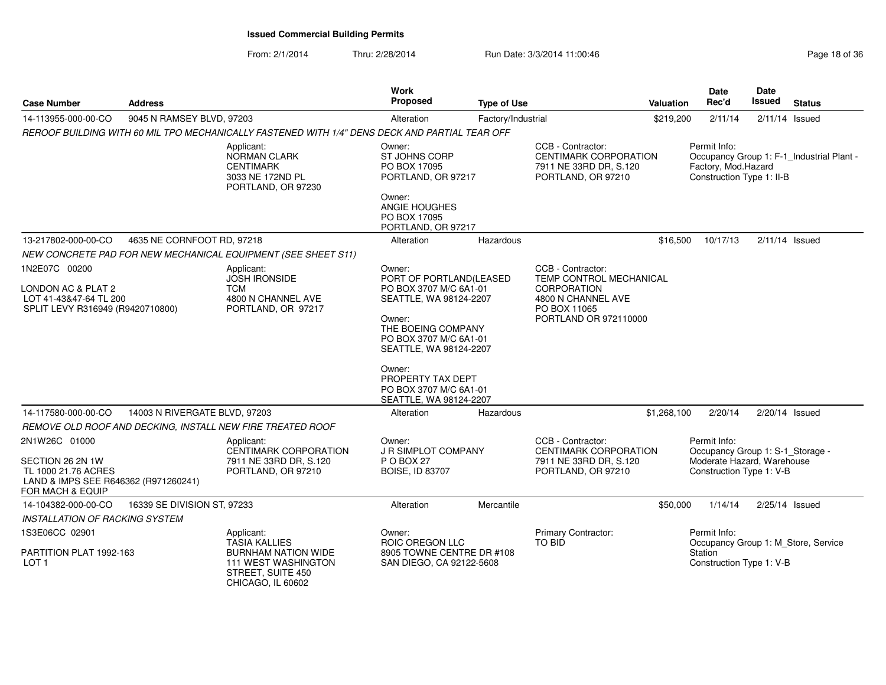## Issued Commercial Building Permits

From: 2/1/2014 Thru: 2/28/2014 Run Date: 3/3/2014 11:00:46

| Case Number | Address | Work Proposed | Type of Use | Valuation | Date Rec'd | Date Issued | Status |
|---|---|---|---|---|---|---|---|
| 14-113955-000-00-CO | 9045 N RAMSEY BLVD, 97203 | Alteration | Factory/Industrial | $219,200 | 2/11/14 | 2/11/14 | Issued |

*REROOF BUILDING WITH 60 MIL TPO MECHANICALLY FASTENED WITH 1/4" DENS DECK AND PARTIAL TEAR OFF*

Applicant:
NORMAN CLARK
CENTIMARK
3033 NE 172ND PL
PORTLAND, OR 97230

Owner:
ST JOHNS CORP
PO BOX 17095
PORTLAND, OR 97217

Owner:
ANGIE HOUGHES
PO BOX 17095
PORTLAND, OR 97217

CCB - Contractor:
CENTIMARK CORPORATION
7911 NE 33RD DR, S.120
PORTLAND, OR 97210

Permit Info:
Occupancy Group 1: F-1_Industrial Plant - Factory, Mod.Hazard
Construction Type 1: II-B

---

| Case Number | Address | Work Proposed | Type of Use | Valuation | Date Rec'd | Date Issued | Status |
|---|---|---|---|---|---|---|---|
| 13-217802-000-00-CO | 4635 NE CORNFOOT RD, 97218 | Alteration | Hazardous | $16,500 | 10/17/13 | 2/11/14 | Issued |

*NEW CONCRETE PAD FOR NEW MECHANICAL EQUIPMENT (SEE SHEET S11)*

1N2E07C 00200

LONDON AC & PLAT 2
LOT 41-43&47-64 TL 200
SPLIT LEVY R316949 (R9420710800)

Applicant:
JOSH IRONSIDE
TCM
4800 N CHANNEL AVE
PORTLAND, OR 97217

Owner:
PORT OF PORTLAND(LEASED
PO BOX 3707 M/C 6A1-01
SEATTLE, WA 98124-2207

Owner:
THE BOEING COMPANY
PO BOX 3707 M/C 6A1-01
SEATTLE, WA 98124-2207

Owner:
PROPERTY TAX DEPT
PO BOX 3707 M/C 6A1-01
SEATTLE, WA 98124-2207

CCB - Contractor:
TEMP CONTROL MECHANICAL CORPORATION
4800 N CHANNEL AVE
PO BOX 11065
PORTLAND OR 972110000

---

| Case Number | Address | Work Proposed | Type of Use | Valuation | Date Rec'd | Date Issued | Status |
|---|---|---|---|---|---|---|---|
| 14-117580-000-00-CO | 14003 N RIVERGATE BLVD, 97203 | Alteration | Hazardous | $1,268,100 | 2/20/14 | 2/20/14 | Issued |

*REMOVE OLD ROOF AND DECKING, INSTALL NEW FIRE TREATED ROOF*

2N1W26C 01000

SECTION 26 2N 1W
TL 1000 21.76 ACRES
LAND & IMPS SEE R646362 (R971260241)
FOR MACH & EQUIP

Applicant:
CENTIMARK CORPORATION
7911 NE 33RD DR, S.120
PORTLAND, OR 97210

Owner:
J R SIMPLOT COMPANY
P O BOX 27
BOISE, ID 83707

CCB - Contractor:
CENTIMARK CORPORATION
7911 NE 33RD DR, S.120
PORTLAND, OR 97210

Permit Info:
Occupancy Group 1: S-1_Storage - Moderate Hazard, Warehouse
Construction Type 1: V-B

---

| Case Number | Address | Work Proposed | Type of Use | Valuation | Date Rec'd | Date Issued | Status |
|---|---|---|---|---|---|---|---|
| 14-104382-000-00-CO | 16339 SE DIVISION ST, 97233 | Alteration | Mercantile | $50,000 | 1/14/14 | 2/25/14 | Issued |

*INSTALLATION OF RACKING SYSTEM*

1S3E06CC 02901

PARTITION PLAT 1992-163
LOT 1

Applicant:
TASIA KALLIES
BURNHAM NATION WIDE
111 WEST WASHINGTON
STREET, SUITE 450
CHICAGO, IL 60602

Owner:
ROIC OREGON LLC
8905 TOWNE CENTRE DR #108
SAN DIEGO, CA 92122-5608

Primary Contractor:
TO BID

Permit Info:
Occupancy Group 1: M_Store, Service Station
Construction Type 1: V-B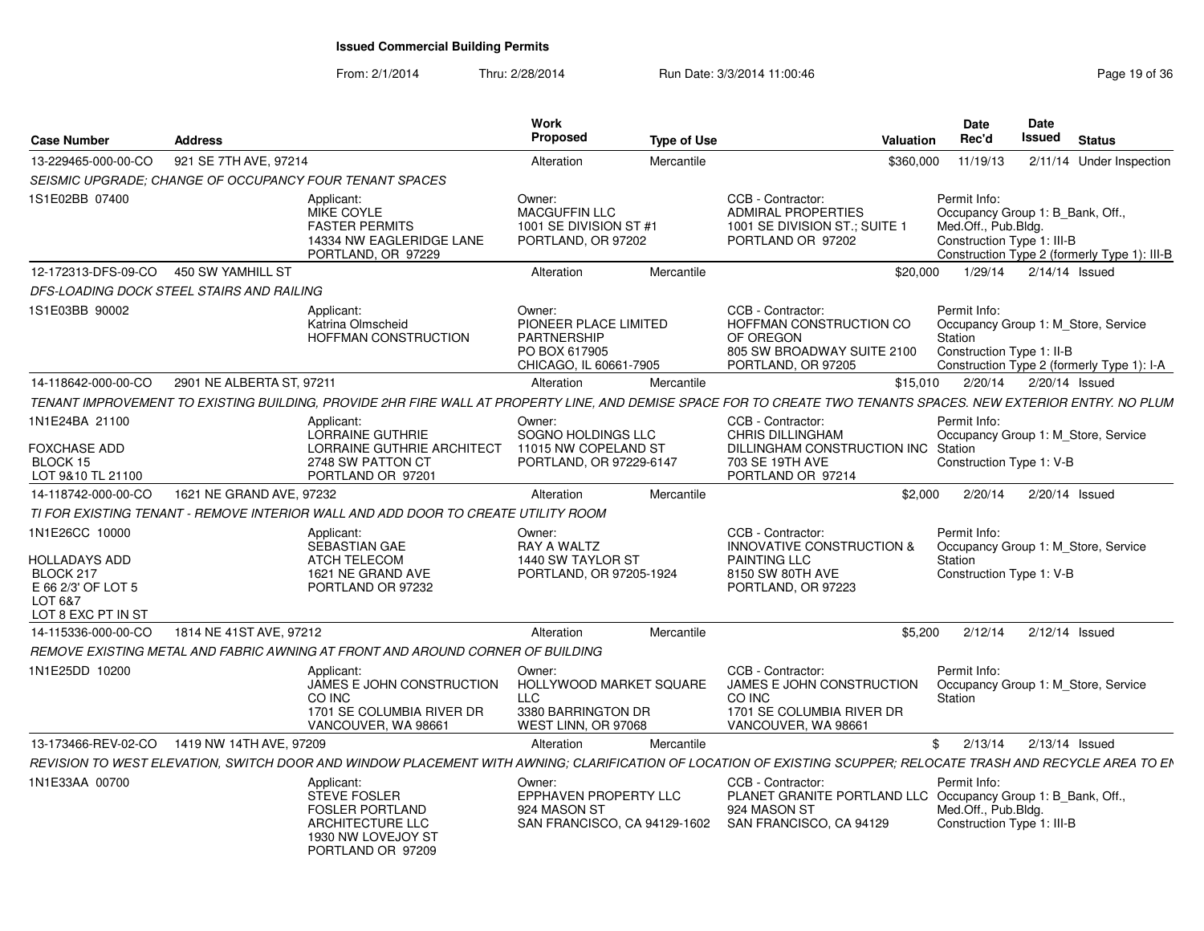# Issued Commercial Building Permits

From: 2/1/2014 Thru: 2/28/2014 Run Date: 3/3/2014 11:00:46

| Case Number | Address | Work Proposed | Type of Use | Valuation | Date Rec'd | Date Issued | Status |
|---|---|---|---|---|---|---|---|
| 13-229465-000-00-CO | 921 SE 7TH AVE, 97214 | Alteration | Mercantile | $360,000 | 11/19/13 | 2/11/14 | Under Inspection |

*SEISMIC UPGRADE; CHANGE OF OCCUPANCY FOUR TENANT SPACES*

1S1E02BB 07400

- Applicant: MIKE COYLE, FASTER PERMITS, 14334 NW EAGLERIDGE LANE, PORTLAND, OR 97229
- Owner: MACGUFFIN LLC, 1001 SE DIVISION ST #1, PORTLAND, OR 97202
- CCB - Contractor: ADMIRAL PROPERTIES, 1001 SE DIVISION ST.; SUITE 1, PORTLAND OR 97202
- Permit Info: Occupancy Group 1: B_Bank, Off., Med.Off., Pub.Bldg.; Construction Type 1: III-B; Construction Type 2 (formerly Type 1): III-B

| Case Number | Address | Work Proposed | Type of Use | Valuation | Date Rec'd | Date Issued | Status |
|---|---|---|---|---|---|---|---|
| 12-172313-DFS-09-CO | 450 SW YAMHILL ST | Alteration | Mercantile | $20,000 | 1/29/14 | 2/14/14 | Issued |

*DFS-LOADING DOCK STEEL STAIRS AND RAILING*

1S1E03BB 90002

- Applicant: Katrina Olmscheid, HOFFMAN CONSTRUCTION
- Owner: PIONEER PLACE LIMITED PARTNERSHIP, PO BOX 617905, CHICAGO, IL 60661-7905
- CCB - Contractor: HOFFMAN CONSTRUCTION CO OF OREGON, 805 SW BROADWAY SUITE 2100, PORTLAND, OR 97205
- Permit Info: Occupancy Group 1: M_Store, Service Station; Construction Type 1: II-B; Construction Type 2 (formerly Type 1): I-A

| Case Number | Address | Work Proposed | Type of Use | Valuation | Date Rec'd | Date Issued | Status |
|---|---|---|---|---|---|---|---|
| 14-118642-000-00-CO | 2901 NE ALBERTA ST, 97211 | Alteration | Mercantile | $15,010 | 2/20/14 | 2/20/14 | Issued |

*TENANT IMPROVEMENT TO EXISTING BUILDING, PROVIDE 2HR FIRE WALL AT PROPERTY LINE, AND DEMISE SPACE FOR TO CREATE TWO TENANTS SPACES. NEW EXTERIOR ENTRY. NO PLUM*

1N1E24BA 21100
FOXCHASE ADD
BLOCK 15
LOT 9&10 TL 21100

- Applicant: LORRAINE GUTHRIE, LORRAINE GUTHRIE ARCHITECT, 2748 SW PATTON CT, PORTLAND OR 97201
- Owner: SOGNO HOLDINGS LLC, 11015 NW COPELAND ST, PORTLAND, OR 97229-6147
- CCB - Contractor: CHRIS DILLINGHAM, DILLINGHAM CONSTRUCTION INC, 703 SE 19TH AVE, PORTLAND OR 97214
- Permit Info: Occupancy Group 1: M_Store, Service Station; Construction Type 1: V-B

| Case Number | Address | Work Proposed | Type of Use | Valuation | Date Rec'd | Date Issued | Status |
|---|---|---|---|---|---|---|---|
| 14-118742-000-00-CO | 1621 NE GRAND AVE, 97232 | Alteration | Mercantile | $2,000 | 2/20/14 | 2/20/14 | Issued |

*TI FOR EXISTING TENANT - REMOVE INTERIOR WALL AND ADD DOOR TO CREATE UTILITY ROOM*

1N1E26CC 10000
HOLLADAYS ADD
BLOCK 217
E 66 2/3' OF LOT 5
LOT 6&7
LOT 8 EXC PT IN ST

- Applicant: SEBASTIAN GAE, ATCH TELECOM, 1621 NE GRAND AVE, PORTLAND OR 97232
- Owner: RAY A WALTZ, 1440 SW TAYLOR ST, PORTLAND, OR 97205-1924
- CCB - Contractor: INNOVATIVE CONSTRUCTION & PAINTING LLC, 8150 SW 80TH AVE, PORTLAND, OR 97223
- Permit Info: Occupancy Group 1: M_Store, Service Station; Construction Type 1: V-B

| Case Number | Address | Work Proposed | Type of Use | Valuation | Date Rec'd | Date Issued | Status |
|---|---|---|---|---|---|---|---|
| 14-115336-000-00-CO | 1814 NE 41ST AVE, 97212 | Alteration | Mercantile | $5,200 | 2/12/14 | 2/12/14 | Issued |

*REMOVE EXISTING METAL AND FABRIC AWNING AT FRONT AND AROUND CORNER OF BUILDING*

1N1E25DD 10200

- Applicant: JAMES E JOHN CONSTRUCTION CO INC, 1701 SE COLUMBIA RIVER DR, VANCOUVER, WA 98661
- Owner: HOLLYWOOD MARKET SQUARE LLC, 3380 BARRINGTON DR, WEST LINN, OR 97068
- CCB - Contractor: JAMES E JOHN CONSTRUCTION CO INC, 1701 SE COLUMBIA RIVER DR, VANCOUVER, WA 98661
- Permit Info: Occupancy Group 1: M_Store, Service Station

| Case Number | Address | Work Proposed | Type of Use | Valuation | Date Rec'd | Date Issued | Status |
|---|---|---|---|---|---|---|---|
| 13-173466-REV-02-CO | 1419 NW 14TH AVE, 97209 | Alteration | Mercantile | $ | 2/13/14 | 2/13/14 | Issued |

*REVISION TO WEST ELEVATION, SWITCH DOOR AND WINDOW PLACEMENT WITH AWNING; CLARIFICATION OF LOCATION OF EXISTING SCUPPER; RELOCATE TRASH AND RECYCLE AREA TO EN*

1N1E33AA 00700

- Applicant: STEVE FOSLER, FOSLER PORTLAND ARCHITECTURE LLC, 1930 NW LOVEJOY ST, PORTLAND OR 97209
- Owner: EPPHAVEN PROPERTY LLC, 924 MASON ST, SAN FRANCISCO, CA 94129-1602
- CCB - Contractor: PLANET GRANITE PORTLAND LLC, 924 MASON ST, SAN FRANCISCO, CA 94129
- Permit Info: Occupancy Group 1: B_Bank, Off., Med.Off., Pub.Bldg.; Construction Type 1: III-B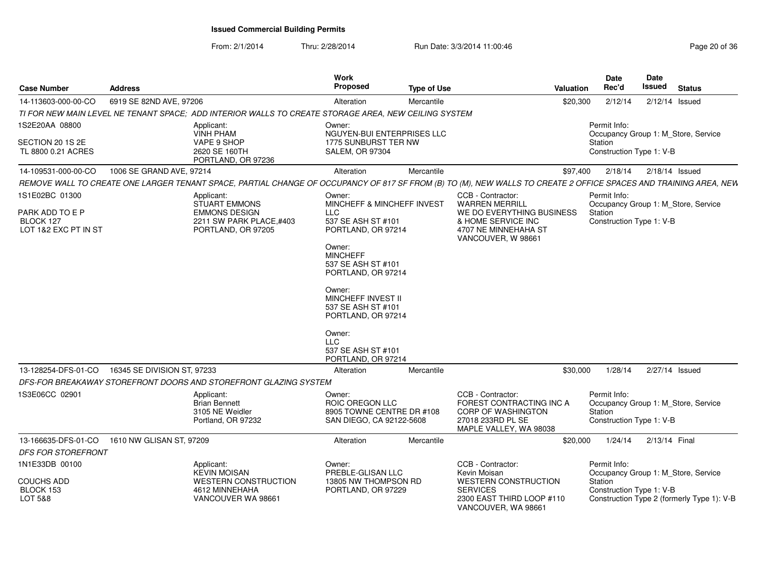## Issued Commercial Building Permits

From: 2/1/2014 Thru: 2/28/2014 Run Date: 3/3/2014 11:00:46

| Case Number | Address | Work Proposed | Type of Use | Valuation | Date Rec'd | Date Issued | Status |
|---|---|---|---|---|---|---|---|
| 14-113603-000-00-CO | 6919 SE 82ND AVE, 97206 | Alteration | Mercantile | $20,300 | 2/12/14 | 2/12/14 | Issued |

*TI FOR NEW MAIN LEVEL NE TENANT SPACE; ADD INTERIOR WALLS TO CREATE STORAGE AREA, NEW CEILING SYSTEM*

1S2E20AA 08800
SECTION 20 1S 2E
TL 8800 0.21 ACRES

Applicant:
VINH PHAM
VAPE 9 SHOP
2620 SE 160TH
PORTLAND, OR 97236

Owner:
NGUYEN-BUI ENTERPRISES LLC
1775 SUNBURST TER NW
SALEM, OR 97304

Permit Info:
Occupancy Group 1: M_Store, Service Station
Construction Type 1: V-B

---

| Case Number | Address | Work Proposed | Type of Use | Valuation | Date Rec'd | Date Issued | Status |
|---|---|---|---|---|---|---|---|
| 14-109531-000-00-CO | 1006 SE GRAND AVE, 97214 | Alteration | Mercantile | $97,400 | 2/18/14 | 2/18/14 | Issued |

*REMOVE WALL TO CREATE ONE LARGER TENANT SPACE, PARTIAL CHANGE OF OCCUPANCY OF 817 SF FROM (B) TO (M), NEW WALLS TO CREATE 2 OFFICE SPACES AND TRAINING AREA, NEW*

1S1E02BC 01300
PARK ADD TO E P
BLOCK 127
LOT 1&2 EXC PT IN ST

Applicant:
STUART EMMONS
EMMONS DESIGN
2211 SW PARK PLACE,#403
PORTLAND, OR 97205

Owner:
MINCHEFF & MINCHEFF INVEST LLC
537 SE ASH ST #101
PORTLAND, OR 97214

Owner:
MINCHEFF
537 SE ASH ST #101
PORTLAND, OR 97214

Owner:
MINCHEFF INVEST II
537 SE ASH ST #101
PORTLAND, OR 97214

Owner:
LLC
537 SE ASH ST #101
PORTLAND, OR 97214

CCB - Contractor:
WARREN MERRILL
WE DO EVERYTHING BUSINESS & HOME SERVICE INC
4707 NE MINNEHAHA ST
VANCOUVER, W 98661

Permit Info:
Occupancy Group 1: M_Store, Service Station
Construction Type 1: V-B

---

| Case Number | Address | Work Proposed | Type of Use | Valuation | Date Rec'd | Date Issued | Status |
|---|---|---|---|---|---|---|---|
| 13-128254-DFS-01-CO | 16345 SE DIVISION ST, 97233 | Alteration | Mercantile | $30,000 | 1/28/14 | 2/27/14 | Issued |

*DFS-FOR BREAKAWAY STOREFRONT DOORS AND STOREFRONT GLAZING SYSTEM*

1S3E06CC 02901

Applicant:
Brian Bennett
3105 NE Weidler
Portland, OR 97232

Owner:
ROIC OREGON LLC
8905 TOWNE CENTRE DR #108
SAN DIEGO, CA 92122-5608

CCB - Contractor:
FOREST CONTRACTING INC A CORP OF WASHINGTON
27018 233RD PL SE
MAPLE VALLEY, WA 98038

Permit Info:
Occupancy Group 1: M_Store, Service Station
Construction Type 1: V-B

---

| Case Number | Address | Work Proposed | Type of Use | Valuation | Date Rec'd | Date Issued | Status |
|---|---|---|---|---|---|---|---|
| 13-166635-DFS-01-CO | 1610 NW GLISAN ST, 97209 | Alteration | Mercantile | $20,000 | 1/24/14 | 2/13/14 | Final |

*DFS FOR STOREFRONT*

1N1E33DB 00100
COUCHS ADD
BLOCK 153
LOT 5&8

Applicant:
KEVIN MOISAN
WESTERN CONSTRUCTION
4612 MINNEHAHA
VANCOUVER WA 98661

Owner:
PREBLE-GLISAN LLC
13805 NW THOMPSON RD
PORTLAND, OR 97229

CCB - Contractor:
Kevin Moisan
WESTERN CONSTRUCTION SERVICES
2300 EAST THIRD LOOP #110
VANCOUVER, WA 98661

Permit Info:
Occupancy Group 1: M_Store, Service Station
Construction Type 1: V-B
Construction Type 2 (formerly Type 1): V-B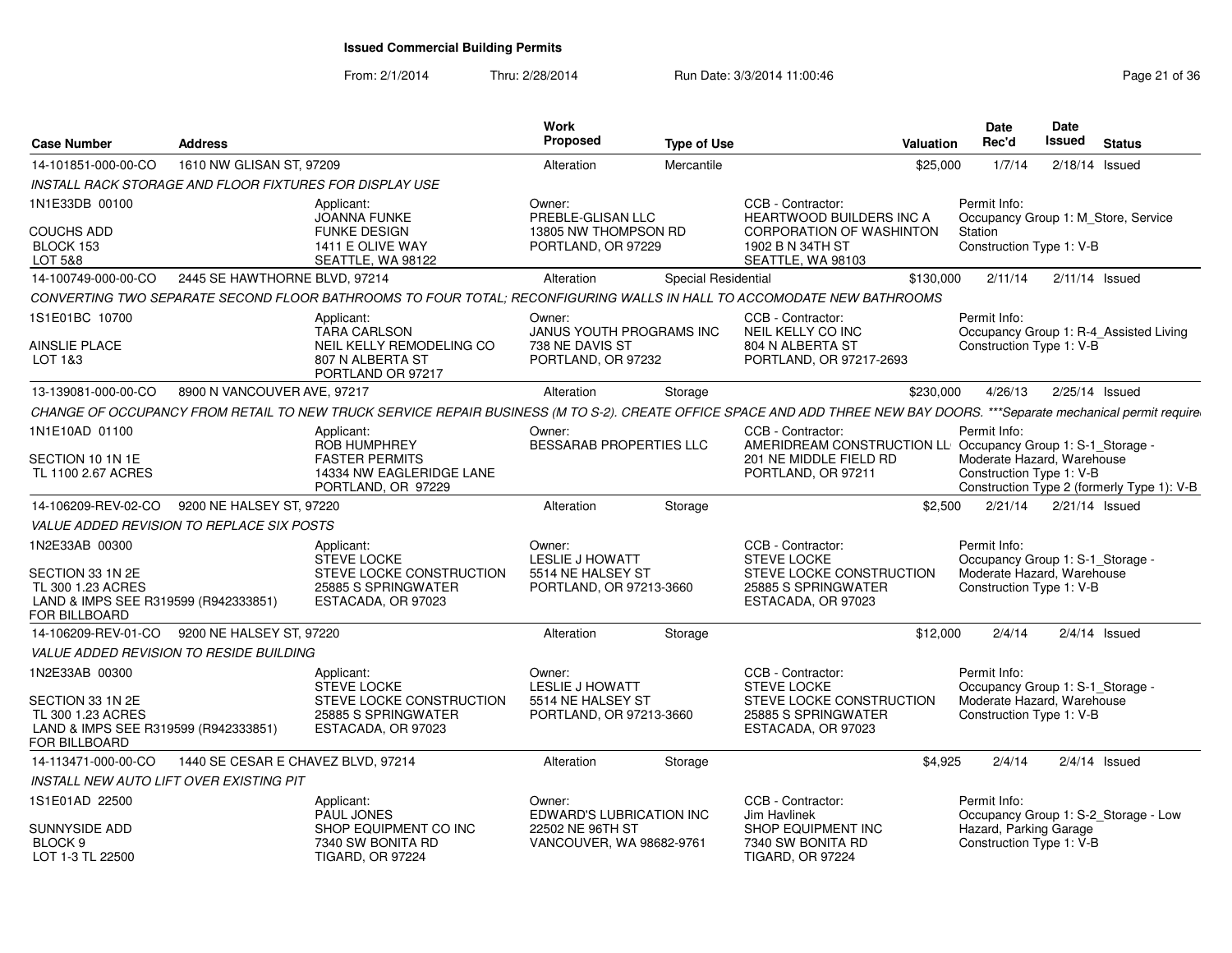# Issued Commercial Building Permits

From: 2/1/2014 Thru: 2/28/2014 Run Date: 3/3/2014 11:00:46

| Case Number | Address | Work Proposed | Type of Use | Valuation | Date Rec'd | Date Issued | Status |
|---|---|---|---|---|---|---|---|
| 14-101851-000-00-CO | 1610 NW GLISAN ST, 97209 | Alteration | Mercantile | $25,000 | 1/7/14 | 2/18/14 | Issued |
| 14-100749-000-00-CO | 2445 SE HAWTHORNE BLVD, 97214 | Alteration | Special Residential | $130,000 | 2/11/14 | 2/11/14 | Issued |
| 13-139081-000-00-CO | 8900 N VANCOUVER AVE, 97217 | Alteration | Storage | $230,000 | 4/26/13 | 2/25/14 | Issued |
| 14-106209-REV-02-CO | 9200 NE HALSEY ST, 97220 | Alteration | Storage | $2,500 | 2/21/14 | 2/21/14 | Issued |
| 14-106209-REV-01-CO | 9200 NE HALSEY ST, 97220 | Alteration | Storage | $12,000 | 2/4/14 | 2/4/14 | Issued |
| 14-113471-000-00-CO | 1440 SE CESAR E CHAVEZ BLVD, 97214 | Alteration | Storage | $4,925 | 2/4/14 | 2/4/14 | Issued |

## 14-101851-000-00-CO — 1610 NW GLISAN ST, 97209

*INSTALL RACK STORAGE AND FLOOR FIXTURES FOR DISPLAY USE*

- 1N1E33DB 00100, COUCHS ADD, BLOCK 153, LOT 5&8
- Applicant: JOANNA FUNKE, FUNKE DESIGN, 1411 E OLIVE WAY, SEATTLE, WA 98122
- Owner: PREBLE-GLISAN LLC, 13805 NW THOMPSON RD, PORTLAND, OR 97229
- CCB - Contractor: HEARTWOOD BUILDERS INC A CORPORATION OF WASHINTON, 1902 B N 34TH ST, SEATTLE, WA 98103
- Permit Info: Occupancy Group 1: M_Store, Service Station; Construction Type 1: V-B

## 14-100749-000-00-CO — 2445 SE HAWTHORNE BLVD, 97214

*CONVERTING TWO SEPARATE SECOND FLOOR BATHROOMS TO FOUR TOTAL; RECONFIGURING WALLS IN HALL TO ACCOMODATE NEW BATHROOMS*

- 1S1E01BC 10700, AINSLIE PLACE, LOT 1&3
- Applicant: TARA CARLSON, NEIL KELLY REMODELING CO, 807 N ALBERTA ST, PORTLAND OR 97217
- Owner: JANUS YOUTH PROGRAMS INC, 738 NE DAVIS ST, PORTLAND, OR 97232
- CCB - Contractor: NEIL KELLY CO INC, 804 N ALBERTA ST, PORTLAND, OR 97217-2693
- Permit Info: Occupancy Group 1: R-4_Assisted Living; Construction Type 1: V-B

## 13-139081-000-00-CO — 8900 N VANCOUVER AVE, 97217

*CHANGE OF OCCUPANCY FROM RETAIL TO NEW TRUCK SERVICE REPAIR BUSINESS (M TO S-2). CREATE OFFICE SPACE AND ADD THREE NEW BAY DOORS. ***Separate mechanical permit require*

- 1N1E10AD 01100, SECTION 10 1N 1E, TL 1100 2.67 ACRES
- Applicant: ROB HUMPHREY, FASTER PERMITS, 14334 NW EAGLERIDGE LANE, PORTLAND, OR 97229
- Owner: BESSARAB PROPERTIES LLC
- CCB - Contractor: AMERIDREAM CONSTRUCTION LL, 201 NE MIDDLE FIELD RD, PORTLAND, OR 97211
- Permit Info: Occupancy Group 1: S-1_Storage - Moderate Hazard, Warehouse; Construction Type 1: V-B; Construction Type 2 (formerly Type 1): V-B

## 14-106209-REV-02-CO — 9200 NE HALSEY ST, 97220

*VALUE ADDED REVISION TO REPLACE SIX POSTS*

- 1N2E33AB 00300, SECTION 33 1N 2E, TL 300 1.23 ACRES, LAND & IMPS SEE R319599 (R942333851) FOR BILLBOARD
- Applicant: STEVE LOCKE, STEVE LOCKE CONSTRUCTION, 25885 S SPRINGWATER, ESTACADA, OR 97023
- Owner: LESLIE J HOWATT, 5514 NE HALSEY ST, PORTLAND, OR 97213-3660
- CCB - Contractor: STEVE LOCKE, STEVE LOCKE CONSTRUCTION, 25885 S SPRINGWATER, ESTACADA, OR 97023
- Permit Info: Occupancy Group 1: S-1_Storage - Moderate Hazard, Warehouse; Construction Type 1: V-B

## 14-106209-REV-01-CO — 9200 NE HALSEY ST, 97220

*VALUE ADDED REVISION TO RESIDE BUILDING*

- 1N2E33AB 00300, SECTION 33 1N 2E, TL 300 1.23 ACRES, LAND & IMPS SEE R319599 (R942333851) FOR BILLBOARD
- Applicant: STEVE LOCKE, STEVE LOCKE CONSTRUCTION, 25885 S SPRINGWATER, ESTACADA, OR 97023
- Owner: LESLIE J HOWATT, 5514 NE HALSEY ST, PORTLAND, OR 97213-3660
- CCB - Contractor: STEVE LOCKE, STEVE LOCKE CONSTRUCTION, 25885 S SPRINGWATER, ESTACADA, OR 97023
- Permit Info: Occupancy Group 1: S-1_Storage - Moderate Hazard, Warehouse; Construction Type 1: V-B

## 14-113471-000-00-CO — 1440 SE CESAR E CHAVEZ BLVD, 97214

*INSTALL NEW AUTO LIFT OVER EXISTING PIT*

- 1S1E01AD 22500, SUNNYSIDE ADD, BLOCK 9, LOT 1-3 TL 22500
- Applicant: PAUL JONES, SHOP EQUIPMENT CO INC, 7340 SW BONITA RD, TIGARD, OR 97224
- Owner: EDWARD'S LUBRICATION INC, 22502 NE 96TH ST, VANCOUVER, WA 98682-9761
- CCB - Contractor: Jim Havlinek, SHOP EQUIPMENT INC, 7340 SW BONITA RD, TIGARD, OR 97224
- Permit Info: Occupancy Group 1: S-2_Storage - Low Hazard, Parking Garage; Construction Type 1: V-B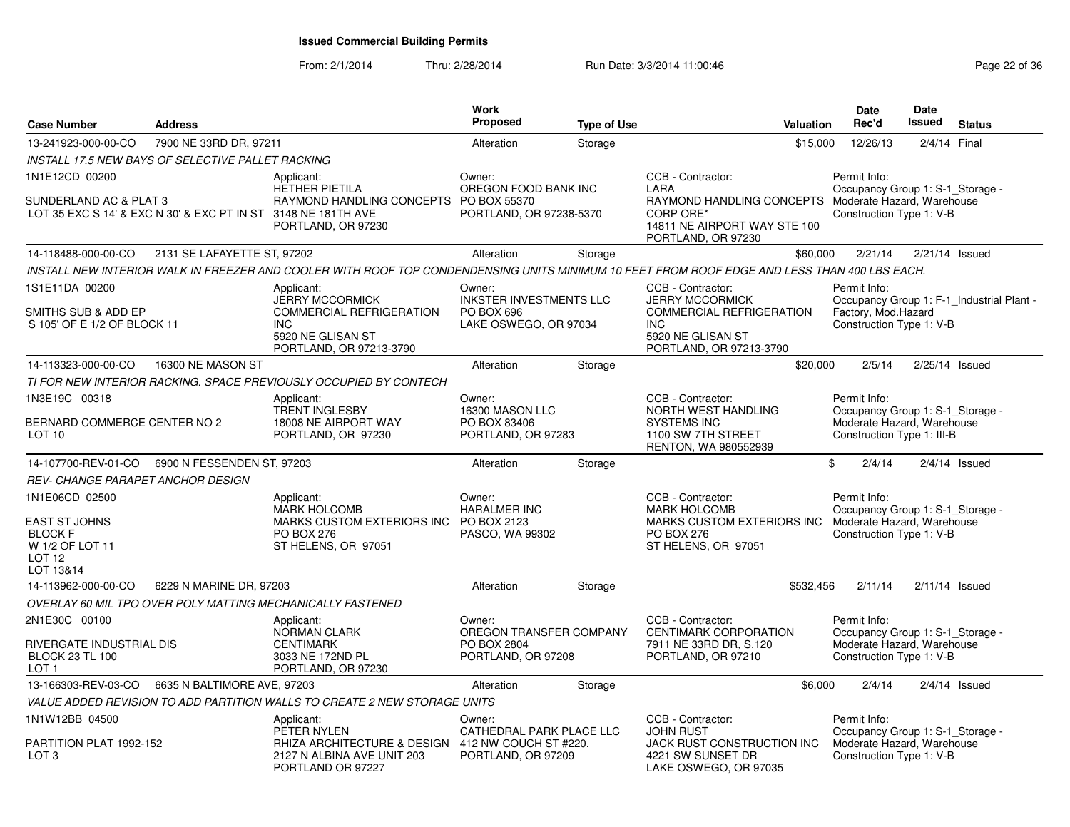# Issued Commercial Building Permits

From: 2/1/2014 Thru: 2/28/2014 Run Date: 3/3/2014 11:00:46

| Case Number | Address | | Work Proposed | Type of Use | | Valuation | Date Rec'd | Date Issued | Status |
|---|---|---|---|---|---|---|---|---|---|
| 13-241923-000-00-CO | 7900 NE 33RD DR, 97211 | | Alteration | Storage | | $15,000 | 12/26/13 | 2/4/14 | Final |
| *INSTALL 17.5 NEW BAYS OF SELECTIVE PALLET RACKING* | | | | | | | | | |
| 1N1E12CD 00200<br><br>SUNDERLAND AC & PLAT 3<br>LOT 35 EXC S 14' & EXC N 30' & EXC PT IN ST | | Applicant:<br>HETHER PIETILA<br>RAYMOND HANDLING CONCEPTS<br>3148 NE 181TH AVE<br>PORTLAND, OR 97230 | Owner:<br>OREGON FOOD BANK INC<br>PO BOX 55370<br>PORTLAND, OR 97238-5370 | | CCB - Contractor:<br>LARA<br>RAYMOND HANDLING CONCEPTS CORP ORE*<br>14811 NE AIRPORT WAY STE 100<br>PORTLAND, OR 97230 | | Permit Info:<br>Occupancy Group 1: S-1_Storage - Moderate Hazard, Warehouse<br>Construction Type 1: V-B | | |
| 14-118488-000-00-CO | 2131 SE LAFAYETTE ST, 97202 | | Alteration | Storage | | $60,000 | 2/21/14 | 2/21/14 | Issued |
| *INSTALL NEW INTERIOR WALK IN FREEZER AND COOLER WITH ROOF TOP CONDENDENSING UNITS MINIMUM 10 FEET FROM ROOF EDGE AND LESS THAN 400 LBS EACH.* | | | | | | | | | |
| 1S1E11DA 00200<br><br>SMITHS SUB & ADD EP<br>S 105' OF E 1/2 OF BLOCK 11 | | Applicant:<br>JERRY MCCORMICK<br>COMMERCIAL REFRIGERATION INC<br>5920 NE GLISAN ST<br>PORTLAND, OR 97213-3790 | Owner:<br>INKSTER INVESTMENTS LLC<br>PO BOX 696<br>LAKE OSWEGO, OR 97034 | | CCB - Contractor:<br>JERRY MCCORMICK<br>COMMERCIAL REFRIGERATION INC<br>5920 NE GLISAN ST<br>PORTLAND, OR 97213-3790 | | Permit Info:<br>Occupancy Group 1: F-1_Industrial Plant - Factory, Mod.Hazard<br>Construction Type 1: V-B | | |
| 14-113323-000-00-CO | 16300 NE MASON ST | | Alteration | Storage | | $20,000 | 2/5/14 | 2/25/14 | Issued |
| *TI FOR NEW INTERIOR RACKING. SPACE PREVIOUSLY OCCUPIED BY CONTECH* | | | | | | | | | |
| 1N3E19C 00318<br><br>BERNARD COMMERCE CENTER NO 2<br>LOT 10 | | Applicant:<br>TRENT INGLESBY<br>18008 NE AIRPORT WAY<br>PORTLAND, OR 97230 | Owner:<br>16300 MASON LLC<br>PO BOX 83406<br>PORTLAND, OR 97283 | | CCB - Contractor:<br>NORTH WEST HANDLING SYSTEMS INC<br>1100 SW 7TH STREET<br>RENTON, WA 980552939 | | Permit Info:<br>Occupancy Group 1: S-1_Storage - Moderate Hazard, Warehouse<br>Construction Type 1: III-B | | |
| 14-107700-REV-01-CO | 6900 N FESSENDEN ST, 97203 | | Alteration | Storage | | $ | 2/4/14 | 2/4/14 | Issued |
| *REV- CHANGE PARAPET ANCHOR DESIGN* | | | | | | | | | |
| 1N1E06CD 02500<br><br>EAST ST JOHNS<br>BLOCK F<br>W 1/2 OF LOT 11<br>LOT 12<br>LOT 13&14 | | Applicant:<br>MARK HOLCOMB<br>MARKS CUSTOM EXTERIORS INC<br>PO BOX 276<br>ST HELENS, OR 97051 | Owner:<br>HARALMER INC<br>PO BOX 2123<br>PASCO, WA 99302 | | CCB - Contractor:<br>MARK HOLCOMB<br>MARKS CUSTOM EXTERIORS INC<br>PO BOX 276<br>ST HELENS, OR 97051 | | Permit Info:<br>Occupancy Group 1: S-1_Storage - Moderate Hazard, Warehouse<br>Construction Type 1: V-B | | |
| 14-113962-000-00-CO | 6229 N MARINE DR, 97203 | | Alteration | Storage | | $532,456 | 2/11/14 | 2/11/14 | Issued |
| *OVERLAY 60 MIL TPO OVER POLY MATTING MECHANICALLY FASTENED* | | | | | | | | | |
| 2N1E30C 00100<br><br>RIVERGATE INDUSTRIAL DIS<br>BLOCK 23 TL 100<br>LOT 1 | | Applicant:<br>NORMAN CLARK<br>CENTIMARK<br>3033 NE 172ND PL<br>PORTLAND, OR 97230 | Owner:<br>OREGON TRANSFER COMPANY<br>PO BOX 2804<br>PORTLAND, OR 97208 | | CCB - Contractor:<br>CENTIMARK CORPORATION<br>7911 NE 33RD DR, S.120<br>PORTLAND, OR 97210 | | Permit Info:<br>Occupancy Group 1: S-1_Storage - Moderate Hazard, Warehouse<br>Construction Type 1: V-B | | |
| 13-166303-REV-03-CO | 6635 N BALTIMORE AVE, 97203 | | Alteration | Storage | | $6,000 | 2/4/14 | 2/4/14 | Issued |
| *VALUE ADDED REVISION TO ADD PARTITION WALLS TO CREATE 2 NEW STORAGE UNITS* | | | | | | | | | |
| 1N1W12BB 04500<br><br>PARTITION PLAT 1992-152<br>LOT 3 | | Applicant:<br>PETER NYLEN<br>RHIZA ARCHITECTURE & DESIGN<br>2127 N ALBINA AVE UNIT 203<br>PORTLAND OR 97227 | Owner:<br>CATHEDRAL PARK PLACE LLC<br>412 NW COUCH ST #220.<br>PORTLAND, OR 97209 | | CCB - Contractor:<br>JOHN RUST<br>JACK RUST CONSTRUCTION INC<br>4221 SW SUNSET DR<br>LAKE OSWEGO, OR 97035 | | Permit Info:<br>Occupancy Group 1: S-1_Storage - Moderate Hazard, Warehouse<br>Construction Type 1: V-B | | |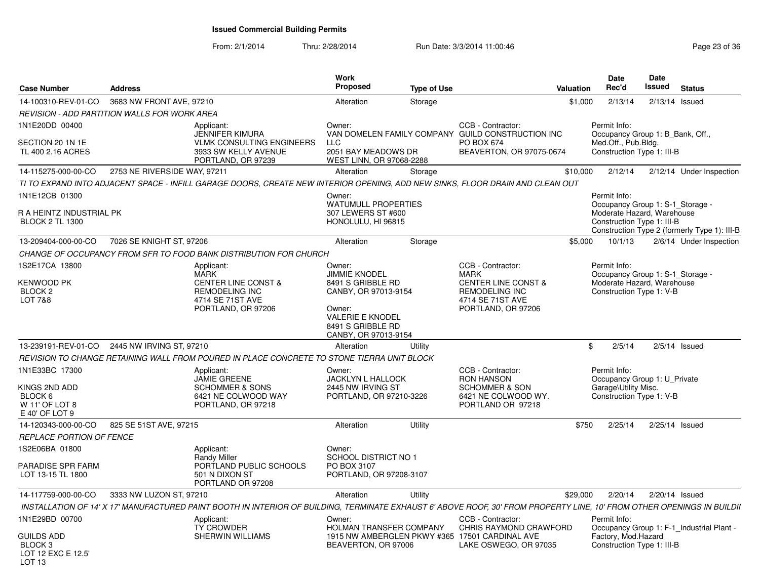## Issued Commercial Building Permits

From: 2/1/2014 Thru: 2/28/2014 Run Date: 3/3/2014 11:00:46

| Case Number | Address | Work Proposed | Type of Use | Valuation | Date Rec'd | Date Issued | Status |
|---|---|---|---|---|---|---|---|
| 14-100310-REV-01-CO | 3683 NW FRONT AVE, 97210 | Alteration | Storage | $1,000 | 2/13/14 | 2/13/14 | Issued |

*REVISION - ADD PARTITION WALLS FOR WORK AREA*

1N1E20DD 00400
SECTION 20 1N 1E
TL 400 2.16 ACRES

Applicant: JENNIFER KIMURA, VLMK CONSULTING ENGINEERS, 3933 SW KELLY AVENUE, PORTLAND, OR 97239

Owner: VAN DOMELEN FAMILY COMPANY LLC, 2051 BAY MEADOWS DR, WEST LINN, OR 97068-2288

CCB - Contractor: GUILD CONSTRUCTION INC, PO BOX 674, BEAVERTON, OR 97075-0674

Permit Info: Occupancy Group 1: B_Bank, Off., Med.Off., Pub.Bldg. Construction Type 1: III-B

---

| Case Number | Address | Work Proposed | Type of Use | Valuation | Date Rec'd | Date Issued | Status |
|---|---|---|---|---|---|---|---|
| 14-115275-000-00-CO | 2753 NE RIVERSIDE WAY, 97211 | Alteration | Storage | $10,000 | 2/12/14 | 2/12/14 | Under Inspection |

*TI TO EXPAND INTO ADJACENT SPACE - INFILL GARAGE DOORS, CREATE NEW INTERIOR OPENING, ADD NEW SINKS, FLOOR DRAIN AND CLEAN OUT*

1N1E12CB 01300
R A HEINTZ INDUSTRIAL PK
BLOCK 2 TL 1300

Owner: WATUMULL PROPERTIES, 307 LEWERS ST #600, HONOLULU, HI 96815

Permit Info: Occupancy Group 1: S-1_Storage - Moderate Hazard, Warehouse. Construction Type 1: III-B. Construction Type 2 (formerly Type 1): III-B

---

| Case Number | Address | Work Proposed | Type of Use | Valuation | Date Rec'd | Date Issued | Status |
|---|---|---|---|---|---|---|---|
| 13-209404-000-00-CO | 7026 SE KNIGHT ST, 97206 | Alteration | Storage | $5,000 | 10/1/13 | 2/6/14 | Under Inspection |

*CHANGE OF OCCUPANCY FROM SFR TO FOOD BANK DISTRIBUTION FOR CHURCH*

1S2E17CA 13800
KENWOOD PK
BLOCK 2
LOT 7&8

Applicant: MARK, CENTER LINE CONST & REMODELING INC, 4714 SE 71ST AVE, PORTLAND, OR 97206

Owner: JIMMIE KNODEL, 8491 S GRIBBLE RD, CANBY, OR 97013-9154

Owner: VALERIE E KNODEL, 8491 S GRIBBLE RD, CANBY, OR 97013-9154

CCB - Contractor: MARK, CENTER LINE CONST & REMODELING INC, 4714 SE 71ST AVE, PORTLAND, OR 97206

Permit Info: Occupancy Group 1: S-1_Storage - Moderate Hazard, Warehouse. Construction Type 1: V-B

---

| Case Number | Address | Work Proposed | Type of Use | Valuation | Date Rec'd | Date Issued | Status |
|---|---|---|---|---|---|---|---|
| 13-239191-REV-01-CO | 2445 NW IRVING ST, 97210 | Alteration | Utility | $ | 2/5/14 | 2/5/14 | Issued |

*REVISION TO CHANGE RETAINING WALL FROM POURED IN PLACE CONCRETE TO STONE TIERRA UNIT BLOCK*

1N1E33BC 17300
KINGS 2ND ADD
BLOCK 6
W 11' OF LOT 8
E 40' OF LOT 9

Applicant: JAMIE GREENE, SCHOMMER & SONS, 6421 NE COLWOOD WAY, PORTLAND, OR 97218

Owner: JACKLYN L HALLOCK, 2445 NW IRVING ST, PORTLAND, OR 97210-3226

CCB - Contractor: RON HANSON, SCHOMMER & SON, 6421 NE COLWOOD WY., PORTLAND OR 97218

Permit Info: Occupancy Group 1: U_Private Garage\Utility Misc. Construction Type 1: V-B

---

| Case Number | Address | Work Proposed | Type of Use | Valuation | Date Rec'd | Date Issued | Status |
|---|---|---|---|---|---|---|---|
| 14-120343-000-00-CO | 825 SE 51ST AVE, 97215 | Alteration | Utility | $750 | 2/25/14 | 2/25/14 | Issued |

*REPLACE PORTION OF FENCE*

1S2E06BA 01800
PARADISE SPR FARM
LOT 13-15 TL 1800

Applicant: Randy Miller, PORTLAND PUBLIC SCHOOLS, 501 N DIXON ST, PORTLAND OR 97208

Owner: SCHOOL DISTRICT NO 1, PO BOX 3107, PORTLAND, OR 97208-3107

---

| Case Number | Address | Work Proposed | Type of Use | Valuation | Date Rec'd | Date Issued | Status |
|---|---|---|---|---|---|---|---|
| 14-117759-000-00-CO | 3333 NW LUZON ST, 97210 | Alteration | Utility | $29,000 | 2/20/14 | 2/20/14 | Issued |

*INSTALLATION OF 14' X 17' MANUFACTURED PAINT BOOTH IN INTERIOR OF BUILDING, TERMINATE EXHAUST 6' ABOVE ROOF, 30' FROM PROPERTY LINE, 10' FROM OTHER OPENINGS IN BUILDII*

1N1E29BD 00700
GUILDS ADD
BLOCK 3
LOT 12 EXC E 12.5'
LOT 13

Applicant: TY CROWDER, SHERWIN WILLIAMS

Owner: HOLMAN TRANSFER COMPANY, 1915 NW AMBERGLEN PKWY #365, BEAVERTON, OR 97006

CCB - Contractor: CHRIS RAYMOND CRAWFORD, 17501 CARDINAL AVE, LAKE OSWEGO, OR 97035

Permit Info: Occupancy Group 1: F-1_Industrial Plant - Factory, Mod.Hazard. Construction Type 1: III-B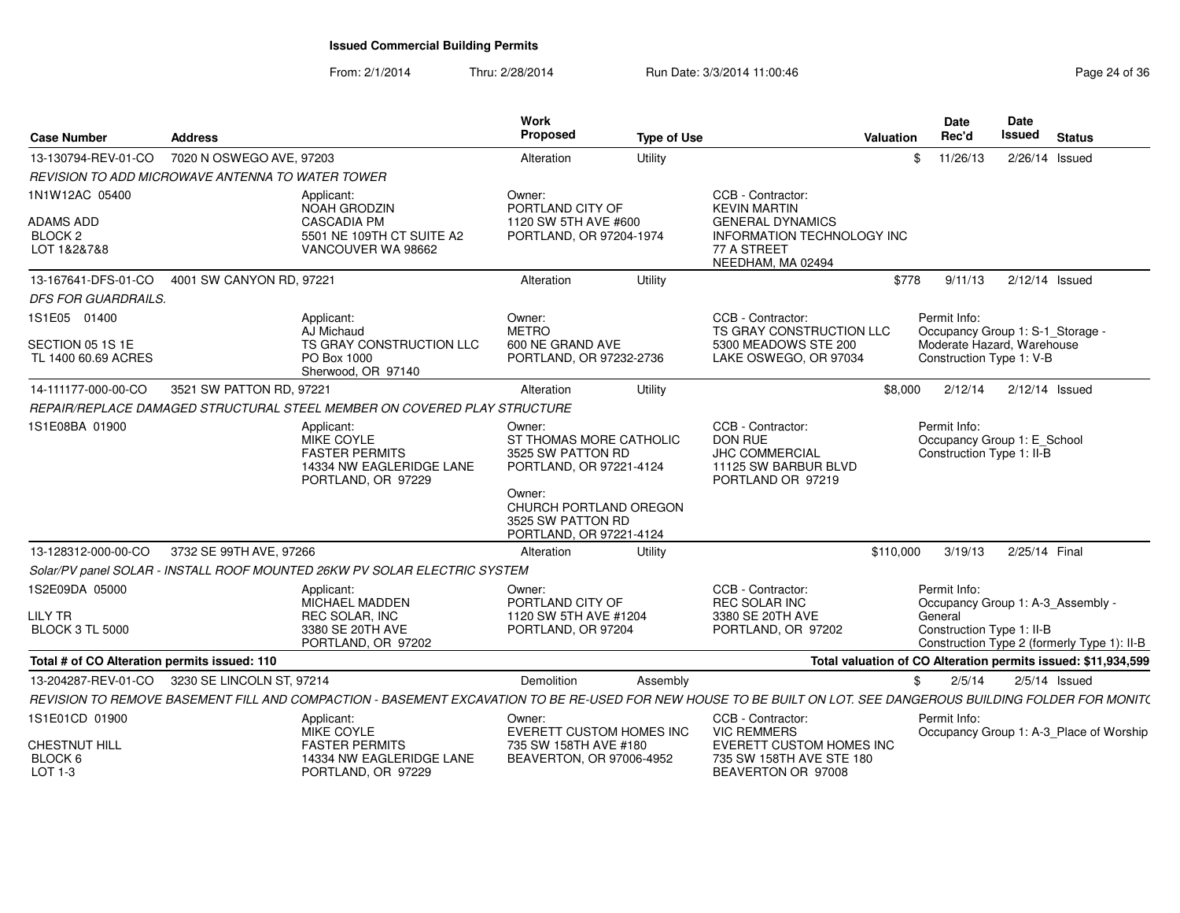# Issued Commercial Building Permits

From: 2/1/2014 Thru: 2/28/2014 Run Date: 3/3/2014 11:00:46

| Case Number | Address | Work Proposed | Type of Use | Valuation | Date Rec'd | Date Issued | Status |
|---|---|---|---|---|---|---|---|
| 13-130794-REV-01-CO | 7020 N OSWEGO AVE, 97203 | Alteration | Utility | $ | 11/26/13 | 2/26/14 | Issued |

REVISION TO ADD MICROWAVE ANTENNA TO WATER TOWER

1N1W12AC 05400
ADAMS ADD
BLOCK 2
LOT 1&2&7&8

Applicant: NOAH GRODZIN, CASCADIA PM, 5501 NE 109TH CT SUITE A2, VANCOUVER WA 98662

Owner: PORTLAND CITY OF, 1120 SW 5TH AVE #600, PORTLAND, OR 97204-1974

CCB - Contractor: KEVIN MARTIN, GENERAL DYNAMICS INFORMATION TECHNOLOGY INC, 77 A STREET, NEEDHAM, MA 02494

| Case Number | Address | Work Proposed | Type of Use | Valuation | Date Rec'd | Date Issued | Status |
|---|---|---|---|---|---|---|---|
| 13-167641-DFS-01-CO | 4001 SW CANYON RD, 97221 | Alteration | Utility | $778 | 9/11/13 | 2/12/14 | Issued |

DFS FOR GUARDRAILS.

1S1E05 01400
SECTION 05 1S 1E
TL 1400 60.69 ACRES

Applicant: AJ Michaud, TS GRAY CONSTRUCTION LLC, PO Box 1000, Sherwood, OR 97140

Owner: METRO, 600 NE GRAND AVE, PORTLAND, OR 97232-2736

CCB - Contractor: TS GRAY CONSTRUCTION LLC, 5300 MEADOWS STE 200, LAKE OSWEGO, OR 97034

Permit Info: Occupancy Group 1: S-1_Storage - Moderate Hazard, Warehouse; Construction Type 1: V-B

| Case Number | Address | Work Proposed | Type of Use | Valuation | Date Rec'd | Date Issued | Status |
|---|---|---|---|---|---|---|---|
| 14-111177-000-00-CO | 3521 SW PATTON RD, 97221 | Alteration | Utility | $8,000 | 2/12/14 | 2/12/14 | Issued |

REPAIR/REPLACE DAMAGED STRUCTURAL STEEL MEMBER ON COVERED PLAY STRUCTURE

1S1E08BA 01900

Applicant: MIKE COYLE, FASTER PERMITS, 14334 NW EAGLERIDGE LANE, PORTLAND, OR 97229

Owner: ST THOMAS MORE CATHOLIC, 3525 SW PATTON RD, PORTLAND, OR 97221-4124

Owner: CHURCH PORTLAND OREGON, 3525 SW PATTON RD, PORTLAND, OR 97221-4124

CCB - Contractor: DON RUE, JHC COMMERCIAL, 11125 SW BARBUR BLVD, PORTLAND OR 97219

Permit Info: Occupancy Group 1: E_School; Construction Type 1: II-B

| Case Number | Address | Work Proposed | Type of Use | Valuation | Date Rec'd | Date Issued | Status |
|---|---|---|---|---|---|---|---|
| 13-128312-000-00-CO | 3732 SE 99TH AVE, 97266 | Alteration | Utility | $110,000 | 3/19/13 | 2/25/14 | Final |

Solar/PV panel SOLAR - INSTALL ROOF MOUNTED 26KW PV SOLAR ELECTRIC SYSTEM

1S2E09DA 05000
LILY TR
BLOCK 3 TL 5000

Applicant: MICHAEL MADDEN, REC SOLAR, INC, 3380 SE 20TH AVE, PORTLAND, OR 97202

Owner: PORTLAND CITY OF, 1120 SW 5TH AVE #1204, PORTLAND, OR 97204

CCB - Contractor: REC SOLAR INC, 3380 SE 20TH AVE, PORTLAND, OR 97202

Permit Info: Occupancy Group 1: A-3_Assembly - General; Construction Type 1: II-B; Construction Type 2 (formerly Type 1): II-B

**Total # of CO Alteration permits issued: 110**

**Total valuation of CO Alteration permits issued: $11,934,599**

| Case Number | Address | Work Proposed | Type of Use | Valuation | Date Rec'd | Date Issued | Status |
|---|---|---|---|---|---|---|---|
| 13-204287-REV-01-CO | 3230 SE LINCOLN ST, 97214 | Demolition | Assembly | $ | 2/5/14 | 2/5/14 | Issued |

REVISION TO REMOVE BASEMENT FILL AND COMPACTION - BASEMENT EXCAVATION TO BE RE-USED FOR NEW HOUSE TO BE BUILT ON LOT. SEE DANGEROUS BUILDING FOLDER FOR MONIT(

1S1E01CD 01900
CHESTNUT HILL
BLOCK 6
LOT 1-3

Applicant: MIKE COYLE, FASTER PERMITS, 14334 NW EAGLERIDGE LANE, PORTLAND, OR 97229

Owner: EVERETT CUSTOM HOMES INC, 735 SW 158TH AVE #180, BEAVERTON, OR 97006-4952

CCB - Contractor: VIC REMMERS, EVERETT CUSTOM HOMES INC, 735 SW 158TH AVE STE 180, BEAVERTON OR 97008

Permit Info: Occupancy Group 1: A-3_Place of Worship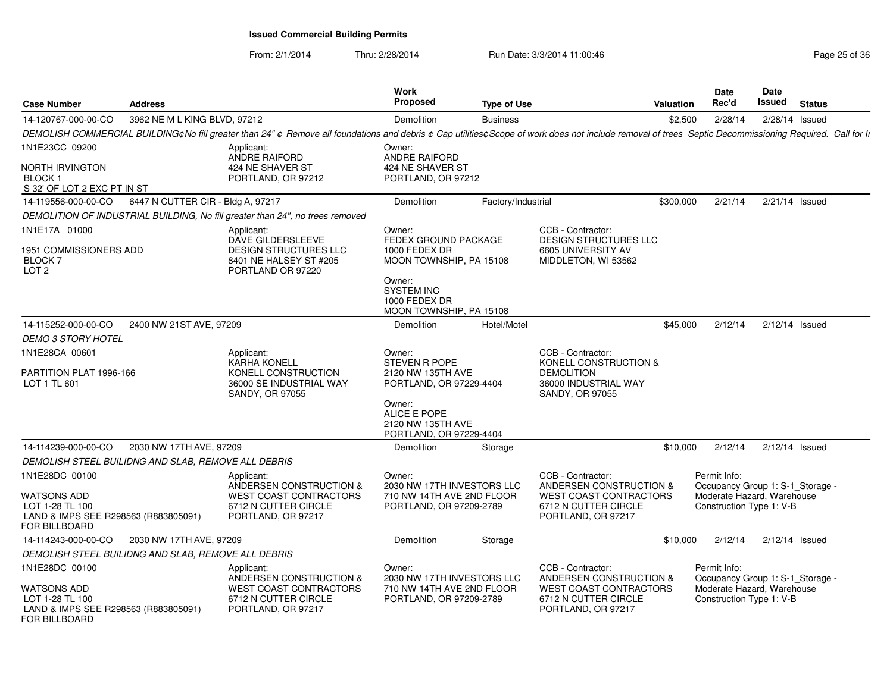# Issued Commercial Building Permits

From: 2/1/2014 Thru: 2/28/2014 Run Date: 3/3/2014 11:00:46

| Case Number | Address | Work Proposed | Type of Use | Valuation | Date Rec'd | Date Issued | Status |
|---|---|---|---|---|---|---|---|
| 14-120767-000-00-CO | 3962 NE M L KING BLVD, 97212 | Demolition | Business | $2,500 | 2/28/14 | 2/28/14 | Issued |

*DEMOLISH COMMERCIAL BUILDING¢No fill greater than 24" ¢ Remove all foundations and debris ¢ Cap utilities¢Scope of work does not include removal of trees Septic Decommissioning Required. Call for Ir*

1N1E23CC 09200

NORTH IRVINGTON
BLOCK 1
S 32' OF LOT 2 EXC PT IN ST

Applicant:
ANDRE RAIFORD
424 NE SHAVER ST
PORTLAND, OR 97212

Owner:
ANDRE RAIFORD
424 NE SHAVER ST
PORTLAND, OR 97212

| Case Number | Address | Work Proposed | Type of Use | Valuation | Date Rec'd | Date Issued | Status |
|---|---|---|---|---|---|---|---|
| 14-119556-000-00-CO | 6447 N CUTTER CIR - Bldg A, 97217 | Demolition | Factory/Industrial | $300,000 | 2/21/14 | 2/21/14 | Issued |

*DEMOLITION OF INDUSTRIAL BUILDING, No fill greater than 24", no trees removed*

1N1E17A 01000

1951 COMMISSIONERS ADD
BLOCK 7
LOT 2

Applicant:
DAVE GILDERSLEEVE
DESIGN STRUCTURES LLC
8401 NE HALSEY ST #205
PORTLAND OR 97220

Owner:
FEDEX GROUND PACKAGE
1000 FEDEX DR
MOON TOWNSHIP, PA 15108

Owner:
SYSTEM INC
1000 FEDEX DR
MOON TOWNSHIP, PA 15108

CCB - Contractor:
DESIGN STRUCTURES LLC
6605 UNIVERSITY AV
MIDDLETON, WI 53562

| Case Number | Address | Work Proposed | Type of Use | Valuation | Date Rec'd | Date Issued | Status |
|---|---|---|---|---|---|---|---|
| 14-115252-000-00-CO | 2400 NW 21ST AVE, 97209 | Demolition | Hotel/Motel | $45,000 | 2/12/14 | 2/12/14 | Issued |

*DEMO 3 STORY HOTEL*

1N1E28CA 00601

PARTITION PLAT 1996-166
LOT 1 TL 601

Applicant:
KARHA KONELL
KONELL CONSTRUCTION
36000 SE INDUSTRIAL WAY
SANDY, OR 97055

Owner:
STEVEN R POPE
2120 NW 135TH AVE
PORTLAND, OR 97229-4404

Owner:
ALICE E POPE
2120 NW 135TH AVE
PORTLAND, OR 97229-4404

CCB - Contractor:
KONELL CONSTRUCTION &
DEMOLITION
36000 INDUSTRIAL WAY
SANDY, OR 97055

| Case Number | Address | Work Proposed | Type of Use | Valuation | Date Rec'd | Date Issued | Status |
|---|---|---|---|---|---|---|---|
| 14-114239-000-00-CO | 2030 NW 17TH AVE, 97209 | Demolition | Storage | $10,000 | 2/12/14 | 2/12/14 | Issued |

*DEMOLISH STEEL BUILIDNG AND SLAB, REMOVE ALL DEBRIS*

1N1E28DC 00100

WATSONS ADD
LOT 1-28 TL 100
LAND & IMPS SEE R298563 (R883805091)
FOR BILLBOARD

Applicant:
ANDERSEN CONSTRUCTION &
WEST COAST CONTRACTORS
6712 N CUTTER CIRCLE
PORTLAND, OR 97217

Owner:
2030 NW 17TH INVESTORS LLC
710 NW 14TH AVE 2ND FLOOR
PORTLAND, OR 97209-2789

CCB - Contractor:
ANDERSEN CONSTRUCTION &
WEST COAST CONTRACTORS
6712 N CUTTER CIRCLE
PORTLAND, OR 97217

Permit Info:
Occupancy Group 1: S-1_Storage -
Moderate Hazard, Warehouse
Construction Type 1: V-B

| Case Number | Address | Work Proposed | Type of Use | Valuation | Date Rec'd | Date Issued | Status |
|---|---|---|---|---|---|---|---|
| 14-114243-000-00-CO | 2030 NW 17TH AVE, 97209 | Demolition | Storage | $10,000 | 2/12/14 | 2/12/14 | Issued |

*DEMOLISH STEEL BUILIDNG AND SLAB, REMOVE ALL DEBRIS*

1N1E28DC 00100

WATSONS ADD
LOT 1-28 TL 100
LAND & IMPS SEE R298563 (R883805091)
FOR BILLBOARD

Applicant:
ANDERSEN CONSTRUCTION &
WEST COAST CONTRACTORS
6712 N CUTTER CIRCLE
PORTLAND, OR 97217

Owner:
2030 NW 17TH INVESTORS LLC
710 NW 14TH AVE 2ND FLOOR
PORTLAND, OR 97209-2789

CCB - Contractor:
ANDERSEN CONSTRUCTION &
WEST COAST CONTRACTORS
6712 N CUTTER CIRCLE
PORTLAND, OR 97217

Permit Info:
Occupancy Group 1: S-1_Storage -
Moderate Hazard, Warehouse
Construction Type 1: V-B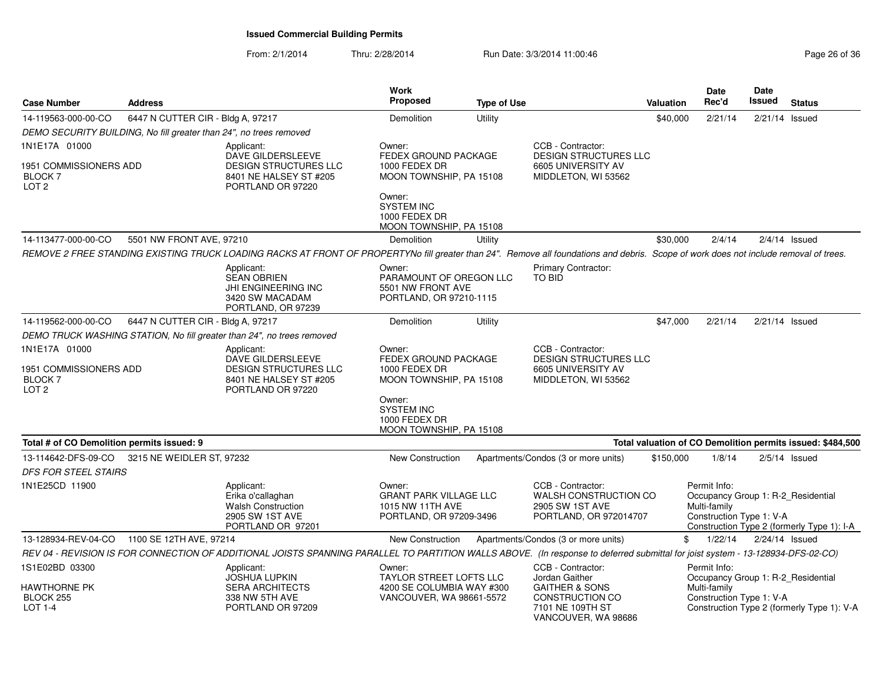**Issued Commercial Building Permits**

From: 2/1/2014 Thru: 2/28/2014 Run Date: 3/3/2014 11:00:46

| Case Number | Address | Work Proposed | Type of Use | Valuation | Date Rec'd | Date Issued | Status |
|---|---|---|---|---|---|---|---|
| 14-119563-000-00-CO | 6447 N CUTTER CIR - Bldg A, 97217 | Demolition | Utility | $40,000 | 2/21/14 | 2/21/14 | Issued |

*DEMO SECURITY BUILDING, No fill greater than 24", no trees removed*

1N1E17A 01000
1951 COMMISSIONERS ADD
BLOCK 7
LOT 2

Applicant: DAVE GILDERSLEEVE, DESIGN STRUCTURES LLC, 8401 NE HALSEY ST #205, PORTLAND OR 97220

Owner: FEDEX GROUND PACKAGE, 1000 FEDEX DR, MOON TOWNSHIP, PA 15108

Owner: SYSTEM INC, 1000 FEDEX DR, MOON TOWNSHIP, PA 15108

CCB - Contractor: DESIGN STRUCTURES LLC, 6605 UNIVERSITY AV, MIDDLETON, WI 53562

| Case Number | Address | Work Proposed | Type of Use | Valuation | Date Rec'd | Date Issued | Status |
|---|---|---|---|---|---|---|---|
| 14-113477-000-00-CO | 5501 NW FRONT AVE, 97210 | Demolition | Utility | $30,000 | 2/4/14 | 2/4/14 | Issued |

*REMOVE 2 FREE STANDING EXISTING TRUCK LOADING RACKS AT FRONT OF PROPERTYNo fill greater than 24". Remove all foundations and debris. Scope of work does not include removal of trees.*

Applicant: SEAN OBRIEN, JHI ENGINEERING INC, 3420 SW MACADAM, PORTLAND, OR 97239

Owner: PARAMOUNT OF OREGON LLC, 5501 NW FRONT AVE, PORTLAND, OR 97210-1115

Primary Contractor: TO BID

| Case Number | Address | Work Proposed | Type of Use | Valuation | Date Rec'd | Date Issued | Status |
|---|---|---|---|---|---|---|---|
| 14-119562-000-00-CO | 6447 N CUTTER CIR - Bldg A, 97217 | Demolition | Utility | $47,000 | 2/21/14 | 2/21/14 | Issued |

*DEMO TRUCK WASHING STATION, No fill greater than 24", no trees removed*

1N1E17A 01000
1951 COMMISSIONERS ADD
BLOCK 7
LOT 2

Applicant: DAVE GILDERSLEEVE, DESIGN STRUCTURES LLC, 8401 NE HALSEY ST #205, PORTLAND OR 97220

Owner: FEDEX GROUND PACKAGE, 1000 FEDEX DR, MOON TOWNSHIP, PA 15108

Owner: SYSTEM INC, 1000 FEDEX DR, MOON TOWNSHIP, PA 15108

CCB - Contractor: DESIGN STRUCTURES LLC, 6605 UNIVERSITY AV, MIDDLETON, WI 53562

**Total # of CO Demolition permits issued: 9** — **Total valuation of CO Demolition permits issued: $484,500**

| Case Number | Address | Work Proposed | Type of Use | Valuation | Date Rec'd | Date Issued | Status |
|---|---|---|---|---|---|---|---|
| 13-114642-DFS-09-CO | 3215 NE WEIDLER ST, 97232 | New Construction | Apartments/Condos (3 or more units) | $150,000 | 1/8/14 | 2/5/14 | Issued |

*DFS FOR STEEL STAIRS*

1N1E25CD 11900

Applicant: Erika o'callaghan, Walsh Construction, 2905 SW 1ST AVE, PORTLAND OR 97201

Owner: GRANT PARK VILLAGE LLC, 1015 NW 11TH AVE, PORTLAND, OR 97209-3496

CCB - Contractor: WALSH CONSTRUCTION CO, 2905 SW 1ST AVE, PORTLAND, OR 972014707

Permit Info: Occupancy Group 1: R-2_Residential Multi-family; Construction Type 1: V-A; Construction Type 2 (formerly Type 1): I-A

| Case Number | Address | Work Proposed | Type of Use | Valuation | Date Rec'd | Date Issued | Status |
|---|---|---|---|---|---|---|---|
| 13-128934-REV-04-CO | 1100 SE 12TH AVE, 97214 | New Construction | Apartments/Condos (3 or more units) | $ | 1/22/14 | 2/24/14 | Issued |

*REV 04 - REVISION IS FOR CONNECTION OF ADDITIONAL JOISTS SPANNING PARALLEL TO PARTITION WALLS ABOVE. (In response to deferred submittal for joist system - 13-128934-DFS-02-CO)*

1S1E02BD 03300
HAWTHORNE PK
BLOCK 255
LOT 1-4

Applicant: JOSHUA LUPKIN, SERA ARCHITECTS, 338 NW 5TH AVE, PORTLAND OR 97209

Owner: TAYLOR STREET LOFTS LLC, 4200 SE COLUMBIA WAY #300, VANCOUVER, WA 98661-5572

CCB - Contractor: Jordan Gaither, GAITHER & SONS CONSTRUCTION CO, 7101 NE 109TH ST, VANCOUVER, WA 98686

Permit Info: Occupancy Group 1: R-2_Residential Multi-family; Construction Type 1: V-A; Construction Type 2 (formerly Type 1): V-A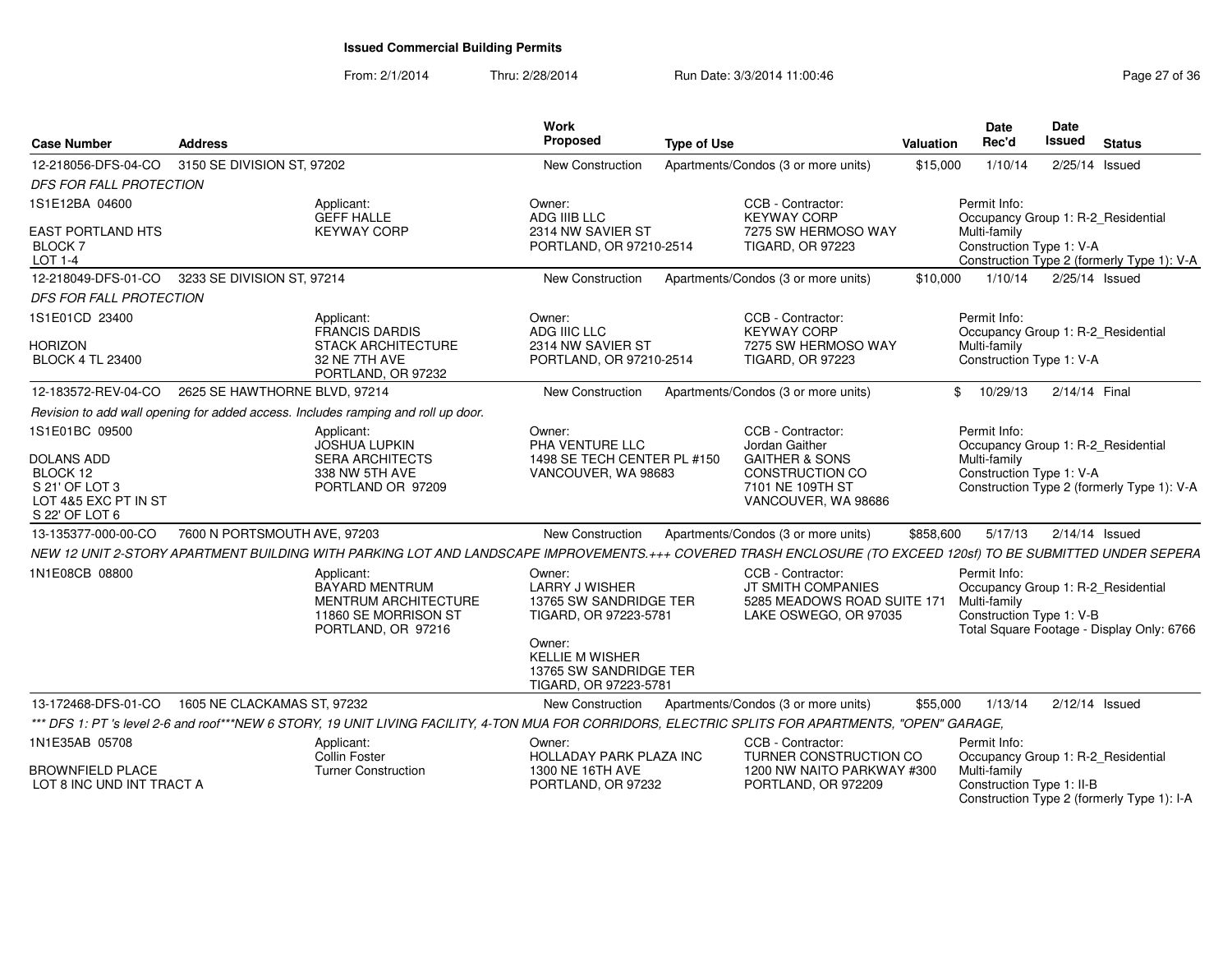## Issued Commercial Building Permits

From: 2/1/2014 Thru: 2/28/2014 Run Date: 3/3/2014 11:00:46

| Case Number | Address | Work Proposed | Type of Use | Valuation | Date Rec'd | Date Issued | Status |
|---|---|---|---|---|---|---|---|
| 12-218056-DFS-04-CO | 3150 SE DIVISION ST, 97202 | New Construction | Apartments/Condos (3 or more units) | $15,000 | 1/10/14 | 2/25/14 | Issued |

*DFS FOR FALL PROTECTION*

1S1E12BA 04600
EAST PORTLAND HTS
BLOCK 7
LOT 1-4

Applicant: GEFF HALLE, KEYWAY CORP

Owner: ADG IIIB LLC, 2314 NW SAVIER ST, PORTLAND, OR 97210-2514

CCB - Contractor: KEYWAY CORP, 7275 SW HERMOSO WAY, TIGARD, OR 97223

Permit Info: Occupancy Group 1: R-2_Residential Multi-family; Construction Type 1: V-A; Construction Type 2 (formerly Type 1): V-A

| Case Number | Address | Work Proposed | Type of Use | Valuation | Date Rec'd | Date Issued | Status |
|---|---|---|---|---|---|---|---|
| 12-218049-DFS-01-CO | 3233 SE DIVISION ST, 97214 | New Construction | Apartments/Condos (3 or more units) | $10,000 | 1/10/14 | 2/25/14 | Issued |

*DFS FOR FALL PROTECTION*

1S1E01CD 23400
HORIZON
BLOCK 4 TL 23400

Applicant: FRANCIS DARDIS, STACK ARCHITECTURE, 32 NE 7TH AVE, PORTLAND, OR 97232

Owner: ADG IIIC LLC, 2314 NW SAVIER ST, PORTLAND, OR 97210-2514

CCB - Contractor: KEYWAY CORP, 7275 SW HERMOSO WAY, TIGARD, OR 97223

Permit Info: Occupancy Group 1: R-2_Residential Multi-family; Construction Type 1: V-A

| Case Number | Address | Work Proposed | Type of Use | Valuation | Date Rec'd | Date Issued | Status |
|---|---|---|---|---|---|---|---|
| 12-183572-REV-04-CO | 2625 SE HAWTHORNE BLVD, 97214 | New Construction | Apartments/Condos (3 or more units) | $ | 10/29/13 | 2/14/14 | Final |

*Revision to add wall opening for added access. Includes ramping and roll up door.*

1S1E01BC 09500
DOLANS ADD
BLOCK 12
S 21' OF LOT 3
LOT 4&5 EXC PT IN ST
S 22' OF LOT 6

Applicant: JOSHUA LUPKIN, SERA ARCHITECTS, 338 NW 5TH AVE, PORTLAND OR 97209

Owner: PHA VENTURE LLC, 1498 SE TECH CENTER PL #150, VANCOUVER, WA 98683

CCB - Contractor: Jordan Gaither, GAITHER & SONS CONSTRUCTION CO, 7101 NE 109TH ST, VANCOUVER, WA 98686

Permit Info: Occupancy Group 1: R-2_Residential Multi-family; Construction Type 1: V-A; Construction Type 2 (formerly Type 1): V-A

| Case Number | Address | Work Proposed | Type of Use | Valuation | Date Rec'd | Date Issued | Status |
|---|---|---|---|---|---|---|---|
| 13-135377-000-00-CO | 7600 N PORTSMOUTH AVE, 97203 | New Construction | Apartments/Condos (3 or more units) | $858,600 | 5/17/13 | 2/14/14 | Issued |

*NEW 12 UNIT 2-STORY APARTMENT BUILDING WITH PARKING LOT AND LANDSCAPE IMPROVEMENTS.+++ COVERED TRASH ENCLOSURE (TO EXCEED 120sf) TO BE SUBMITTED UNDER SEPERA*

1N1E08CB 08800

Applicant: BAYARD MENTRUM, MENTRUM ARCHITECTURE, 11860 SE MORRISON ST, PORTLAND, OR 97216

Owner: LARRY J WISHER, 13765 SW SANDRIDGE TER, TIGARD, OR 97223-5781

Owner: KELLIE M WISHER, 13765 SW SANDRIDGE TER, TIGARD, OR 97223-5781

CCB - Contractor: JT SMITH COMPANIES, 5285 MEADOWS ROAD SUITE 171, LAKE OSWEGO, OR 97035

Permit Info: Occupancy Group 1: R-2_Residential Multi-family; Construction Type 1: V-B; Total Square Footage - Display Only: 6766

| Case Number | Address | Work Proposed | Type of Use | Valuation | Date Rec'd | Date Issued | Status |
|---|---|---|---|---|---|---|---|
| 13-172468-DFS-01-CO | 1605 NE CLACKAMAS ST, 97232 | New Construction | Apartments/Condos (3 or more units) | $55,000 | 1/13/14 | 2/12/14 | Issued |

*\*\*\* DFS 1: PT 's level 2-6 and roof\*\*\*NEW 6 STORY, 19 UNIT LIVING FACILITY, 4-TON MUA FOR CORRIDORS, ELECTRIC SPLITS FOR APARTMENTS, "OPEN" GARAGE,*

1N1E35AB 05708
BROWNFIELD PLACE
LOT 8 INC UND INT TRACT A

Applicant: Collin Foster, Turner Construction

Owner: HOLLADAY PARK PLAZA INC, 1300 NE 16TH AVE, PORTLAND, OR 97232

CCB - Contractor: TURNER CONSTRUCTION CO, 1200 NW NAITO PARKWAY #300, PORTLAND, OR 972209

Permit Info: Occupancy Group 1: R-2_Residential Multi-family; Construction Type 1: II-B; Construction Type 2 (formerly Type 1): I-A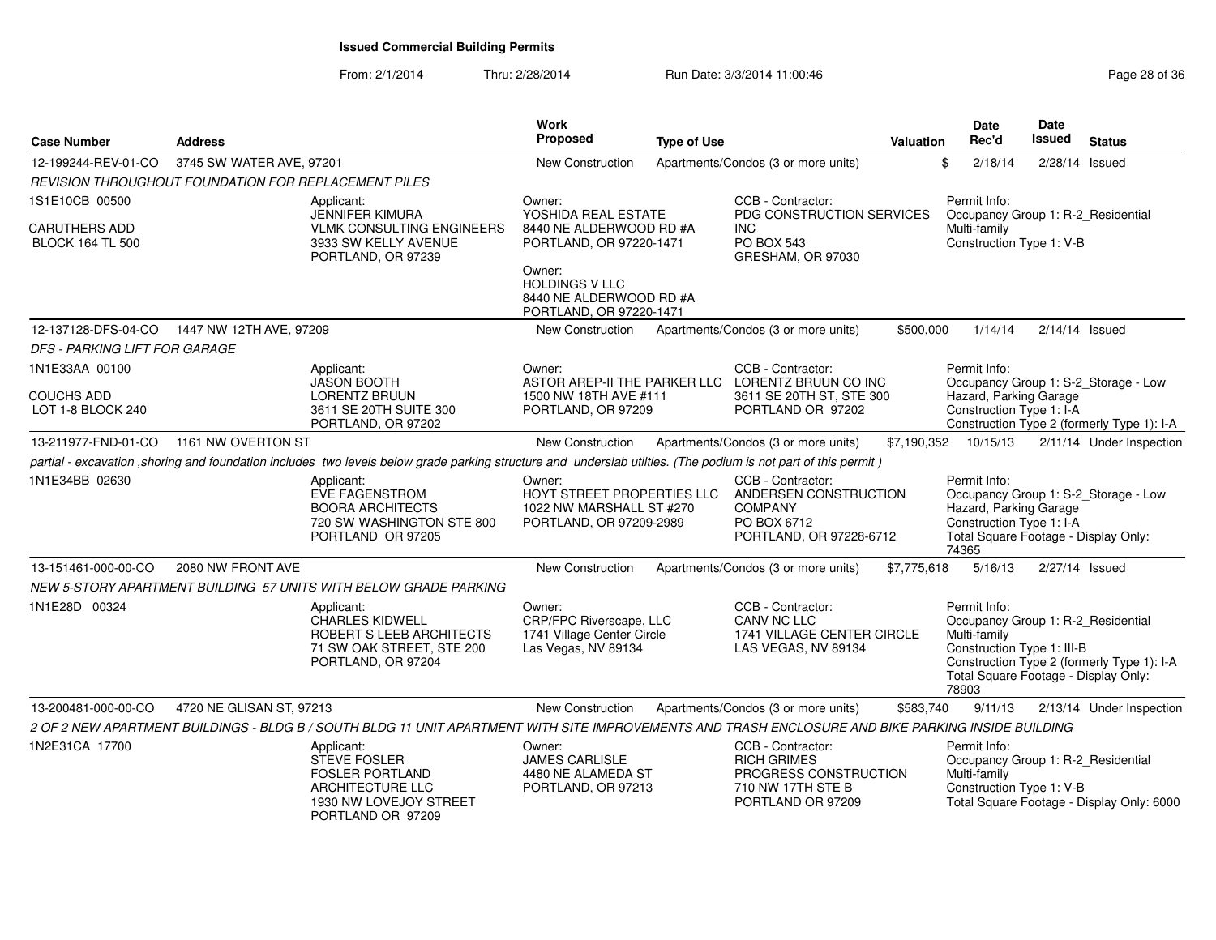**Issued Commercial Building Permits**

From: 2/1/2014 Thru: 2/28/2014 Run Date: 3/3/2014 11:00:46

| Case Number | Address | Work Proposed | Type of Use | Valuation | Date Rec'd | Date Issued | Status |
|---|---|---|---|---|---|---|---|
| 12-199244-REV-01-CO | 3745 SW WATER AVE, 97201 | New Construction | Apartments/Condos (3 or more units) | $ | 2/18/14 | 2/28/14 | Issued |

REVISION THROUGHOUT FOUNDATION FOR REPLACEMENT PILES

1S1E10CB 00500

CARUTHERS ADD
BLOCK 164 TL 500

Applicant:
JENNIFER KIMURA
VLMK CONSULTING ENGINEERS
3933 SW KELLY AVENUE
PORTLAND, OR 97239

Owner:
YOSHIDA REAL ESTATE
8440 NE ALDERWOOD RD #A
PORTLAND, OR 97220-1471

Owner:
HOLDINGS V LLC
8440 NE ALDERWOOD RD #A
PORTLAND, OR 97220-1471

CCB - Contractor:
PDG CONSTRUCTION SERVICES INC
PO BOX 543
GRESHAM, OR 97030

Permit Info:
Occupancy Group 1: R-2_Residential Multi-family
Construction Type 1: V-B

| Case Number | Address | Work Proposed | Type of Use | Valuation | Date Rec'd | Date Issued | Status |
|---|---|---|---|---|---|---|---|
| 12-137128-DFS-04-CO | 1447 NW 12TH AVE, 97209 | New Construction | Apartments/Condos (3 or more units) | $500,000 | 1/14/14 | 2/14/14 | Issued |

DFS - PARKING LIFT FOR GARAGE

1N1E33AA 00100

COUCHS ADD
LOT 1-8 BLOCK 240

Applicant:
JASON BOOTH
LORENTZ BRUUN
3611 SE 20TH SUITE 300
PORTLAND, OR 97202

Owner:
ASTOR AREP-II THE PARKER LLC
1500 NW 18TH AVE #111
PORTLAND, OR 97209

CCB - Contractor:
LORENTZ BRUUN CO INC
3611 SE 20TH ST, STE 300
PORTLAND OR 97202

Permit Info:
Occupancy Group 1: S-2_Storage - Low Hazard, Parking Garage
Construction Type 1: I-A
Construction Type 2 (formerly Type 1): I-A

| Case Number | Address | Work Proposed | Type of Use | Valuation | Date Rec'd | Date Issued | Status |
|---|---|---|---|---|---|---|---|
| 13-211977-FND-01-CO | 1161 NW OVERTON ST | New Construction | Apartments/Condos (3 or more units) | $7,190,352 | 10/15/13 | 2/11/14 | Under Inspection |

partial - excavation ,shoring and foundation includes two levels below grade parking structure and underslab utilties. (The podium is not part of this permit )

1N1E34BB 02630

Applicant:
EVE FAGENSTROM
BOORA ARCHITECTS
720 SW WASHINGTON STE 800
PORTLAND OR 97205

Owner:
HOYT STREET PROPERTIES LLC
1022 NW MARSHALL ST #270
PORTLAND, OR 97209-2989

CCB - Contractor:
ANDERSEN CONSTRUCTION COMPANY
PO BOX 6712
PORTLAND, OR 97228-6712

Permit Info:
Occupancy Group 1: S-2_Storage - Low Hazard, Parking Garage
Construction Type 1: I-A
Total Square Footage - Display Only: 74365

| Case Number | Address | Work Proposed | Type of Use | Valuation | Date Rec'd | Date Issued | Status |
|---|---|---|---|---|---|---|---|
| 13-151461-000-00-CO | 2080 NW FRONT AVE | New Construction | Apartments/Condos (3 or more units) | $7,775,618 | 5/16/13 | 2/27/14 | Issued |

NEW 5-STORY APARTMENT BUILDING 57 UNITS WITH BELOW GRADE PARKING

1N1E28D 00324

Applicant:
CHARLES KIDWELL
ROBERT S LEEB ARCHITECTS
71 SW OAK STREET, STE 200
PORTLAND, OR 97204

Owner:
CRP/FPC Riverscape, LLC
1741 Village Center Circle
Las Vegas, NV 89134

CCB - Contractor:
CANV NC LLC
1741 VILLAGE CENTER CIRCLE
LAS VEGAS, NV 89134

Permit Info:
Occupancy Group 1: R-2_Residential Multi-family
Construction Type 1: III-B
Construction Type 2 (formerly Type 1): I-A
Total Square Footage - Display Only: 78903

| Case Number | Address | Work Proposed | Type of Use | Valuation | Date Rec'd | Date Issued | Status |
|---|---|---|---|---|---|---|---|
| 13-200481-000-00-CO | 4720 NE GLISAN ST, 97213 | New Construction | Apartments/Condos (3 or more units) | $583,740 | 9/11/13 | 2/13/14 | Under Inspection |

2 OF 2 NEW APARTMENT BUILDINGS - BLDG B / SOUTH BLDG 11 UNIT APARTMENT WITH SITE IMPROVEMENTS AND TRASH ENCLOSURE AND BIKE PARKING INSIDE BUILDING

1N2E31CA 17700

Applicant:
STEVE FOSLER
FOSLER PORTLAND ARCHITECTURE LLC
1930 NW LOVEJOY STREET
PORTLAND OR 97209

Owner:
JAMES CARLISLE
4480 NE ALAMEDA ST
PORTLAND, OR 97213

CCB - Contractor:
RICH GRIMES
PROGRESS CONSTRUCTION
710 NW 17TH STE B
PORTLAND OR 97209

Permit Info:
Occupancy Group 1: R-2_Residential Multi-family
Construction Type 1: V-B
Total Square Footage - Display Only: 6000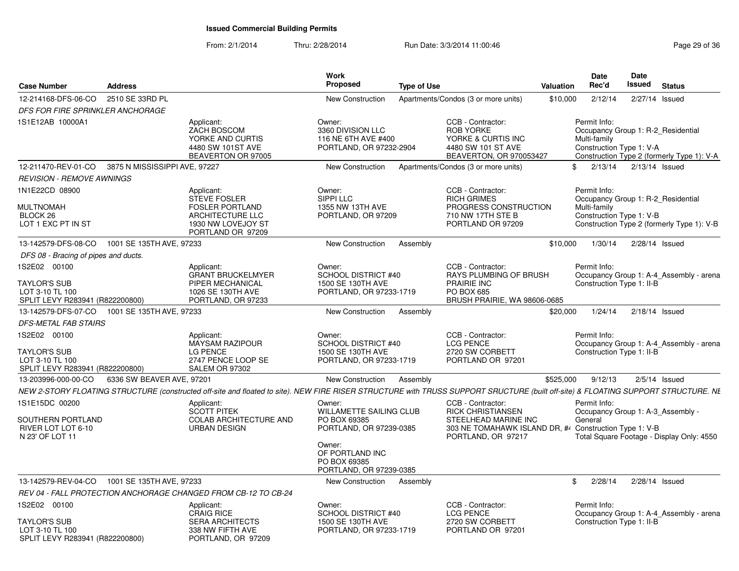# Issued Commercial Building Permits

From: 2/1/2014 Thru: 2/28/2014 Run Date: 3/3/2014 11:00:46

| Case Number | Address | Work Proposed | Type of Use | Valuation | Date Rec'd | Date Issued | Status |
|---|---|---|---|---|---|---|---|
| 12-214168-DFS-06-CO | 2510 SE 33RD PL | New Construction | Apartments/Condos (3 or more units) | $10,000 | 2/12/14 | 2/27/14 | Issued |

*DFS FOR FIRE SPRINKLER ANCHORAGE*

1S1E12AB 10000A1

Applicant: ZACH BOSCOM, YORKE AND CURTIS, 4480 SW 101ST AVE, BEAVERTON OR 97005

Owner: 3360 DIVISION LLC, 116 NE 6TH AVE #400, PORTLAND, OR 97232-2904

CCB - Contractor: ROB YORKE, YORKE & CURTIS INC, 4480 SW 101 ST AVE, BEAVERTON, OR 970053427

Permit Info: Occupancy Group 1: R-2_Residential Multi-family; Construction Type 1: V-A; Construction Type 2 (formerly Type 1): V-A

| Case Number | Address | Work Proposed | Type of Use | Valuation | Date Rec'd | Date Issued | Status |
|---|---|---|---|---|---|---|---|
| 12-211470-REV-01-CO | 3875 N MISSISSIPPI AVE, 97227 | New Construction | Apartments/Condos (3 or more units) | $ | 2/13/14 | 2/13/14 | Issued |

*REVISION - REMOVE AWNINGS*

1N1E22CD 08900; MULTNOMAH; BLOCK 26; LOT 1 EXC PT IN ST

Applicant: STEVE FOSLER, FOSLER PORTLAND ARCHITECTURE LLC, 1930 NW LOVEJOY ST, PORTLAND OR 97209

Owner: SIPPI LLC, 1355 NW 13TH AVE, PORTLAND, OR 97209

CCB - Contractor: RICH GRIMES, PROGRESS CONSTRUCTION, 710 NW 17TH STE B, PORTLAND OR 97209

Permit Info: Occupancy Group 1: R-2_Residential Multi-family; Construction Type 1: V-B; Construction Type 2 (formerly Type 1): V-B

| Case Number | Address | Work Proposed | Type of Use | Valuation | Date Rec'd | Date Issued | Status |
|---|---|---|---|---|---|---|---|
| 13-142579-DFS-08-CO | 1001 SE 135TH AVE, 97233 | New Construction | Assembly | $10,000 | 1/30/14 | 2/28/14 | Issued |

*DFS 08 - Bracing of pipes and ducts.*

1S2E02 00100; TAYLOR'S SUB; LOT 3-10 TL 100; SPLIT LEVY R283941 (R822200800)

Applicant: GRANT BRUCKELMYER, PIPER MECHANICAL, 1026 SE 130TH AVE, PORTLAND, OR 97233

Owner: SCHOOL DISTRICT #40, 1500 SE 130TH AVE, PORTLAND, OR 97233-1719

CCB - Contractor: RAYS PLUMBING OF BRUSH PRAIRIE INC, PO BOX 685, BRUSH PRAIRIE, WA 98606-0685

Permit Info: Occupancy Group 1: A-4_Assembly - arena; Construction Type 1: II-B

| Case Number | Address | Work Proposed | Type of Use | Valuation | Date Rec'd | Date Issued | Status |
|---|---|---|---|---|---|---|---|
| 13-142579-DFS-07-CO | 1001 SE 135TH AVE, 97233 | New Construction | Assembly | $20,000 | 1/24/14 | 2/18/14 | Issued |

*DFS-METAL FAB STAIRS*

1S2E02 00100; TAYLOR'S SUB; LOT 3-10 TL 100; SPLIT LEVY R283941 (R822200800)

Applicant: MAYSAM RAZIPOUR, LG PENCE, 2747 PENCE LOOP SE, SALEM OR 97302

Owner: SCHOOL DISTRICT #40, 1500 SE 130TH AVE, PORTLAND, OR 97233-1719

CCB - Contractor: LCG PENCE, 2720 SW CORBETT, PORTLAND OR 97201

Permit Info: Occupancy Group 1: A-4_Assembly - arena; Construction Type 1: II-B

| Case Number | Address | Work Proposed | Type of Use | Valuation | Date Rec'd | Date Issued | Status |
|---|---|---|---|---|---|---|---|
| 13-203996-000-00-CO | 6336 SW BEAVER AVE, 97201 | New Construction | Assembly | $525,000 | 9/12/13 | 2/5/14 | Issued |

*NEW 2-STORY FLOATING STRUCTURE (constructed off-site and floated to site). NEW FIRE RISER STRUCTURE with TRUSS SUPPORT SRUCTURE (built off-site) & FLOATING SUPPORT STRUCTURE. NE*

1S1E15DC 00200; SOUTHERN PORTLAND RIVER LOT LOT 6-10; N 23' OF LOT 11

Applicant: SCOTT PITEK, COLAB ARCHITECTURE AND URBAN DESIGN

Owner: WILLAMETTE SAILING CLUB, PO BOX 69385, PORTLAND, OR 97239-0385

Owner: OF PORTLAND INC, PO BOX 69385, PORTLAND, OR 97239-0385

CCB - Contractor: RICK CHRISTIANSEN, STEELHEAD MARINE INC, 303 NE TOMAHAWK ISLAND DR, #4, PORTLAND, OR 97217

Permit Info: Occupancy Group 1: A-3_Assembly - General; Construction Type 1: V-B; Total Square Footage - Display Only: 4550

| Case Number | Address | Work Proposed | Type of Use | Valuation | Date Rec'd | Date Issued | Status |
|---|---|---|---|---|---|---|---|
| 13-142579-REV-04-CO | 1001 SE 135TH AVE, 97233 | New Construction | Assembly | $ | 2/28/14 | 2/28/14 | Issued |

*REV 04 - FALL PROTECTION ANCHORAGE CHANGED FROM CB-12 TO CB-24*

1S2E02 00100; TAYLOR'S SUB; LOT 3-10 TL 100; SPLIT LEVY R283941 (R822200800)

Applicant: CRAIG RICE, SERA ARCHITECTS, 338 NW FIFTH AVE, PORTLAND, OR 97209

Owner: SCHOOL DISTRICT #40, 1500 SE 130TH AVE, PORTLAND, OR 97233-1719

CCB - Contractor: LCG PENCE, 2720 SW CORBETT, PORTLAND OR 97201

Permit Info: Occupancy Group 1: A-4_Assembly - arena; Construction Type 1: II-B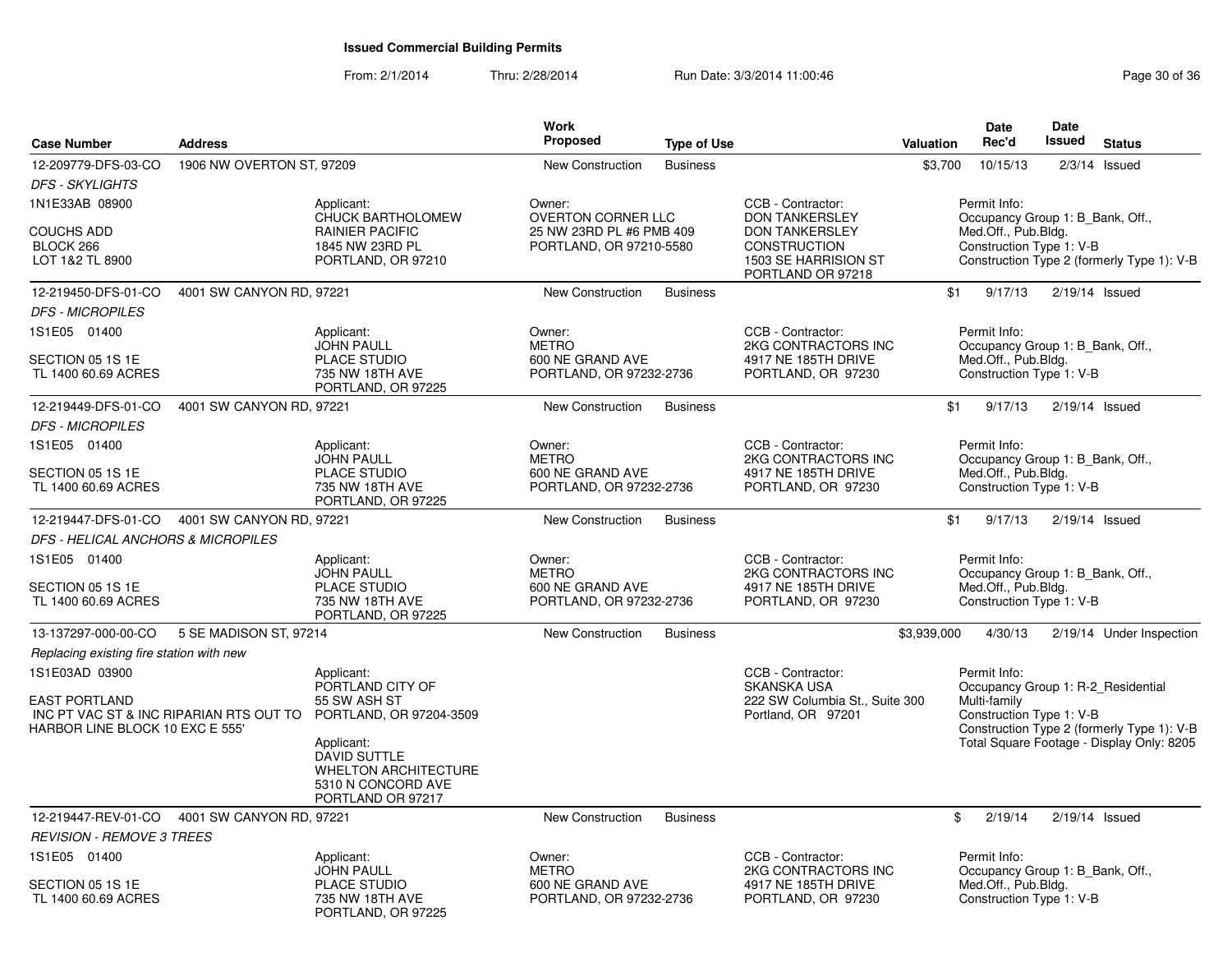# Issued Commercial Building Permits

From: 2/1/2014 Thru: 2/28/2014 Run Date: 3/3/2014 11:00:46

| Case Number | Address | Work Proposed | Type of Use | Valuation | Date Rec'd | Date Issued | Status |
|---|---|---|---|---|---|---|---|
| 12-209779-DFS-03-CO | 1906 NW OVERTON ST, 97209 | New Construction | Business | $3,700 | 10/15/13 | 2/3/14 | Issued |
| 12-219450-DFS-01-CO | 4001 SW CANYON RD, 97221 | New Construction | Business | $1 | 9/17/13 | 2/19/14 | Issued |
| 12-219449-DFS-01-CO | 4001 SW CANYON RD, 97221 | New Construction | Business | $1 | 9/17/13 | 2/19/14 | Issued |
| 12-219447-DFS-01-CO | 4001 SW CANYON RD, 97221 | New Construction | Business | $1 | 9/17/13 | 2/19/14 | Issued |
| 13-137297-000-00-CO | 5 SE MADISON ST, 97214 | New Construction | Business | $3,939,000 | 4/30/13 | 2/19/14 | Under Inspection |
| 12-219447-REV-01-CO | 4001 SW CANYON RD, 97221 | New Construction | Business | $ | 2/19/14 | 2/19/14 | Issued |

**12-209779-DFS-03-CO** — *DFS - SKYLIGHTS*

- 1N1E33AB 08900; COUCHS ADD; BLOCK 266; LOT 1&2 TL 8900
- Applicant: CHUCK BARTHOLOMEW, RAINIER PACIFIC, 1845 NW 23RD PL, PORTLAND, OR 97210
- Owner: OVERTON CORNER LLC, 25 NW 23RD PL #6 PMB 409, PORTLAND, OR 97210-5580
- CCB - Contractor: DON TANKERSLEY, DON TANKERSLEY CONSTRUCTION, 1503 SE HARRISION ST, PORTLAND OR 97218
- Permit Info: Occupancy Group 1: B_Bank, Off., Med.Off., Pub.Bldg.; Construction Type 1: V-B; Construction Type 2 (formerly Type 1): V-B

**12-219450-DFS-01-CO** — *DFS - MICROPILES*

- 1S1E05 01400; SECTION 05 1S 1E; TL 1400 60.69 ACRES
- Applicant: JOHN PAULL, PLACE STUDIO, 735 NW 18TH AVE, PORTLAND, OR 97225
- Owner: METRO, 600 NE GRAND AVE, PORTLAND, OR 97232-2736
- CCB - Contractor: 2KG CONTRACTORS INC, 4917 NE 185TH DRIVE, PORTLAND, OR 97230
- Permit Info: Occupancy Group 1: B_Bank, Off., Med.Off., Pub.Bldg.; Construction Type 1: V-B

**12-219449-DFS-01-CO** — *DFS - MICROPILES*

- 1S1E05 01400; SECTION 05 1S 1E; TL 1400 60.69 ACRES
- Applicant: JOHN PAULL, PLACE STUDIO, 735 NW 18TH AVE, PORTLAND, OR 97225
- Owner: METRO, 600 NE GRAND AVE, PORTLAND, OR 97232-2736
- CCB - Contractor: 2KG CONTRACTORS INC, 4917 NE 185TH DRIVE, PORTLAND, OR 97230
- Permit Info: Occupancy Group 1: B_Bank, Off., Med.Off., Pub.Bldg.; Construction Type 1: V-B

**12-219447-DFS-01-CO** — *DFS - HELICAL ANCHORS & MICROPILES*

- 1S1E05 01400; SECTION 05 1S 1E; TL 1400 60.69 ACRES
- Applicant: JOHN PAULL, PLACE STUDIO, 735 NW 18TH AVE, PORTLAND, OR 97225
- Owner: METRO, 600 NE GRAND AVE, PORTLAND, OR 97232-2736
- CCB - Contractor: 2KG CONTRACTORS INC, 4917 NE 185TH DRIVE, PORTLAND, OR 97230
- Permit Info: Occupancy Group 1: B_Bank, Off., Med.Off., Pub.Bldg.; Construction Type 1: V-B

**13-137297-000-00-CO** — *Replacing existing fire station with new*

- 1S1E03AD 03900; EAST PORTLAND; INC PT VAC ST & INC RIPARIAN RTS OUT TO HARBOR LINE BLOCK 10 EXC E 555'
- Applicant: PORTLAND CITY OF, 55 SW ASH ST, PORTLAND, OR 97204-3509
- Applicant: DAVID SUTTLE, WHELTON ARCHITECTURE, 5310 N CONCORD AVE, PORTLAND OR 97217
- CCB - Contractor: SKANSKA USA, 222 SW Columbia St., Suite 300, Portland, OR 97201
- Permit Info: Occupancy Group 1: R-2_Residential Multi-family; Construction Type 1: V-B; Construction Type 2 (formerly Type 1): V-B; Total Square Footage - Display Only: 8205

**12-219447-REV-01-CO** — *REVISION - REMOVE 3 TREES*

- 1S1E05 01400; SECTION 05 1S 1E; TL 1400 60.69 ACRES
- Applicant: JOHN PAULL, PLACE STUDIO, 735 NW 18TH AVE, PORTLAND, OR 97225
- Owner: METRO, 600 NE GRAND AVE, PORTLAND, OR 97232-2736
- CCB - Contractor: 2KG CONTRACTORS INC, 4917 NE 185TH DRIVE, PORTLAND, OR 97230
- Permit Info: Occupancy Group 1: B_Bank, Off., Med.Off., Pub.Bldg.; Construction Type 1: V-B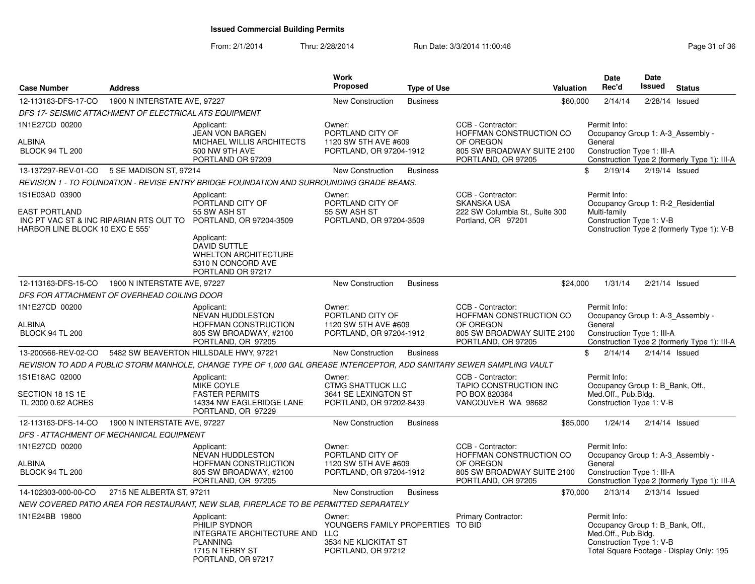# Issued Commercial Building Permits

From: 2/1/2014 Thru: 2/28/2014 Run Date: 3/3/2014 11:00:46

| Case Number | Address | | Work Proposed | Type of Use | | Valuation | Date Rec'd | Date Issued | Status |
|---|---|---|---|---|---|---|---|---|---|
| 12-113163-DFS-17-CO | 1900 N INTERSTATE AVE, 97227 | | New Construction | Business | | $60,000 | 2/14/14 | 2/28/14 | Issued |
| *DFS 17- SEISMIC ATTACHMENT OF ELECTRICAL ATS EQUIPMENT* | | | | | | | | | |
| 1N1E27CD 00200<br>ALBINA<br>BLOCK 94 TL 200 | | Applicant:<br>JEAN VON BARGEN<br>MICHAEL WILLIS ARCHITECTS<br>500 NW 9TH AVE<br>PORTLAND OR 97209 | Owner:<br>PORTLAND CITY OF<br>1120 SW 5TH AVE #609<br>PORTLAND, OR 97204-1912 | | CCB - Contractor:<br>HOFFMAN CONSTRUCTION CO OF OREGON<br>805 SW BROADWAY SUITE 2100<br>PORTLAND, OR 97205 | | Permit Info:<br>Occupancy Group 1: A-3_Assembly - General<br>Construction Type 1: III-A<br>Construction Type 2 (formerly Type 1): III-A | | |
| 13-137297-REV-01-CO | 5 SE MADISON ST, 97214 | | New Construction | Business | | $ | 2/19/14 | 2/19/14 | Issued |
| *REVISION 1 - TO FOUNDATION - REVISE ENTRY BRIDGE FOUNDATION AND SURROUNDING GRADE BEAMS.* | | | | | | | | | |
| 1S1E03AD 03900<br>EAST PORTLAND<br>INC PT VAC ST & INC RIPARIAN RTS OUT TO HARBOR LINE BLOCK 10 EXC E 555' | | Applicant:<br>PORTLAND CITY OF<br>55 SW ASH ST<br>PORTLAND, OR 97204-3509<br><br>Applicant:<br>DAVID SUTTLE<br>WHELTON ARCHITECTURE<br>5310 N CONCORD AVE<br>PORTLAND OR 97217 | Owner:<br>PORTLAND CITY OF<br>55 SW ASH ST<br>PORTLAND, OR 97204-3509 | | CCB - Contractor:<br>SKANSKA USA<br>222 SW Columbia St., Suite 300<br>Portland, OR 97201 | | Permit Info:<br>Occupancy Group 1: R-2_Residential Multi-family<br>Construction Type 1: V-B<br>Construction Type 2 (formerly Type 1): V-B | | |
| 12-113163-DFS-15-CO | 1900 N INTERSTATE AVE, 97227 | | New Construction | Business | | $24,000 | 1/31/14 | 2/21/14 | Issued |
| *DFS FOR ATTACHMENT OF OVERHEAD COILING DOOR* | | | | | | | | | |
| 1N1E27CD 00200<br>ALBINA<br>BLOCK 94 TL 200 | | Applicant:<br>NEVAN HUDDLESTON<br>HOFFMAN CONSTRUCTION<br>805 SW BROADWAY, #2100<br>PORTLAND, OR 97205 | Owner:<br>PORTLAND CITY OF<br>1120 SW 5TH AVE #609<br>PORTLAND, OR 97204-1912 | | CCB - Contractor:<br>HOFFMAN CONSTRUCTION CO OF OREGON<br>805 SW BROADWAY SUITE 2100<br>PORTLAND, OR 97205 | | Permit Info:<br>Occupancy Group 1: A-3_Assembly - General<br>Construction Type 1: III-A<br>Construction Type 2 (formerly Type 1): III-A | | |
| 13-200566-REV-02-CO | 5482 SW BEAVERTON HILLSDALE HWY, 97221 | | New Construction | Business | | $ | 2/14/14 | 2/14/14 | Issued |
| *REVISION TO ADD A PUBLIC STORM MANHOLE, CHANGE TYPE OF 1,000 GAL GREASE INTERCEPTOR, ADD SANITARY SEWER SAMPLING VAULT* | | | | | | | | | |
| 1S1E18AC 02000<br>SECTION 18 1S 1E<br>TL 2000 0.62 ACRES | | Applicant:<br>MIKE COYLE<br>FASTER PERMITS<br>14334 NW EAGLERIDGE LANE<br>PORTLAND, OR 97229 | Owner:<br>CTMG SHATTUCK LLC<br>3641 SE LEXINGTON ST<br>PORTLAND, OR 97202-8439 | | CCB - Contractor:<br>TAPIO CONSTRUCTION INC<br>PO BOX 820364<br>VANCOUVER WA 98682 | | Permit Info:<br>Occupancy Group 1: B_Bank, Off., Med.Off., Pub.Bldg.<br>Construction Type 1: V-B | | |
| 12-113163-DFS-14-CO | 1900 N INTERSTATE AVE, 97227 | | New Construction | Business | | $85,000 | 1/24/14 | 2/14/14 | Issued |
| *DFS - ATTACHMENT OF MECHANICAL EQUIPMENT* | | | | | | | | | |
| 1N1E27CD 00200<br>ALBINA<br>BLOCK 94 TL 200 | | Applicant:<br>NEVAN HUDDLESTON<br>HOFFMAN CONSTRUCTION<br>805 SW BROADWAY, #2100<br>PORTLAND, OR 97205 | Owner:<br>PORTLAND CITY OF<br>1120 SW 5TH AVE #609<br>PORTLAND, OR 97204-1912 | | CCB - Contractor:<br>HOFFMAN CONSTRUCTION CO OF OREGON<br>805 SW BROADWAY SUITE 2100<br>PORTLAND, OR 97205 | | Permit Info:<br>Occupancy Group 1: A-3_Assembly - General<br>Construction Type 1: III-A<br>Construction Type 2 (formerly Type 1): III-A | | |
| 14-102303-000-00-CO | 2715 NE ALBERTA ST, 97211 | | New Construction | Business | | $70,000 | 2/13/14 | 2/13/14 | Issued |
| *NEW COVERED PATIO AREA FOR RESTAURANT, NEW SLAB, FIREPLACE TO BE PERMITTED SEPARATELY* | | | | | | | | | |
| 1N1E24BB 19800 | | Applicant:<br>PHILIP SYDNOR<br>INTEGRATE ARCHITECTURE AND PLANNING<br>1715 N TERRY ST<br>PORTLAND, OR 97217 | Owner:<br>YOUNGERS FAMILY PROPERTIES LLC<br>3534 NE KLICKITAT ST<br>PORTLAND, OR 97212 | | Primary Contractor:<br>TO BID | | Permit Info:<br>Occupancy Group 1: B_Bank, Off., Med.Off., Pub.Bldg.<br>Construction Type 1: V-B<br>Total Square Footage - Display Only: 195 | | |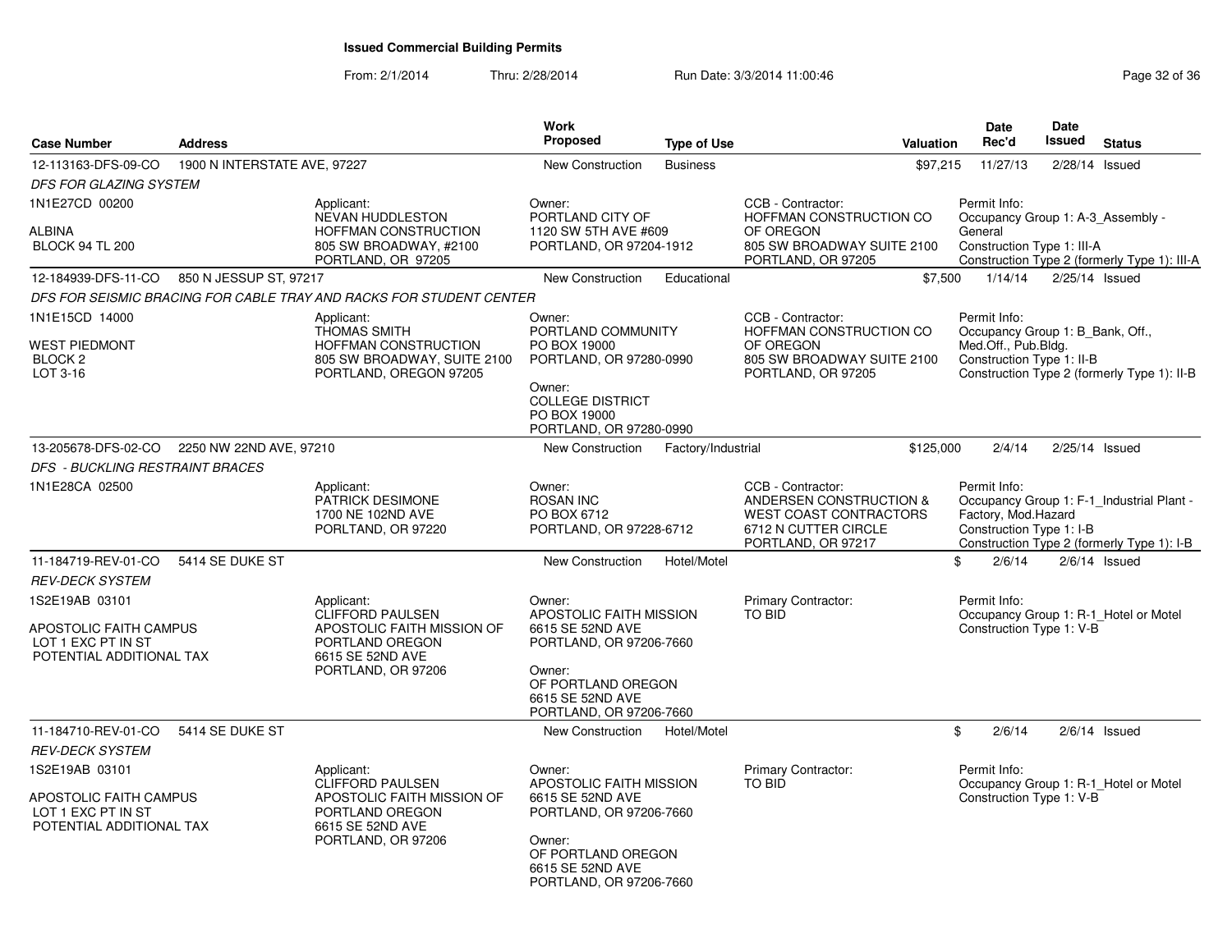# Issued Commercial Building Permits

From: 2/1/2014 Thru: 2/28/2014 Run Date: 3/3/2014 11:00:46

| Case Number | Address | Work Proposed | Type of Use | Valuation | Date Rec'd | Date Issued | Status |
|---|---|---|---|---|---|---|---|
| 12-113163-DFS-09-CO | 1900 N INTERSTATE AVE, 97227 | New Construction | Business | $97,215 | 11/27/13 | 2/28/14 | Issued |

*DFS FOR GLAZING SYSTEM*

1N1E27CD 00200

ALBINA
BLOCK 94 TL 200

Applicant: NEVAN HUDDLESTON, HOFFMAN CONSTRUCTION, 805 SW BROADWAY, #2100, PORTLAND, OR 97205

Owner: PORTLAND CITY OF, 1120 SW 5TH AVE #609, PORTLAND, OR 97204-1912

CCB - Contractor: HOFFMAN CONSTRUCTION CO OF OREGON, 805 SW BROADWAY SUITE 2100, PORTLAND, OR 97205

Permit Info: Occupancy Group 1: A-3_Assembly - General; Construction Type 1: III-A; Construction Type 2 (formerly Type 1): III-A

| Case Number | Address | Work Proposed | Type of Use | Valuation | Date Rec'd | Date Issued | Status |
|---|---|---|---|---|---|---|---|
| 12-184939-DFS-11-CO | 850 N JESSUP ST, 97217 | New Construction | Educational | $7,500 | 1/14/14 | 2/25/14 | Issued |

*DFS FOR SEISMIC BRACING FOR CABLE TRAY AND RACKS FOR STUDENT CENTER*

1N1E15CD 14000

WEST PIEDMONT
BLOCK 2
LOT 3-16

Applicant: THOMAS SMITH, HOFFMAN CONSTRUCTION, 805 SW BROADWAY, SUITE 2100, PORTLAND, OREGON 97205

Owner: PORTLAND COMMUNITY, PO BOX 19000, PORTLAND, OR 97280-0990

Owner: COLLEGE DISTRICT, PO BOX 19000, PORTLAND, OR 97280-0990

CCB - Contractor: HOFFMAN CONSTRUCTION CO OF OREGON, 805 SW BROADWAY SUITE 2100, PORTLAND, OR 97205

Permit Info: Occupancy Group 1: B_Bank, Off., Med.Off., Pub.Bldg.; Construction Type 1: II-B; Construction Type 2 (formerly Type 1): II-B

| Case Number | Address | Work Proposed | Type of Use | Valuation | Date Rec'd | Date Issued | Status |
|---|---|---|---|---|---|---|---|
| 13-205678-DFS-02-CO | 2250 NW 22ND AVE, 97210 | New Construction | Factory/Industrial | $125,000 | 2/4/14 | 2/25/14 | Issued |

*DFS - BUCKLING RESTRAINT BRACES*

1N1E28CA 02500

Applicant: PATRICK DESIMONE, 1700 NE 102ND AVE, PORLTAND, OR 97220

Owner: ROSAN INC, PO BOX 6712, PORTLAND, OR 97228-6712

CCB - Contractor: ANDERSEN CONSTRUCTION & WEST COAST CONTRACTORS, 6712 N CUTTER CIRCLE, PORTLAND, OR 97217

Permit Info: Occupancy Group 1: F-1_Industrial Plant - Factory, Mod.Hazard; Construction Type 1: I-B; Construction Type 2 (formerly Type 1): I-B

| Case Number | Address | Work Proposed | Type of Use | Valuation | Date Rec'd | Date Issued | Status |
|---|---|---|---|---|---|---|---|
| 11-184719-REV-01-CO | 5414 SE DUKE ST | New Construction | Hotel/Motel | $ | 2/6/14 | 2/6/14 | Issued |

*REV-DECK SYSTEM*

1S2E19AB 03101

APOSTOLIC FAITH CAMPUS
LOT 1 EXC PT IN ST
POTENTIAL ADDITIONAL TAX

Applicant: CLIFFORD PAULSEN, APOSTOLIC FAITH MISSION OF PORTLAND OREGON, 6615 SE 52ND AVE, PORTLAND, OR 97206

Owner: APOSTOLIC FAITH MISSION, 6615 SE 52ND AVE, PORTLAND, OR 97206-7660

Owner: OF PORTLAND OREGON, 6615 SE 52ND AVE, PORTLAND, OR 97206-7660

Primary Contractor: TO BID

Permit Info: Occupancy Group 1: R-1_Hotel or Motel; Construction Type 1: V-B

| Case Number | Address | Work Proposed | Type of Use | Valuation | Date Rec'd | Date Issued | Status |
|---|---|---|---|---|---|---|---|
| 11-184710-REV-01-CO | 5414 SE DUKE ST | New Construction | Hotel/Motel | $ | 2/6/14 | 2/6/14 | Issued |

*REV-DECK SYSTEM*

1S2E19AB 03101

APOSTOLIC FAITH CAMPUS
LOT 1 EXC PT IN ST
POTENTIAL ADDITIONAL TAX

Applicant: CLIFFORD PAULSEN, APOSTOLIC FAITH MISSION OF PORTLAND OREGON, 6615 SE 52ND AVE, PORTLAND, OR 97206

Owner: APOSTOLIC FAITH MISSION, 6615 SE 52ND AVE, PORTLAND, OR 97206-7660

Owner: OF PORTLAND OREGON, 6615 SE 52ND AVE, PORTLAND, OR 97206-7660

Primary Contractor: TO BID

Permit Info: Occupancy Group 1: R-1_Hotel or Motel; Construction Type 1: V-B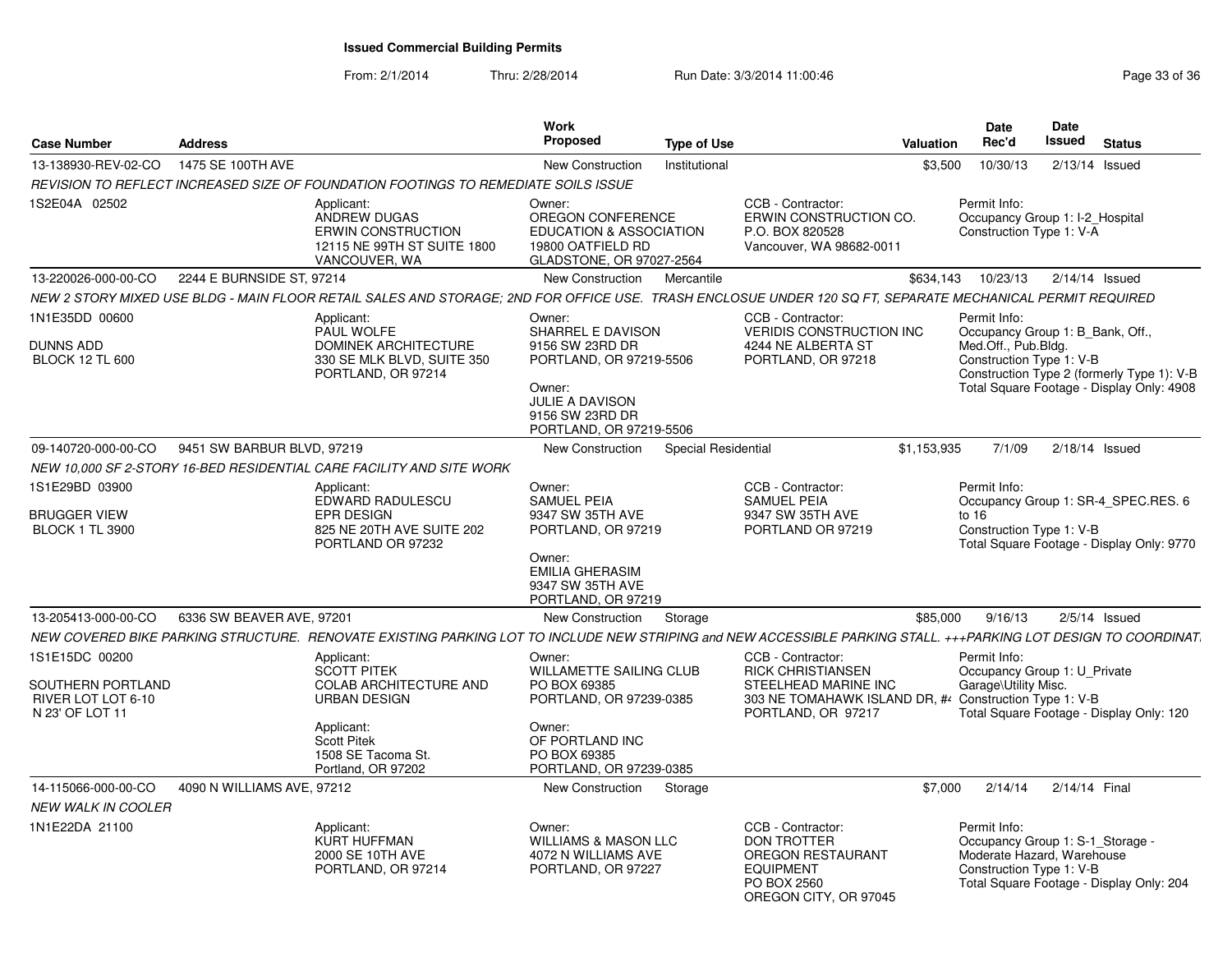## Issued Commercial Building Permits

From: 2/1/2014 Thru: 2/28/2014 Run Date: 3/3/2014 11:00:46

| Case Number | Address | Work Proposed | Type of Use | Valuation | Date Rec'd | Date Issued | Status |
|---|---|---|---|---|---|---|---|
| 13-138930-REV-02-CO | 1475 SE 100TH AVE | New Construction | Institutional | $3,500 | 10/30/13 | 2/13/14 | Issued |

*REVISION TO REFLECT INCREASED SIZE OF FOUNDATION FOOTINGS TO REMEDIATE SOILS ISSUE*

1S2E04A 02502

Applicant: ANDREW DUGAS, ERWIN CONSTRUCTION, 12115 NE 99TH ST SUITE 1800, VANCOUVER, WA

Owner: OREGON CONFERENCE EDUCATION & ASSOCIATION, 19800 OATFIELD RD, GLADSTONE, OR 97027-2564

CCB - Contractor: ERWIN CONSTRUCTION CO., P.O. BOX 820528, Vancouver, WA 98682-0011

Permit Info: Occupancy Group 1: I-2_Hospital; Construction Type 1: V-A

---

| Case Number | Address | Work Proposed | Type of Use | Valuation | Date Rec'd | Date Issued | Status |
|---|---|---|---|---|---|---|---|
| 13-220026-000-00-CO | 2244 E BURNSIDE ST, 97214 | New Construction | Mercantile | $634,143 | 10/23/13 | 2/14/14 | Issued |

*NEW 2 STORY MIXED USE BLDG - MAIN FLOOR RETAIL SALES AND STORAGE; 2ND FOR OFFICE USE. TRASH ENCLOSUE UNDER 120 SQ FT, SEPARATE MECHANICAL PERMIT REQUIRED*

1N1E35DD 00600, DUNNS ADD, BLOCK 12 TL 600

Applicant: PAUL WOLFE, DOMINEK ARCHITECTURE, 330 SE MLK BLVD, SUITE 350, PORTLAND, OR 97214

Owner: SHARREL E DAVISON, 9156 SW 23RD DR, PORTLAND, OR 97219-5506

Owner: JULIE A DAVISON, 9156 SW 23RD DR, PORTLAND, OR 97219-5506

CCB - Contractor: VERIDIS CONSTRUCTION INC, 4244 NE ALBERTA ST, PORTLAND, OR 97218

Permit Info: Occupancy Group 1: B_Bank, Off., Med.Off., Pub.Bldg.; Construction Type 1: V-B; Construction Type 2 (formerly Type 1): V-B; Total Square Footage - Display Only: 4908

---

| Case Number | Address | Work Proposed | Type of Use | Valuation | Date Rec'd | Date Issued | Status |
|---|---|---|---|---|---|---|---|
| 09-140720-000-00-CO | 9451 SW BARBUR BLVD, 97219 | New Construction | Special Residential | $1,153,935 | 7/1/09 | 2/18/14 | Issued |

*NEW 10,000 SF 2-STORY 16-BED RESIDENTIAL CARE FACILITY AND SITE WORK*

1S1E29BD 03900, BRUGGER VIEW, BLOCK 1 TL 3900

Applicant: EDWARD RADULESCU, EPR DESIGN, 825 NE 20TH AVE SUITE 202, PORTLAND OR 97232

Owner: SAMUEL PEIA, 9347 SW 35TH AVE, PORTLAND, OR 97219

Owner: EMILIA GHERASIM, 9347 SW 35TH AVE, PORTLAND, OR 97219

CCB - Contractor: SAMUEL PEIA, 9347 SW 35TH AVE, PORTLAND OR 97219

Permit Info: Occupancy Group 1: SR-4_SPEC.RES. 6 to 16; Construction Type 1: V-B; Total Square Footage - Display Only: 9770

---

| Case Number | Address | Work Proposed | Type of Use | Valuation | Date Rec'd | Date Issued | Status |
|---|---|---|---|---|---|---|---|
| 13-205413-000-00-CO | 6336 SW BEAVER AVE, 97201 | New Construction | Storage | $85,000 | 9/16/13 | 2/5/14 | Issued |

*NEW COVERED BIKE PARKING STRUCTURE. RENOVATE EXISTING PARKING LOT TO INCLUDE NEW STRIPING and NEW ACCESSIBLE PARKING STALL. +++PARKING LOT DESIGN TO COORDINAT*

1S1E15DC 00200, SOUTHERN PORTLAND RIVER LOT LOT 6-10 N 23' OF LOT 11

Applicant: SCOTT PITEK, COLAB ARCHITECTURE AND URBAN DESIGN

Applicant: Scott Pitek, 1508 SE Tacoma St., Portland, OR 97202

Owner: WILLAMETTE SAILING CLUB, PO BOX 69385, PORTLAND, OR 97239-0385

Owner: OF PORTLAND INC, PO BOX 69385, PORTLAND, OR 97239-0385

CCB - Contractor: RICK CHRISTIANSEN, STEELHEAD MARINE INC, 303 NE TOMAHAWK ISLAND DR, #4, PORTLAND, OR 97217

Permit Info: Occupancy Group 1: U_Private Garage\Utility Misc.; Construction Type 1: V-B; Total Square Footage - Display Only: 120

---

| Case Number | Address | Work Proposed | Type of Use | Valuation | Date Rec'd | Date Issued | Status |
|---|---|---|---|---|---|---|---|
| 14-115066-000-00-CO | 4090 N WILLIAMS AVE, 97212 | New Construction | Storage | $7,000 | 2/14/14 | 2/14/14 | Final |

*NEW WALK IN COOLER*

1N1E22DA 21100

Applicant: KURT HUFFMAN, 2000 SE 10TH AVE, PORTLAND, OR 97214

Owner: WILLIAMS & MASON LLC, 4072 N WILLIAMS AVE, PORTLAND, OR 97227

CCB - Contractor: DON TROTTER, OREGON RESTAURANT EQUIPMENT, PO BOX 2560, OREGON CITY, OR 97045

Permit Info: Occupancy Group 1: S-1_Storage - Moderate Hazard, Warehouse; Construction Type 1: V-B; Total Square Footage - Display Only: 204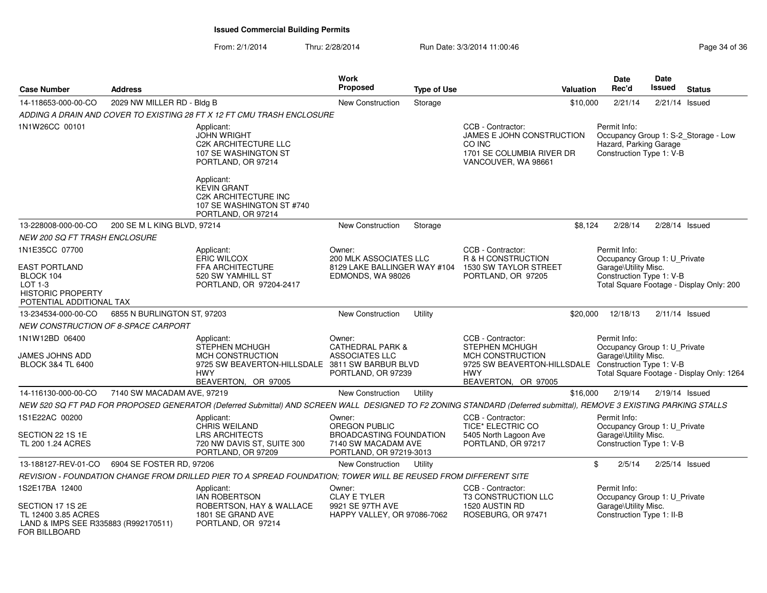# Issued Commercial Building Permits

From: 2/1/2014 Thru: 2/28/2014 Run Date: 3/3/2014 11:00:46

| Case Number | Address | Work Proposed | Type of Use | Valuation | Date Rec'd | Date Issued | Status |
|---|---|---|---|---|---|---|---|
| 14-118653-000-00-CO | 2029 NW MILLER RD - Bldg B | New Construction | Storage | $10,000 | 2/21/14 | 2/21/14 | Issued |

*ADDING A DRAIN AND COVER TO EXISTING 28 FT X 12 FT CMU TRASH ENCLOSURE*

1N1W26CC 00101

Applicant:
JOHN WRIGHT
C2K ARCHITECTURE LLC
107 SE WASHINGTON ST
PORTLAND, OR 97214

Applicant:
KEVIN GRANT
C2K ARCHITECTURE INC
107 SE WASHINGTON ST #740
PORTLAND, OR 97214

CCB - Contractor:
JAMES E JOHN CONSTRUCTION CO INC
1701 SE COLUMBIA RIVER DR
VANCOUVER, WA 98661

Permit Info:
Occupancy Group 1: S-2_Storage - Low Hazard, Parking Garage
Construction Type 1: V-B

---

| Case Number | Address | Work Proposed | Type of Use | Valuation | Date Rec'd | Date Issued | Status |
|---|---|---|---|---|---|---|---|
| 13-228008-000-00-CO | 200 SE M L KING BLVD, 97214 | New Construction | Storage | $8,124 | 2/28/14 | 2/28/14 | Issued |

*NEW 200 SQ FT TRASH ENCLOSURE*

1N1E35CC 07700

EAST PORTLAND
BLOCK 104
LOT 1-3
HISTORIC PROPERTY
POTENTIAL ADDITIONAL TAX

Applicant:
ERIC WILCOX
FFA ARCHITECTURE
520 SW YAMHILL ST
PORTLAND, OR 97204-2417

Owner:
200 MLK ASSOCIATES LLC
8129 LAKE BALLINGER WAY #104
EDMONDS, WA 98026

CCB - Contractor:
R & H CONSTRUCTION
1530 SW TAYLOR STREET
PORTLAND, OR 97205

Permit Info:
Occupancy Group 1: U_Private Garage\Utility Misc.
Construction Type 1: V-B
Total Square Footage - Display Only: 200

---

| Case Number | Address | Work Proposed | Type of Use | Valuation | Date Rec'd | Date Issued | Status |
|---|---|---|---|---|---|---|---|
| 13-234534-000-00-CO | 6855 N BURLINGTON ST, 97203 | New Construction | Utility | $20,000 | 12/18/13 | 2/11/14 | Issued |

*NEW CONSTRUCTION OF 8-SPACE CARPORT*

1N1W12BD 06400

JAMES JOHNS ADD
BLOCK 3&4 TL 6400

Applicant:
STEPHEN MCHUGH
MCH CONSTRUCTION
9725 SW BEAVERTON-HILLSDALE HWY
BEAVERTON, OR 97005

Owner:
CATHEDRAL PARK & ASSOCIATES LLC
3811 SW BARBUR BLVD
PORTLAND, OR 97239

CCB - Contractor:
STEPHEN MCHUGH
MCH CONSTRUCTION
9725 SW BEAVERTON-HILLSDALE HWY
BEAVERTON, OR 97005

Permit Info:
Occupancy Group 1: U_Private Garage\Utility Misc.
Construction Type 1: V-B
Total Square Footage - Display Only: 1264

---

| Case Number | Address | Work Proposed | Type of Use | Valuation | Date Rec'd | Date Issued | Status |
|---|---|---|---|---|---|---|---|
| 14-116130-000-00-CO | 7140 SW MACADAM AVE, 97219 | New Construction | Utility | $16,000 | 2/19/14 | 2/19/14 | Issued |

*NEW 520 SQ FT PAD FOR PROPOSED GENERATOR (Deferred Submittal) AND SCREEN WALL DESIGNED TO F2 ZONING STANDARD (Deferred submittal), REMOVE 3 EXISTING PARKING STALLS*

1S1E22AC 00200

SECTION 22 1S 1E
TL 200 1.24 ACRES

Applicant:
CHRIS WEILAND
LRS ARCHITECTS
720 NW DAVIS ST, SUITE 300
PORTLAND, OR 97209

Owner:
OREGON PUBLIC BROADCASTING FOUNDATION
7140 SW MACADAM AVE
PORTLAND, OR 97219-3013

CCB - Contractor:
TICE* ELECTRIC CO
5405 North Lagoon Ave
PORTLAND, OR 97217

Permit Info:
Occupancy Group 1: U_Private Garage\Utility Misc.
Construction Type 1: V-B

---

| Case Number | Address | Work Proposed | Type of Use | Valuation | Date Rec'd | Date Issued | Status |
|---|---|---|---|---|---|---|---|
| 13-188127-REV-01-CO | 6904 SE FOSTER RD, 97206 | New Construction | Utility | $ | 2/5/14 | 2/25/14 | Issued |

*REVISION - FOUNDATION CHANGE FROM DRILLED PIER TO A SPREAD FOUNDATION; TOWER WILL BE REUSED FROM DIFFERENT SITE*

1S2E17BA 12400

SECTION 17 1S 2E
TL 12400 3.85 ACRES
LAND & IMPS SEE R335883 (R992170511) FOR BILLBOARD

Applicant:
IAN ROBERTSON
ROBERTSON, HAY & WALLACE
1801 SE GRAND AVE
PORTLAND, OR 97214

Owner:
CLAY E TYLER
9921 SE 97TH AVE
HAPPY VALLEY, OR 97086-7062

CCB - Contractor:
T3 CONSTRUCTION LLC
1520 AUSTIN RD
ROSEBURG, OR 97471

Permit Info:
Occupancy Group 1: U_Private Garage\Utility Misc.
Construction Type 1: II-B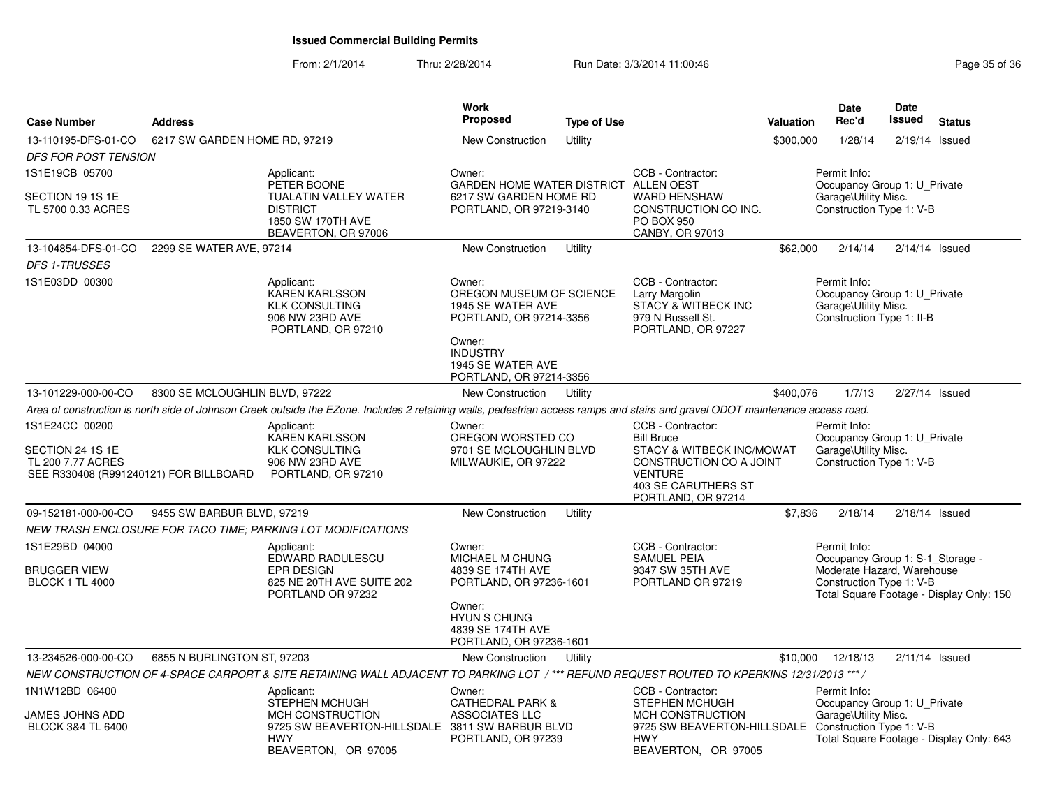# Issued Commercial Building Permits

From: 2/1/2014 Thru: 2/28/2014 Run Date: 3/3/2014 11:00:46

| Case Number | Address | Work Proposed | Type of Use | Valuation | Date Rec'd | Date Issued | Status |
|---|---|---|---|---|---|---|---|
| 13-110195-DFS-01-CO | 6217 SW GARDEN HOME RD, 97219 | New Construction | Utility | $300,000 | 1/28/14 | 2/19/14 | Issued |
| 13-104854-DFS-01-CO | 2299 SE WATER AVE, 97214 | New Construction | Utility | $62,000 | 2/14/14 | 2/14/14 | Issued |
| 13-101229-000-00-CO | 8300 SE MCLOUGHLIN BLVD, 97222 | New Construction | Utility | $400,076 | 1/7/13 | 2/27/14 | Issued |
| 09-152181-000-00-CO | 9455 SW BARBUR BLVD, 97219 | New Construction | Utility | $7,836 | 2/18/14 | 2/18/14 | Issued |
| 13-234526-000-00-CO | 6855 N BURLINGTON ST, 97203 | New Construction | Utility | $10,000 | 12/18/13 | 2/11/14 | Issued |

**13-110195-DFS-01-CO** — 6217 SW GARDEN HOME RD, 97219

*DFS FOR POST TENSION*

- 1S1E19CB 05700
- SECTION 19 1S 1E
- TL 5700 0.33 ACRES
- Applicant: PETER BOONE, TUALATIN VALLEY WATER DISTRICT, 1850 SW 170TH AVE, BEAVERTON, OR 97006
- Owner: GARDEN HOME WATER DISTRICT, 6217 SW GARDEN HOME RD, PORTLAND, OR 97219-3140
- CCB - Contractor: ALLEN OEST, WARD HENSHAW CONSTRUCTION CO INC., PO BOX 950, CANBY, OR 97013
- Permit Info: Occupancy Group 1: U_Private Garage\Utility Misc. Construction Type 1: V-B

**13-104854-DFS-01-CO** — 2299 SE WATER AVE, 97214

*DFS 1-TRUSSES*

- 1S1E03DD 00300
- Applicant: KAREN KARLSSON, KLK CONSULTING, 906 NW 23RD AVE, PORTLAND, OR 97210
- Owner: OREGON MUSEUM OF SCIENCE, 1945 SE WATER AVE, PORTLAND, OR 97214-3356
- Owner: INDUSTRY, 1945 SE WATER AVE, PORTLAND, OR 97214-3356
- CCB - Contractor: Larry Margolin, STACY & WITBECK INC, 979 N Russell St., PORTLAND, OR 97227
- Permit Info: Occupancy Group 1: U_Private Garage\Utility Misc. Construction Type 1: II-B

**13-101229-000-00-CO** — 8300 SE MCLOUGHLIN BLVD, 97222

*Area of construction is north side of Johnson Creek outside the EZone. Includes 2 retaining walls, pedestrian access ramps and stairs and gravel ODOT maintenance access road.*

- 1S1E24CC 00200
- SECTION 24 1S 1E
- TL 200 7.77 ACRES
- SEE R330408 (R991240121) FOR BILLBOARD
- Applicant: KAREN KARLSSON, KLK CONSULTING, 906 NW 23RD AVE, PORTLAND, OR 97210
- Owner: OREGON WORSTED CO, 9701 SE MCLOUGHLIN BLVD, MILWAUKIE, OR 97222
- CCB - Contractor: Bill Bruce, STACY & WITBECK INC/MOWAT CONSTRUCTION CO A JOINT VENTURE, 403 SE CARUTHERS ST, PORTLAND, OR 97214
- Permit Info: Occupancy Group 1: U_Private Garage\Utility Misc. Construction Type 1: V-B

**09-152181-000-00-CO** — 9455 SW BARBUR BLVD, 97219

*NEW TRASH ENCLOSURE FOR TACO TIME; PARKING LOT MODIFICATIONS*

- 1S1E29BD 04000
- BRUGGER VIEW
- BLOCK 1 TL 4000
- Applicant: EDWARD RADULESCU, EPR DESIGN, 825 NE 20TH AVE SUITE 202, PORTLAND OR 97232
- Owner: MICHAEL M CHUNG, 4839 SE 174TH AVE, PORTLAND, OR 97236-1601
- Owner: HYUN S CHUNG, 4839 SE 174TH AVE, PORTLAND, OR 97236-1601
- CCB - Contractor: SAMUEL PEIA, 9347 SW 35TH AVE, PORTLAND OR 97219
- Permit Info: Occupancy Group 1: S-1_Storage - Moderate Hazard, Warehouse Construction Type 1: V-B Total Square Footage - Display Only: 150

**13-234526-000-00-CO** — 6855 N BURLINGTON ST, 97203

*NEW CONSTRUCTION OF 4-SPACE CARPORT & SITE RETAINING WALL ADJACENT TO PARKING LOT / \*\*\* REFUND REQUEST ROUTED TO KPERKINS 12/31/2013 \*\*\* /*

- 1N1W12BD 06400
- JAMES JOHNS ADD
- BLOCK 3&4 TL 6400
- Applicant: STEPHEN MCHUGH, MCH CONSTRUCTION, 9725 SW BEAVERTON-HILLSDALE HWY, BEAVERTON, OR 97005
- Owner: CATHEDRAL PARK & ASSOCIATES LLC, 3811 SW BARBUR BLVD, PORTLAND, OR 97239
- CCB - Contractor: STEPHEN MCHUGH, MCH CONSTRUCTION, 9725 SW BEAVERTON-HILLSDALE HWY, BEAVERTON, OR 97005
- Permit Info: Occupancy Group 1: U_Private Garage\Utility Misc. Construction Type 1: V-B Total Square Footage - Display Only: 643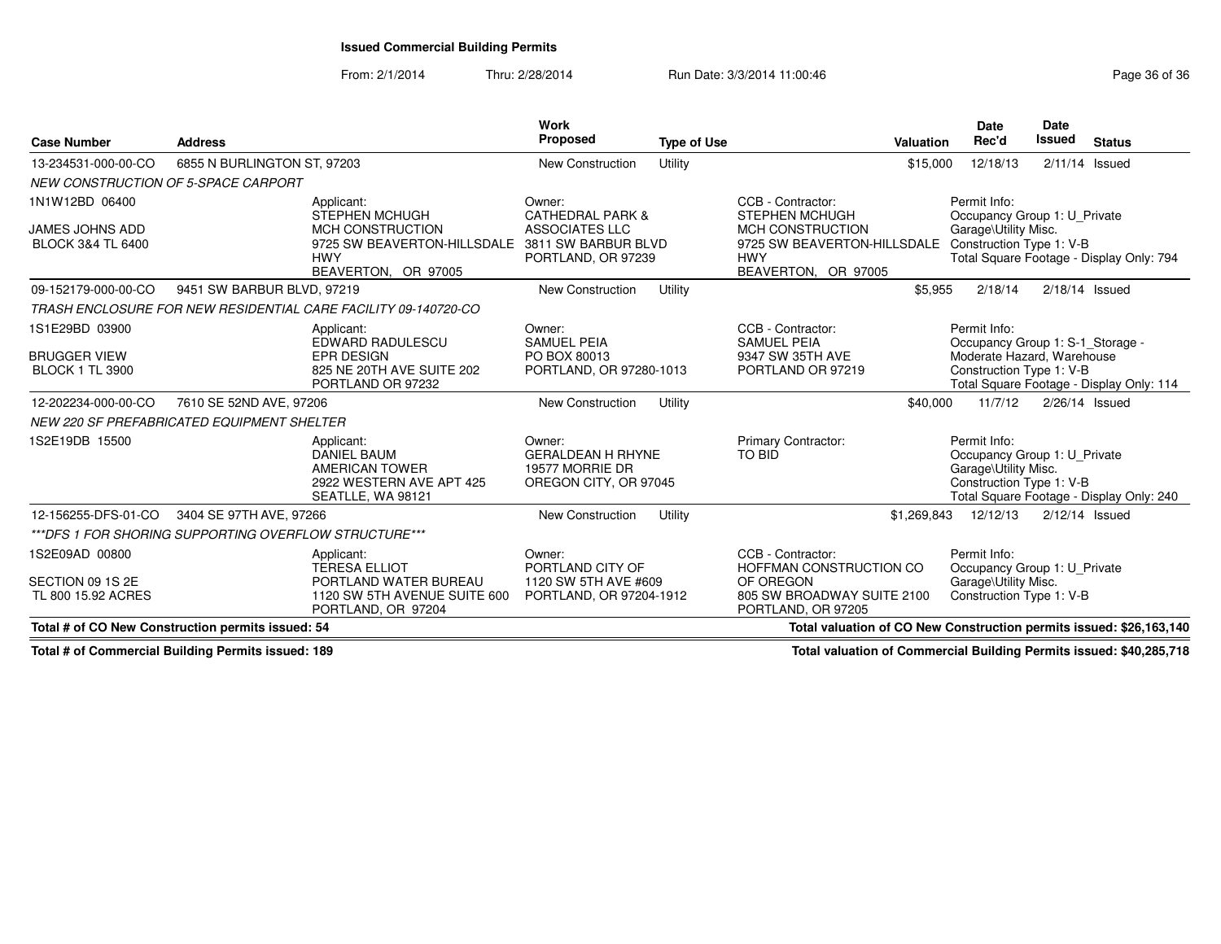**Issued Commercial Building Permits**

From: 2/1/2014 Thru: 2/28/2014 Run Date: 3/3/2014 11:00:46

| Case Number | Address | Work Proposed | Type of Use | Valuation | Date Rec'd | Date Issued | Status |
|---|---|---|---|---|---|---|---|
| 13-234531-000-00-CO | 6855 N BURLINGTON ST, 97203 | New Construction | Utility | $15,000 | 12/18/13 | 2/11/14 | Issued |

*NEW CONSTRUCTION OF 5-SPACE CARPORT*

1N1W12BD 06400
JAMES JOHNS ADD
BLOCK 3&4 TL 6400

Applicant: STEPHEN MCHUGH, MCH CONSTRUCTION, 9725 SW BEAVERTON-HILLSDALE HWY, BEAVERTON, OR 97005

Owner: CATHEDRAL PARK & ASSOCIATES LLC, 3811 SW BARBUR BLVD, PORTLAND, OR 97239

CCB - Contractor: STEPHEN MCHUGH, MCH CONSTRUCTION, 9725 SW BEAVERTON-HILLSDALE HWY, BEAVERTON, OR 97005

Permit Info: Occupancy Group 1: U_Private Garage\Utility Misc. Construction Type 1: V-B Total Square Footage - Display Only: 794

| Case Number | Address | Work Proposed | Type of Use | Valuation | Date Rec'd | Date Issued | Status |
|---|---|---|---|---|---|---|---|
| 09-152179-000-00-CO | 9451 SW BARBUR BLVD, 97219 | New Construction | Utility | $5,955 | 2/18/14 | 2/18/14 | Issued |

*TRASH ENCLOSURE FOR NEW RESIDENTIAL CARE FACILITY 09-140720-CO*

1S1E29BD 03900
BRUGGER VIEW
BLOCK 1 TL 3900

Applicant: EDWARD RADULESCU, EPR DESIGN, 825 NE 20TH AVE SUITE 202, PORTLAND OR 97232

Owner: SAMUEL PEIA, PO BOX 80013, PORTLAND, OR 97280-1013

CCB - Contractor: SAMUEL PEIA, 9347 SW 35TH AVE, PORTLAND OR 97219

Permit Info: Occupancy Group 1: S-1_Storage - Moderate Hazard, Warehouse Construction Type 1: V-B Total Square Footage - Display Only: 114

| Case Number | Address | Work Proposed | Type of Use | Valuation | Date Rec'd | Date Issued | Status |
|---|---|---|---|---|---|---|---|
| 12-202234-000-00-CO | 7610 SE 52ND AVE, 97206 | New Construction | Utility | $40,000 | 11/7/12 | 2/26/14 | Issued |

*NEW 220 SF PREFABRICATED EQUIPMENT SHELTER*

1S2E19DB 15500

Applicant: DANIEL BAUM, AMERICAN TOWER, 2922 WESTERN AVE APT 425, SEATTLE, WA 98121

Owner: GERALDEAN H RHYNE, 19577 MORRIE DR, OREGON CITY, OR 97045

Primary Contractor: TO BID

Permit Info: Occupancy Group 1: U_Private Garage\Utility Misc. Construction Type 1: V-B Total Square Footage - Display Only: 240

| Case Number | Address | Work Proposed | Type of Use | Valuation | Date Rec'd | Date Issued | Status |
|---|---|---|---|---|---|---|---|
| 12-156255-DFS-01-CO | 3404 SE 97TH AVE, 97266 | New Construction | Utility | $1,269,843 | 12/12/13 | 2/12/14 | Issued |

****DFS 1 FOR SHORING SUPPORTING OVERFLOW STRUCTURE****

1S2E09AD 00800
SECTION 09 1S 2E
TL 800 15.92 ACRES

Applicant: TERESA ELLIOT, PORTLAND WATER BUREAU, 1120 SW 5TH AVENUE SUITE 600, PORTLAND, OR 97204

Owner: PORTLAND CITY OF, 1120 SW 5TH AVE #609, PORTLAND, OR 97204-1912

CCB - Contractor: HOFFMAN CONSTRUCTION CO OF OREGON, 805 SW BROADWAY SUITE 2100, PORTLAND, OR 97205

Permit Info: Occupancy Group 1: U_Private Garage\Utility Misc. Construction Type 1: V-B

**Total # of CO New Construction permits issued: 54**

**Total valuation of CO New Construction permits issued: $26,163,140**

**Total # of Commercial Building Permits issued: 189**

**Total valuation of Commercial Building Permits issued: $40,285,718**